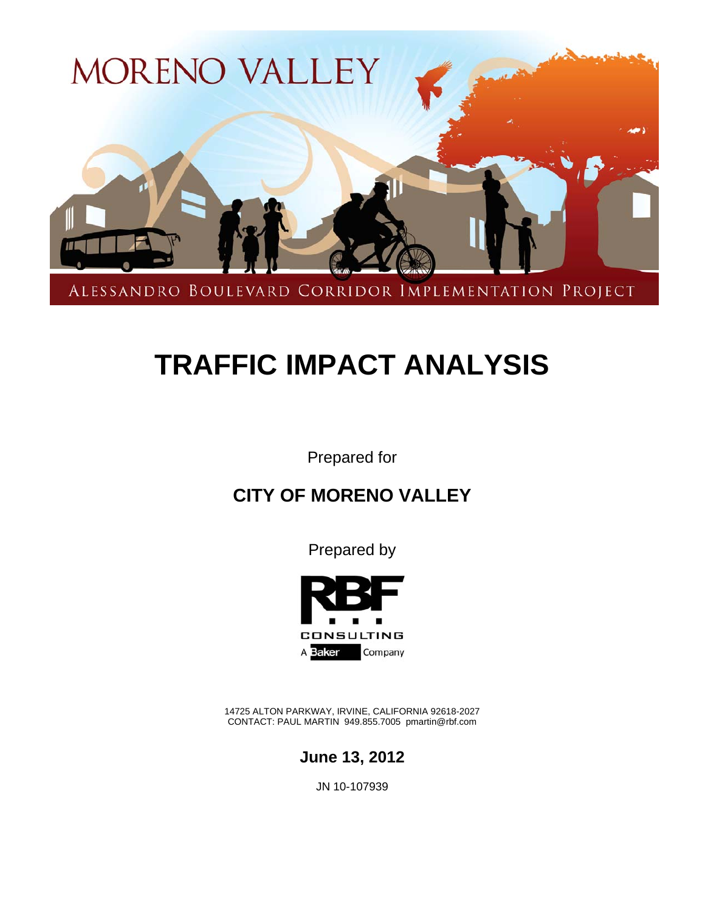MORENO VALLEY

ALESSANDRO BOULEVARD CORRIDOR IMPLEMENTATION PROJECT

# TRAFFIC IMPACT ANALYSIS

Prepared for

## CITY OF MORENO VALLEY

Prepared by

RBF CONSULTING

A Baker Company

14725 ALTON PARKWAY, IRVINE, CALIFORNIA 92618-2027
CONTACT: PAUL MARTIN 949.855.7005 pmartin@rbf.com

**June 13, 2012**

JN 10-107939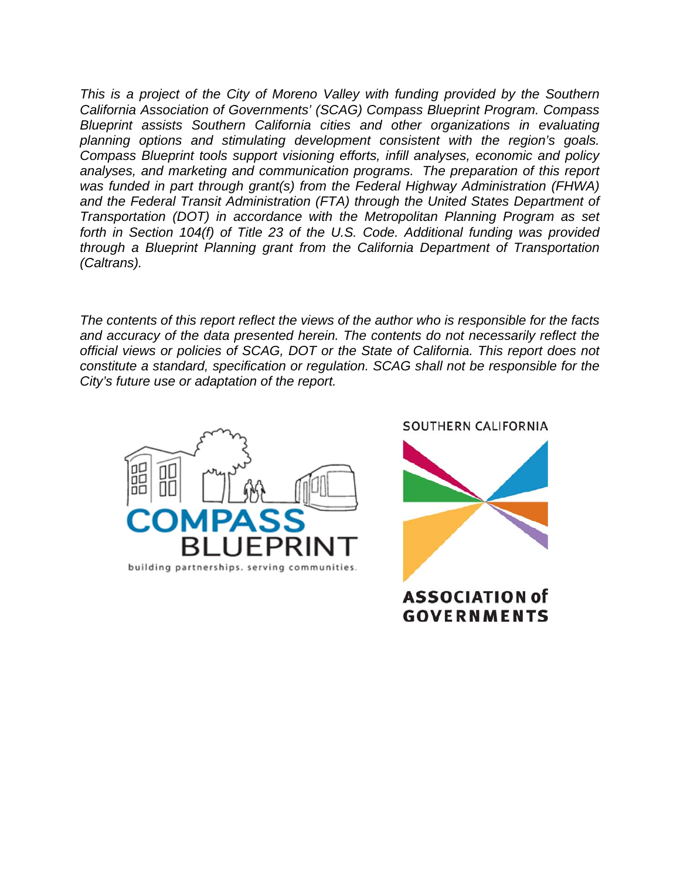*This is a project of the City of Moreno Valley with funding provided by the Southern California Association of Governments' (SCAG) Compass Blueprint Program. Compass Blueprint assists Southern California cities and other organizations in evaluating planning options and stimulating development consistent with the region's goals. Compass Blueprint tools support visioning efforts, infill analyses, economic and policy analyses, and marketing and communication programs. The preparation of this report was funded in part through grant(s) from the Federal Highway Administration (FHWA) and the Federal Transit Administration (FTA) through the United States Department of Transportation (DOT) in accordance with the Metropolitan Planning Program as set forth in Section 104(f) of Title 23 of the U.S. Code. Additional funding was provided through a Blueprint Planning grant from the California Department of Transportation (Caltrans).*

*The contents of this report reflect the views of the author who is responsible for the facts and accuracy of the data presented herein. The contents do not necessarily reflect the official views or policies of SCAG, DOT or the State of California. This report does not constitute a standard, specification or regulation. SCAG shall not be responsible for the City's future use or adaptation of the report.*

COMPASS BLUEPRINT
building partnerships. serving communities.

SOUTHERN CALIFORNIA
ASSOCIATION of GOVERNMENTS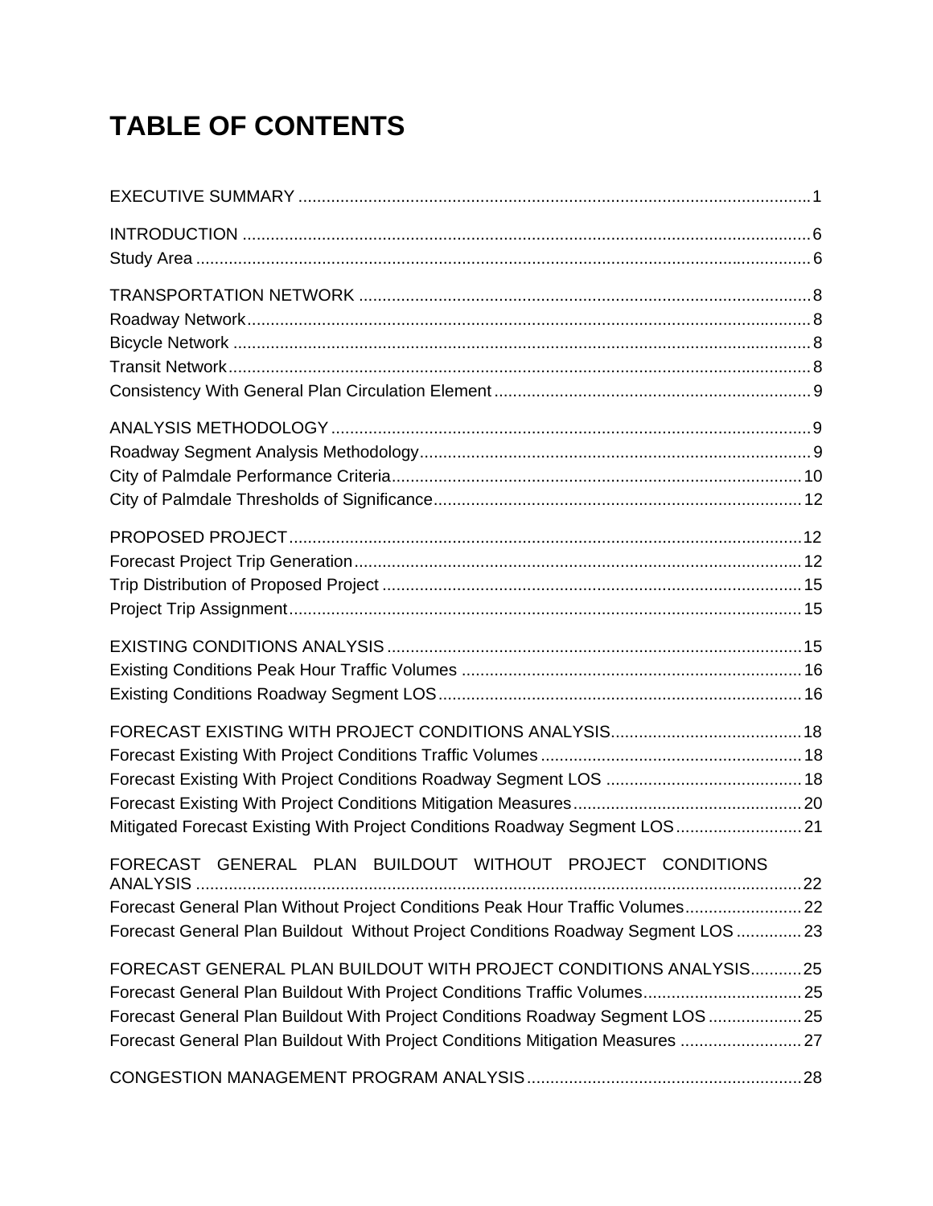# TABLE OF CONTENTS

EXECUTIVE SUMMARY ............................................................................................................1

INTRODUCTION .......................................................................................................................6
Study Area ..................................................................................................................................6

TRANSPORTATION NETWORK ...............................................................................................8
Roadway Network.......................................................................................................................8
Bicycle Network ..........................................................................................................................8
Transit Network...........................................................................................................................8
Consistency With General Plan Circulation Element ..................................................................9

ANALYSIS METHODOLOGY .....................................................................................................9
Roadway Segment Analysis Methodology..................................................................................9
City of Palmdale Performance Criteria......................................................................................10
City of Palmdale Thresholds of Significance.............................................................................12

PROPOSED PROJECT............................................................................................................12
Forecast Project Trip Generation..............................................................................................12
Trip Distribution of Proposed Project ........................................................................................15
Project Trip Assignment............................................................................................................15

EXISTING CONDITIONS ANALYSIS .......................................................................................15
Existing Conditions Peak Hour Traffic Volumes ........................................................................16
Existing Conditions Roadway Segment LOS............................................................................16

FORECAST EXISTING WITH PROJECT CONDITIONS ANALYSIS........................................18
Forecast Existing With Project Conditions Traffic Volumes.......................................................18
Forecast Existing With Project Conditions Roadway Segment LOS .........................................18
Forecast Existing With Project Conditions Mitigation Measures................................................20
Mitigated Forecast Existing With Project Conditions Roadway Segment LOS..........................21

FORECAST GENERAL PLAN BUILDOUT WITHOUT PROJECT CONDITIONS ANALYSIS ................................................................................................................................22
Forecast General Plan Without Project Conditions Peak Hour Traffic Volumes........................22
Forecast General Plan Buildout Without Project Conditions Roadway Segment LOS .............23

FORECAST GENERAL PLAN BUILDOUT WITH PROJECT CONDITIONS ANALYSIS...........25
Forecast General Plan Buildout With Project Conditions Traffic Volumes.................................25
Forecast General Plan Buildout With Project Conditions Roadway Segment LOS ...................25
Forecast General Plan Buildout With Project Conditions Mitigation Measures .........................27

CONGESTION MANAGEMENT PROGRAM ANALYSIS..........................................................28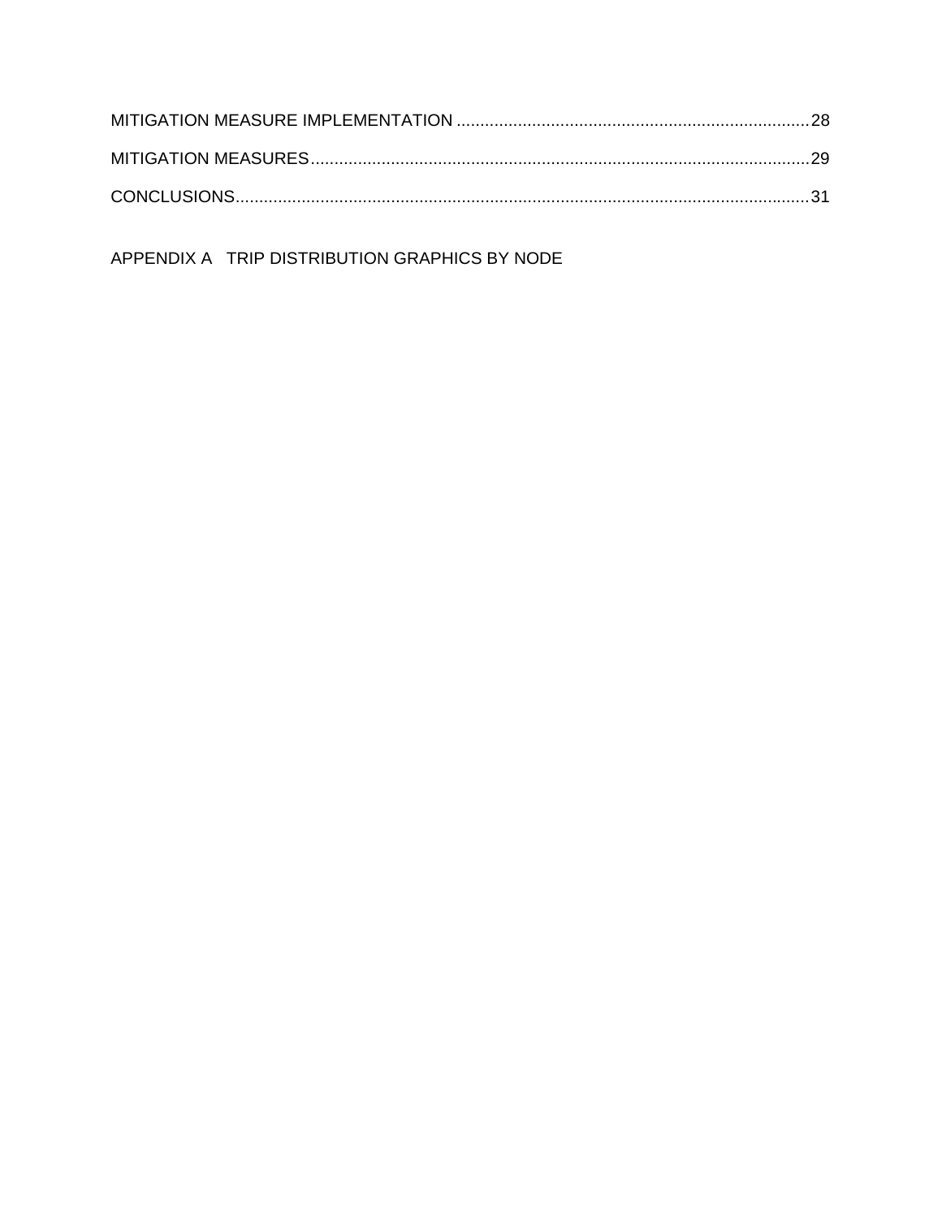MITIGATION MEASURE IMPLEMENTATION .......................................................................... 28

MITIGATION MEASURES ......................................................................................................... 29

CONCLUSIONS ......................................................................................................................... 31

APPENDIX A   TRIP DISTRIBUTION GRAPHICS BY NODE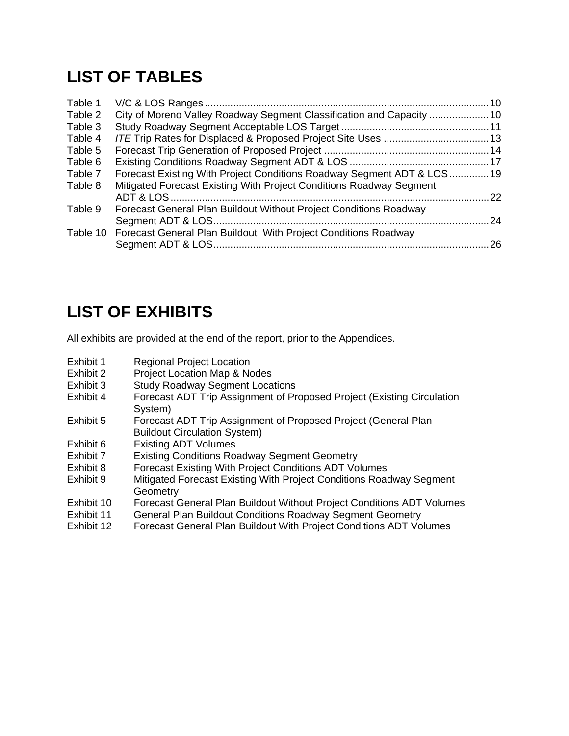# LIST OF TABLES

| | | |
|---|---|---|
| Table 1 | V/C & LOS Ranges | 10 |
| Table 2 | City of Moreno Valley Roadway Segment Classification and Capacity | 10 |
| Table 3 | Study Roadway Segment Acceptable LOS Target | 11 |
| Table 4 | *ITE* Trip Rates for Displaced & Proposed Project Site Uses | 13 |
| Table 5 | Forecast Trip Generation of Proposed Project | 14 |
| Table 6 | Existing Conditions Roadway Segment ADT & LOS | 17 |
| Table 7 | Forecast Existing With Project Conditions Roadway Segment ADT & LOS | 19 |
| Table 8 | Mitigated Forecast Existing With Project Conditions Roadway Segment ADT & LOS | 22 |
| Table 9 | Forecast General Plan Buildout Without Project Conditions Roadway Segment ADT & LOS | 24 |
| Table 10 | Forecast General Plan Buildout With Project Conditions Roadway Segment ADT & LOS | 26 |

# LIST OF EXHIBITS

All exhibits are provided at the end of the report, prior to the Appendices.

| | |
|---|---|
| Exhibit 1 | Regional Project Location |
| Exhibit 2 | Project Location Map & Nodes |
| Exhibit 3 | Study Roadway Segment Locations |
| Exhibit 4 | Forecast ADT Trip Assignment of Proposed Project (Existing Circulation System) |
| Exhibit 5 | Forecast ADT Trip Assignment of Proposed Project (General Plan Buildout Circulation System) |
| Exhibit 6 | Existing ADT Volumes |
| Exhibit 7 | Existing Conditions Roadway Segment Geometry |
| Exhibit 8 | Forecast Existing With Project Conditions ADT Volumes |
| Exhibit 9 | Mitigated Forecast Existing With Project Conditions Roadway Segment Geometry |
| Exhibit 10 | Forecast General Plan Buildout Without Project Conditions ADT Volumes |
| Exhibit 11 | General Plan Buildout Conditions Roadway Segment Geometry |
| Exhibit 12 | Forecast General Plan Buildout With Project Conditions ADT Volumes |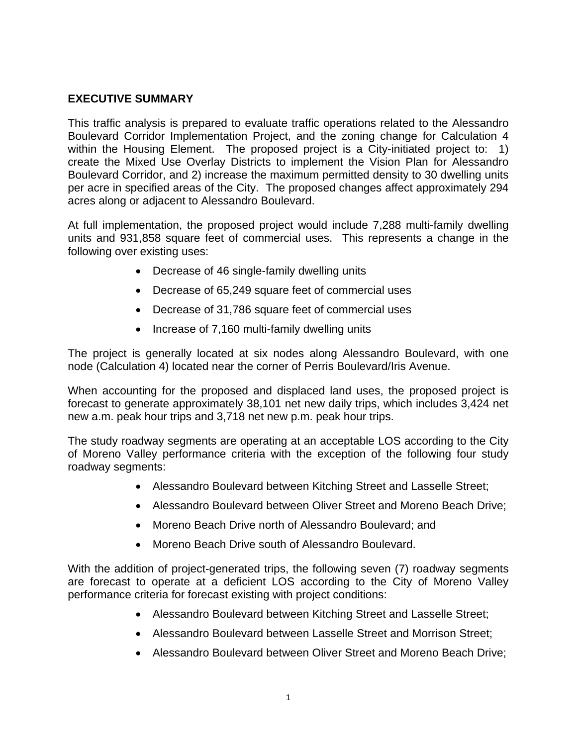## EXECUTIVE SUMMARY

This traffic analysis is prepared to evaluate traffic operations related to the Alessandro Boulevard Corridor Implementation Project, and the zoning change for Calculation 4 within the Housing Element. The proposed project is a City-initiated project to: 1) create the Mixed Use Overlay Districts to implement the Vision Plan for Alessandro Boulevard Corridor, and 2) increase the maximum permitted density to 30 dwelling units per acre in specified areas of the City. The proposed changes affect approximately 294 acres along or adjacent to Alessandro Boulevard.

At full implementation, the proposed project would include 7,288 multi-family dwelling units and 931,858 square feet of commercial uses. This represents a change in the following over existing uses:

- Decrease of 46 single-family dwelling units
- Decrease of 65,249 square feet of commercial uses
- Decrease of 31,786 square feet of commercial uses
- Increase of 7,160 multi-family dwelling units

The project is generally located at six nodes along Alessandro Boulevard, with one node (Calculation 4) located near the corner of Perris Boulevard/Iris Avenue.

When accounting for the proposed and displaced land uses, the proposed project is forecast to generate approximately 38,101 net new daily trips, which includes 3,424 net new a.m. peak hour trips and 3,718 net new p.m. peak hour trips.

The study roadway segments are operating at an acceptable LOS according to the City of Moreno Valley performance criteria with the exception of the following four study roadway segments:

- Alessandro Boulevard between Kitching Street and Lasselle Street;
- Alessandro Boulevard between Oliver Street and Moreno Beach Drive;
- Moreno Beach Drive north of Alessandro Boulevard; and
- Moreno Beach Drive south of Alessandro Boulevard.

With the addition of project-generated trips, the following seven (7) roadway segments are forecast to operate at a deficient LOS according to the City of Moreno Valley performance criteria for forecast existing with project conditions:

- Alessandro Boulevard between Kitching Street and Lasselle Street;
- Alessandro Boulevard between Lasselle Street and Morrison Street;
- Alessandro Boulevard between Oliver Street and Moreno Beach Drive;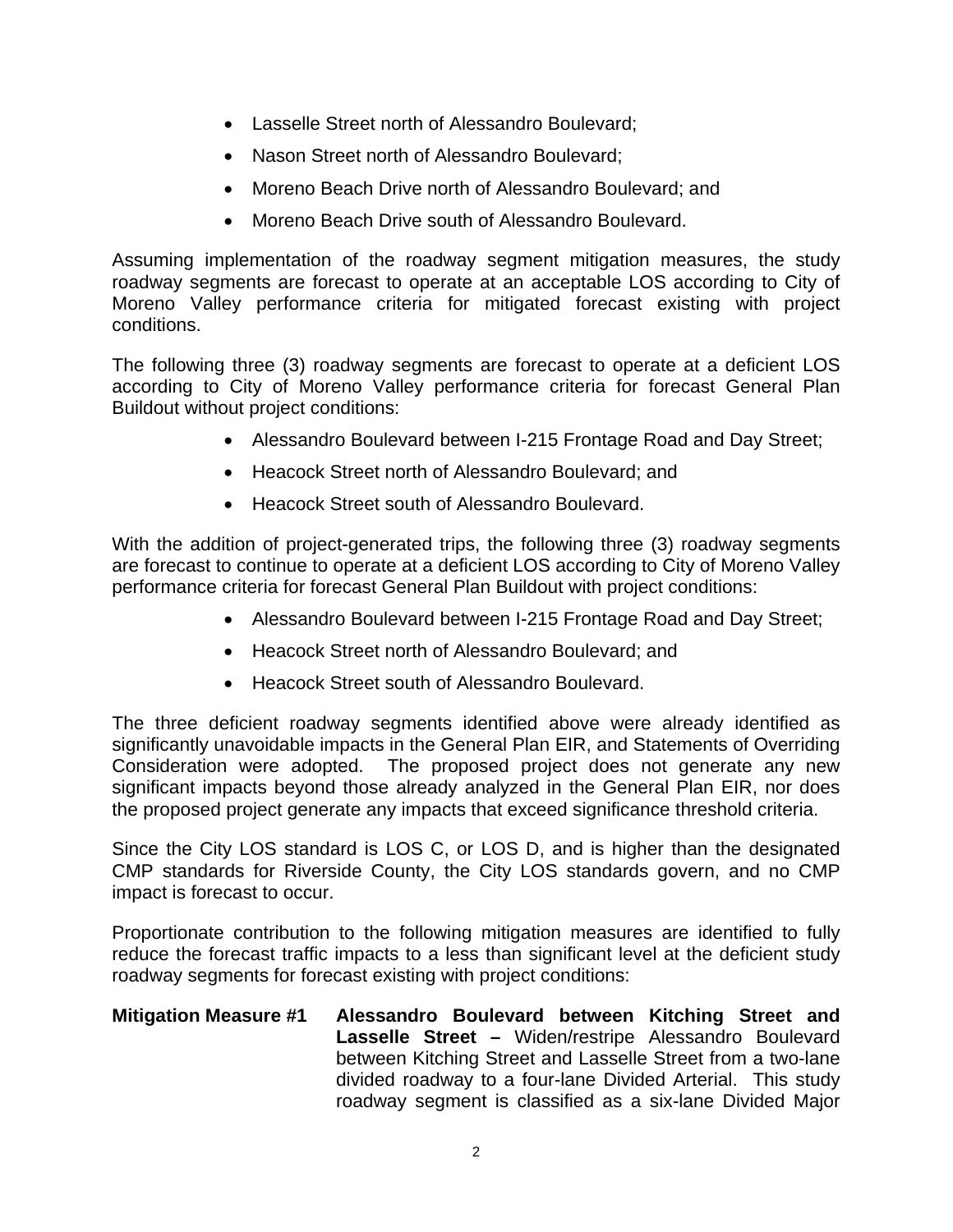- Lasselle Street north of Alessandro Boulevard;
- Nason Street north of Alessandro Boulevard;
- Moreno Beach Drive north of Alessandro Boulevard; and
- Moreno Beach Drive south of Alessandro Boulevard.

Assuming implementation of the roadway segment mitigation measures, the study roadway segments are forecast to operate at an acceptable LOS according to City of Moreno Valley performance criteria for mitigated forecast existing with project conditions.

The following three (3) roadway segments are forecast to operate at a deficient LOS according to City of Moreno Valley performance criteria for forecast General Plan Buildout without project conditions:

- Alessandro Boulevard between I-215 Frontage Road and Day Street;
- Heacock Street north of Alessandro Boulevard; and
- Heacock Street south of Alessandro Boulevard.

With the addition of project-generated trips, the following three (3) roadway segments are forecast to continue to operate at a deficient LOS according to City of Moreno Valley performance criteria for forecast General Plan Buildout with project conditions:

- Alessandro Boulevard between I-215 Frontage Road and Day Street;
- Heacock Street north of Alessandro Boulevard; and
- Heacock Street south of Alessandro Boulevard.

The three deficient roadway segments identified above were already identified as significantly unavoidable impacts in the General Plan EIR, and Statements of Overriding Consideration were adopted. The proposed project does not generate any new significant impacts beyond those already analyzed in the General Plan EIR, nor does the proposed project generate any impacts that exceed significance threshold criteria.

Since the City LOS standard is LOS C, or LOS D, and is higher than the designated CMP standards for Riverside County, the City LOS standards govern, and no CMP impact is forecast to occur.

Proportionate contribution to the following mitigation measures are identified to fully reduce the forecast traffic impacts to a less than significant level at the deficient study roadway segments for forecast existing with project conditions:

**Mitigation Measure #1** **Alessandro Boulevard between Kitching Street and Lasselle Street –** Widen/restripe Alessandro Boulevard between Kitching Street and Lasselle Street from a two-lane divided roadway to a four-lane Divided Arterial. This study roadway segment is classified as a six-lane Divided Major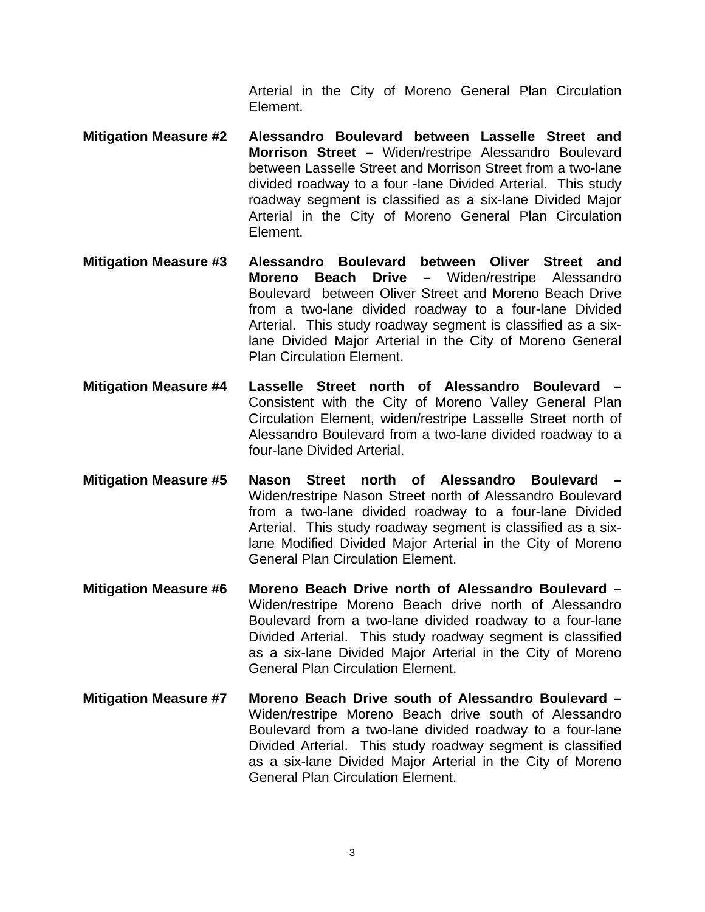Arterial in the City of Moreno General Plan Circulation Element.

**Mitigation Measure #2** **Alessandro Boulevard between Lasselle Street and Morrison Street –** Widen/restripe Alessandro Boulevard between Lasselle Street and Morrison Street from a two-lane divided roadway to a four -lane Divided Arterial. This study roadway segment is classified as a six-lane Divided Major Arterial in the City of Moreno General Plan Circulation Element.

**Mitigation Measure #3** **Alessandro Boulevard between Oliver Street and Moreno Beach Drive –** Widen/restripe Alessandro Boulevard between Oliver Street and Moreno Beach Drive from a two-lane divided roadway to a four-lane Divided Arterial. This study roadway segment is classified as a six-lane Divided Major Arterial in the City of Moreno General Plan Circulation Element.

**Mitigation Measure #4** **Lasselle Street north of Alessandro Boulevard –** Consistent with the City of Moreno Valley General Plan Circulation Element, widen/restripe Lasselle Street north of Alessandro Boulevard from a two-lane divided roadway to a four-lane Divided Arterial.

**Mitigation Measure #5** **Nason Street north of Alessandro Boulevard –** Widen/restripe Nason Street north of Alessandro Boulevard from a two-lane divided roadway to a four-lane Divided Arterial. This study roadway segment is classified as a six-lane Modified Divided Major Arterial in the City of Moreno General Plan Circulation Element.

**Mitigation Measure #6** **Moreno Beach Drive north of Alessandro Boulevard –** Widen/restripe Moreno Beach drive north of Alessandro Boulevard from a two-lane divided roadway to a four-lane Divided Arterial. This study roadway segment is classified as a six-lane Divided Major Arterial in the City of Moreno General Plan Circulation Element.

**Mitigation Measure #7** **Moreno Beach Drive south of Alessandro Boulevard –** Widen/restripe Moreno Beach drive south of Alessandro Boulevard from a two-lane divided roadway to a four-lane Divided Arterial. This study roadway segment is classified as a six-lane Divided Major Arterial in the City of Moreno General Plan Circulation Element.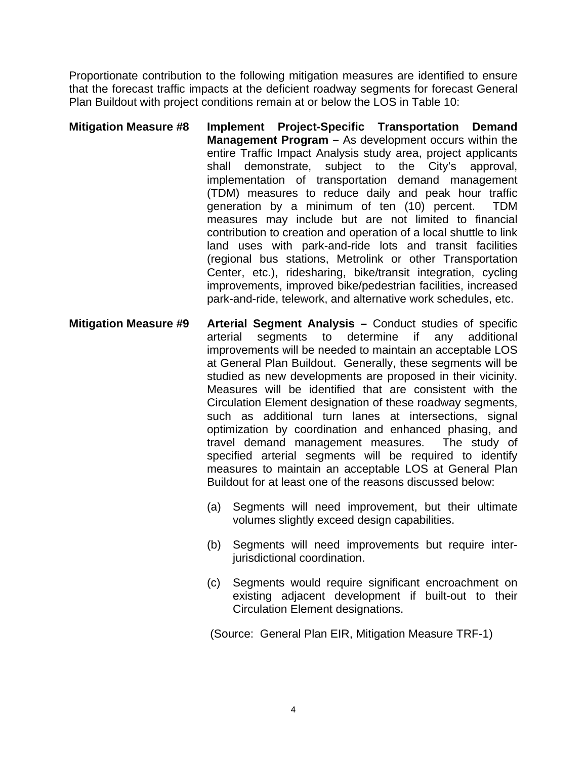Proportionate contribution to the following mitigation measures are identified to ensure that the forecast traffic impacts at the deficient roadway segments for forecast General Plan Buildout with project conditions remain at or below the LOS in Table 10:

**Mitigation Measure #8** **Implement Project-Specific Transportation Demand Management Program –** As development occurs within the entire Traffic Impact Analysis study area, project applicants shall demonstrate, subject to the City's approval, implementation of transportation demand management (TDM) measures to reduce daily and peak hour traffic generation by a minimum of ten (10) percent. TDM measures may include but are not limited to financial contribution to creation and operation of a local shuttle to link land uses with park-and-ride lots and transit facilities (regional bus stations, Metrolink or other Transportation Center, etc.), ridesharing, bike/transit integration, cycling improvements, improved bike/pedestrian facilities, increased park-and-ride, telework, and alternative work schedules, etc.

**Mitigation Measure #9** **Arterial Segment Analysis –** Conduct studies of specific arterial segments to determine if any additional improvements will be needed to maintain an acceptable LOS at General Plan Buildout. Generally, these segments will be studied as new developments are proposed in their vicinity. Measures will be identified that are consistent with the Circulation Element designation of these roadway segments, such as additional turn lanes at intersections, signal optimization by coordination and enhanced phasing, and travel demand management measures. The study of specified arterial segments will be required to identify measures to maintain an acceptable LOS at General Plan Buildout for at least one of the reasons discussed below:

(a) Segments will need improvement, but their ultimate volumes slightly exceed design capabilities.

(b) Segments will need improvements but require inter-jurisdictional coordination.

(c) Segments would require significant encroachment on existing adjacent development if built-out to their Circulation Element designations.

(Source: General Plan EIR, Mitigation Measure TRF-1)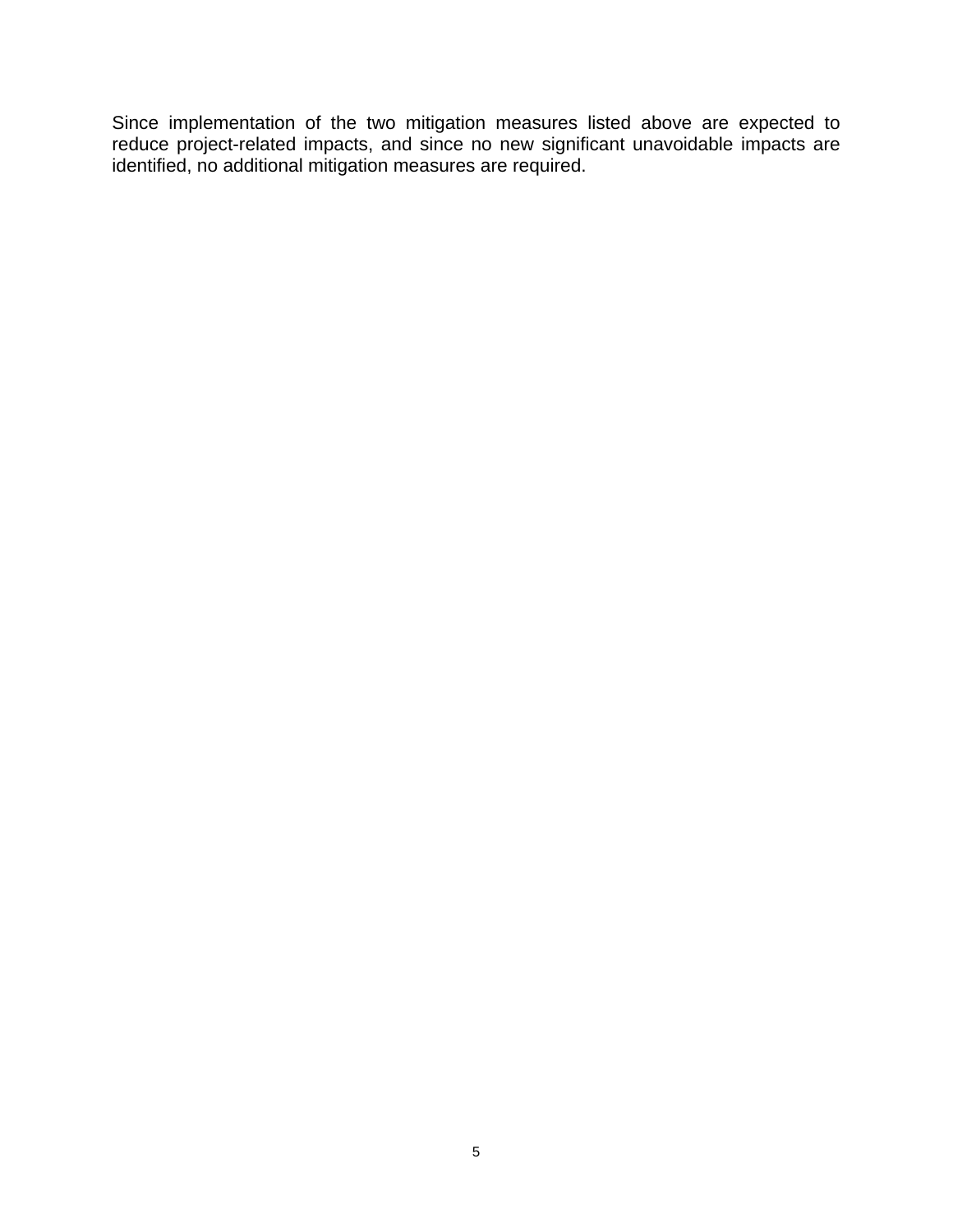Since implementation of the two mitigation measures listed above are expected to reduce project-related impacts, and since no new significant unavoidable impacts are identified, no additional mitigation measures are required.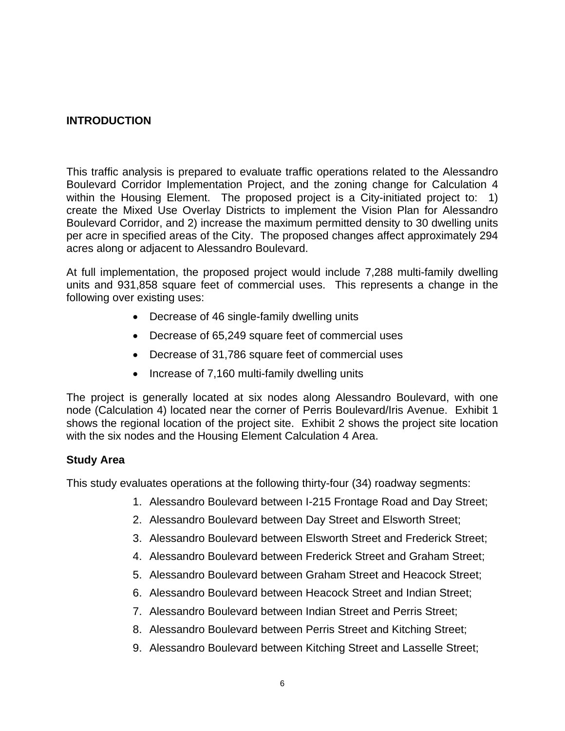## INTRODUCTION

This traffic analysis is prepared to evaluate traffic operations related to the Alessandro Boulevard Corridor Implementation Project, and the zoning change for Calculation 4 within the Housing Element. The proposed project is a City-initiated project to: 1) create the Mixed Use Overlay Districts to implement the Vision Plan for Alessandro Boulevard Corridor, and 2) increase the maximum permitted density to 30 dwelling units per acre in specified areas of the City. The proposed changes affect approximately 294 acres along or adjacent to Alessandro Boulevard.

At full implementation, the proposed project would include 7,288 multi-family dwelling units and 931,858 square feet of commercial uses. This represents a change in the following over existing uses:

- Decrease of 46 single-family dwelling units
- Decrease of 65,249 square feet of commercial uses
- Decrease of 31,786 square feet of commercial uses
- Increase of 7,160 multi-family dwelling units

The project is generally located at six nodes along Alessandro Boulevard, with one node (Calculation 4) located near the corner of Perris Boulevard/Iris Avenue. Exhibit 1 shows the regional location of the project site. Exhibit 2 shows the project site location with the six nodes and the Housing Element Calculation 4 Area.

### Study Area

This study evaluates operations at the following thirty-four (34) roadway segments:

1. Alessandro Boulevard between I-215 Frontage Road and Day Street;
2. Alessandro Boulevard between Day Street and Elsworth Street;
3. Alessandro Boulevard between Elsworth Street and Frederick Street;
4. Alessandro Boulevard between Frederick Street and Graham Street;
5. Alessandro Boulevard between Graham Street and Heacock Street;
6. Alessandro Boulevard between Heacock Street and Indian Street;
7. Alessandro Boulevard between Indian Street and Perris Street;
8. Alessandro Boulevard between Perris Street and Kitching Street;
9. Alessandro Boulevard between Kitching Street and Lasselle Street;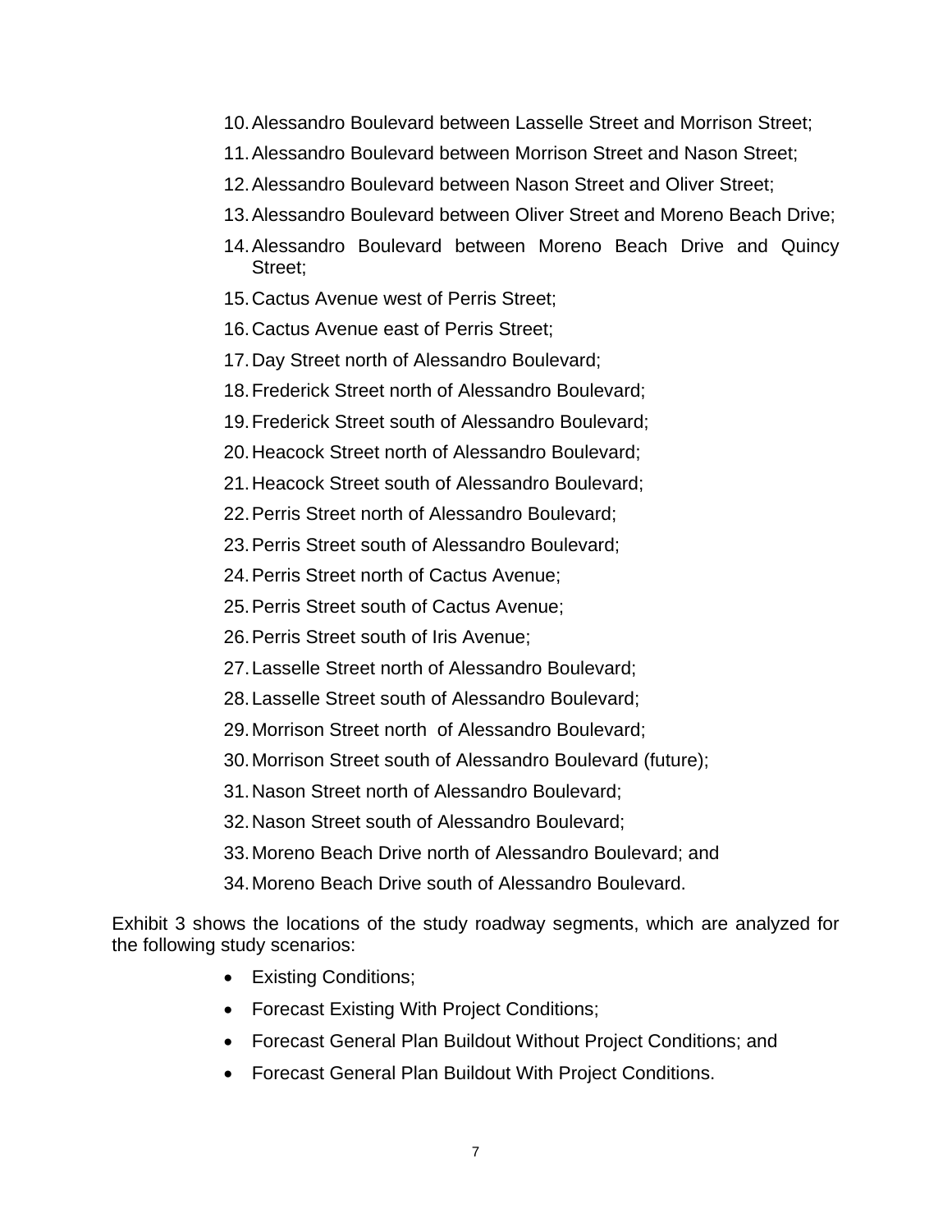10. Alessandro Boulevard between Lasselle Street and Morrison Street;
11. Alessandro Boulevard between Morrison Street and Nason Street;
12. Alessandro Boulevard between Nason Street and Oliver Street;
13. Alessandro Boulevard between Oliver Street and Moreno Beach Drive;
14. Alessandro Boulevard between Moreno Beach Drive and Quincy Street;
15. Cactus Avenue west of Perris Street;
16. Cactus Avenue east of Perris Street;
17. Day Street north of Alessandro Boulevard;
18. Frederick Street north of Alessandro Boulevard;
19. Frederick Street south of Alessandro Boulevard;
20. Heacock Street north of Alessandro Boulevard;
21. Heacock Street south of Alessandro Boulevard;
22. Perris Street north of Alessandro Boulevard;
23. Perris Street south of Alessandro Boulevard;
24. Perris Street north of Cactus Avenue;
25. Perris Street south of Cactus Avenue;
26. Perris Street south of Iris Avenue;
27. Lasselle Street north of Alessandro Boulevard;
28. Lasselle Street south of Alessandro Boulevard;
29. Morrison Street north of Alessandro Boulevard;
30. Morrison Street south of Alessandro Boulevard (future);
31. Nason Street north of Alessandro Boulevard;
32. Nason Street south of Alessandro Boulevard;
33. Moreno Beach Drive north of Alessandro Boulevard; and
34. Moreno Beach Drive south of Alessandro Boulevard.

Exhibit 3 shows the locations of the study roadway segments, which are analyzed for the following study scenarios:

- Existing Conditions;
- Forecast Existing With Project Conditions;
- Forecast General Plan Buildout Without Project Conditions; and
- Forecast General Plan Buildout With Project Conditions.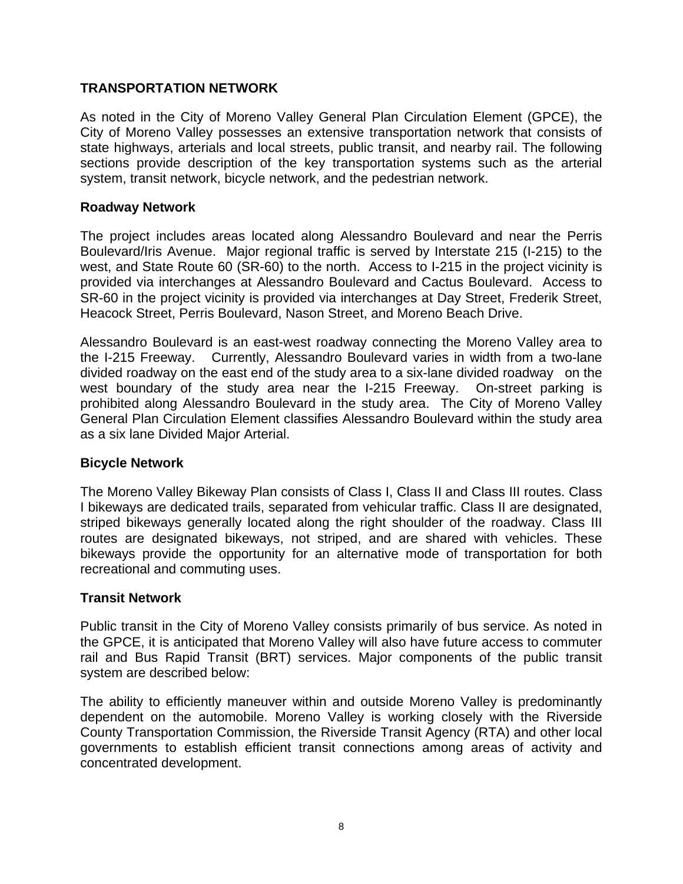## TRANSPORTATION NETWORK

As noted in the City of Moreno Valley General Plan Circulation Element (GPCE), the City of Moreno Valley possesses an extensive transportation network that consists of state highways, arterials and local streets, public transit, and nearby rail. The following sections provide description of the key transportation systems such as the arterial system, transit network, bicycle network, and the pedestrian network.

### Roadway Network

The project includes areas located along Alessandro Boulevard and near the Perris Boulevard/Iris Avenue. Major regional traffic is served by Interstate 215 (I-215) to the west, and State Route 60 (SR-60) to the north. Access to I-215 in the project vicinity is provided via interchanges at Alessandro Boulevard and Cactus Boulevard. Access to SR-60 in the project vicinity is provided via interchanges at Day Street, Frederik Street, Heacock Street, Perris Boulevard, Nason Street, and Moreno Beach Drive.

Alessandro Boulevard is an east-west roadway connecting the Moreno Valley area to the I-215 Freeway. Currently, Alessandro Boulevard varies in width from a two-lane divided roadway on the east end of the study area to a six-lane divided roadway on the west boundary of the study area near the I-215 Freeway. On-street parking is prohibited along Alessandro Boulevard in the study area. The City of Moreno Valley General Plan Circulation Element classifies Alessandro Boulevard within the study area as a six lane Divided Major Arterial.

### Bicycle Network

The Moreno Valley Bikeway Plan consists of Class I, Class II and Class III routes. Class I bikeways are dedicated trails, separated from vehicular traffic. Class II are designated, striped bikeways generally located along the right shoulder of the roadway. Class III routes are designated bikeways, not striped, and are shared with vehicles. These bikeways provide the opportunity for an alternative mode of transportation for both recreational and commuting uses.

### Transit Network

Public transit in the City of Moreno Valley consists primarily of bus service. As noted in the GPCE, it is anticipated that Moreno Valley will also have future access to commuter rail and Bus Rapid Transit (BRT) services. Major components of the public transit system are described below:

The ability to efficiently maneuver within and outside Moreno Valley is predominantly dependent on the automobile. Moreno Valley is working closely with the Riverside County Transportation Commission, the Riverside Transit Agency (RTA) and other local governments to establish efficient transit connections among areas of activity and concentrated development.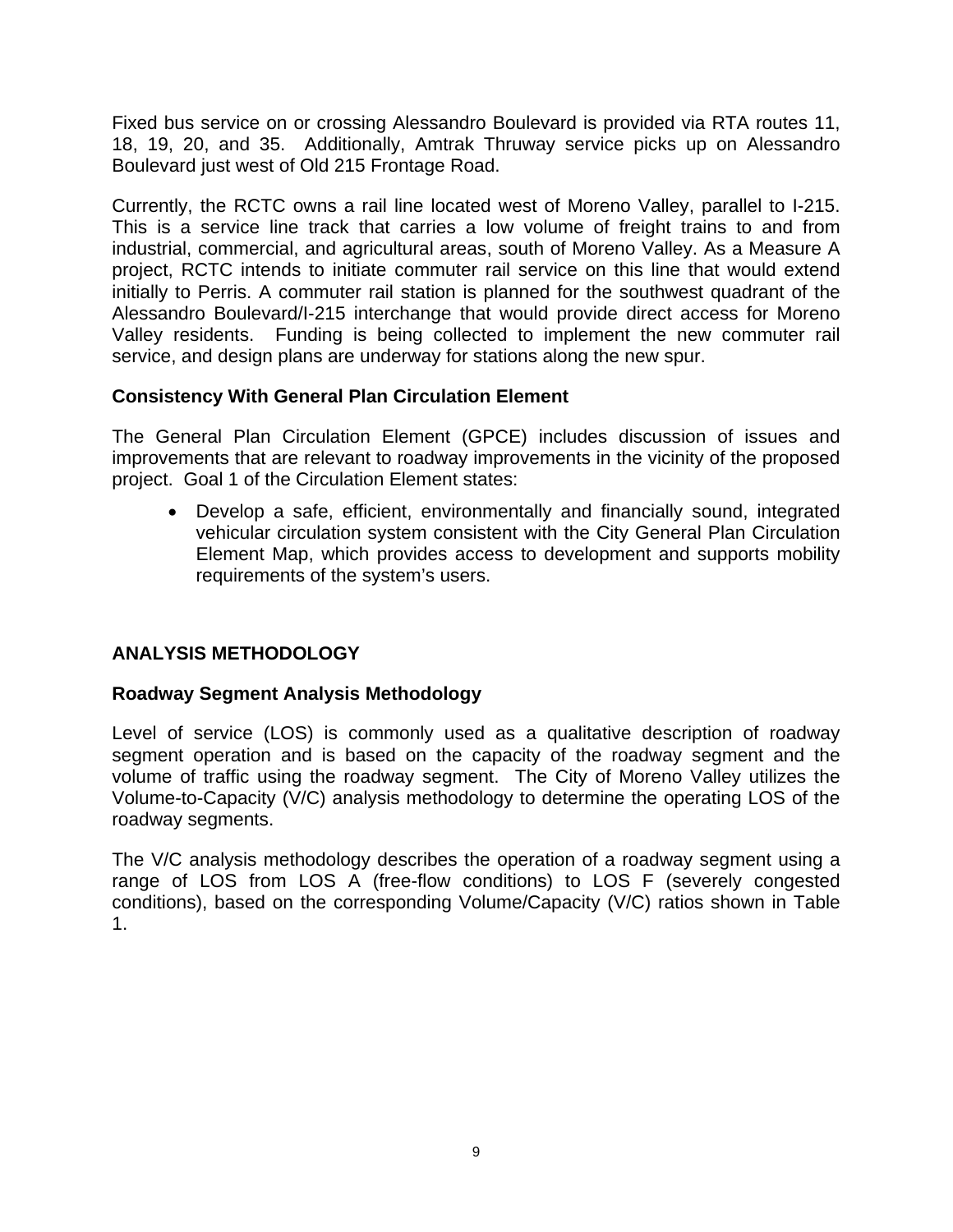Fixed bus service on or crossing Alessandro Boulevard is provided via RTA routes 11, 18, 19, 20, and 35. Additionally, Amtrak Thruway service picks up on Alessandro Boulevard just west of Old 215 Frontage Road.

Currently, the RCTC owns a rail line located west of Moreno Valley, parallel to I-215. This is a service line track that carries a low volume of freight trains to and from industrial, commercial, and agricultural areas, south of Moreno Valley. As a Measure A project, RCTC intends to initiate commuter rail service on this line that would extend initially to Perris. A commuter rail station is planned for the southwest quadrant of the Alessandro Boulevard/I-215 interchange that would provide direct access for Moreno Valley residents. Funding is being collected to implement the new commuter rail service, and design plans are underway for stations along the new spur.

### Consistency With General Plan Circulation Element

The General Plan Circulation Element (GPCE) includes discussion of issues and improvements that are relevant to roadway improvements in the vicinity of the proposed project. Goal 1 of the Circulation Element states:

- Develop a safe, efficient, environmentally and financially sound, integrated vehicular circulation system consistent with the City General Plan Circulation Element Map, which provides access to development and supports mobility requirements of the system's users.

## ANALYSIS METHODOLOGY

### Roadway Segment Analysis Methodology

Level of service (LOS) is commonly used as a qualitative description of roadway segment operation and is based on the capacity of the roadway segment and the volume of traffic using the roadway segment. The City of Moreno Valley utilizes the Volume-to-Capacity (V/C) analysis methodology to determine the operating LOS of the roadway segments.

The V/C analysis methodology describes the operation of a roadway segment using a range of LOS from LOS A (free-flow conditions) to LOS F (severely congested conditions), based on the corresponding Volume/Capacity (V/C) ratios shown in Table 1.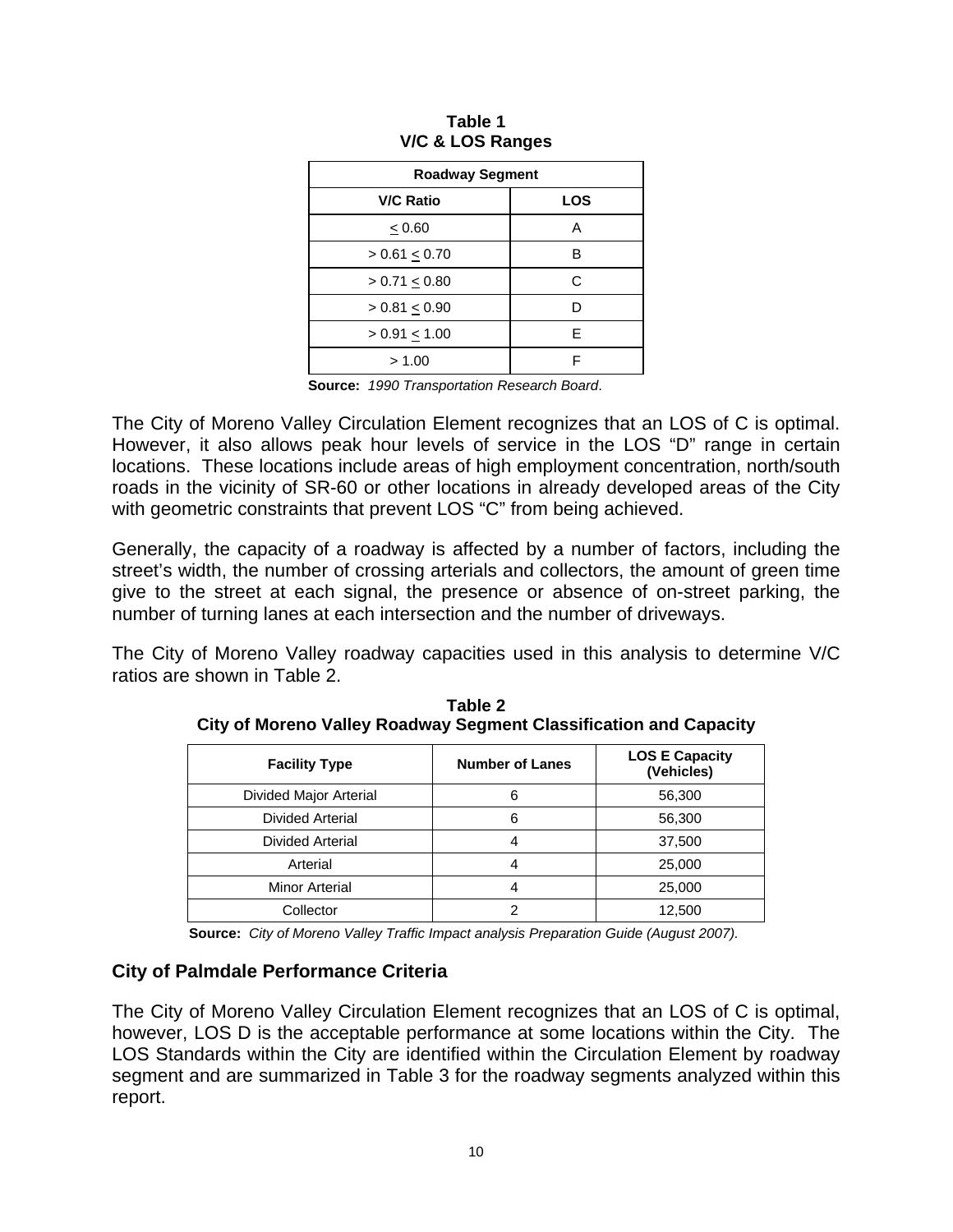**Table 1**
**V/C & LOS Ranges**

| Roadway Segment | |
|---|---|
| **V/C Ratio** | **LOS** |
| $\leq$ 0.60 | A |
| > 0.61 $\leq$ 0.70 | B |
| > 0.71 $\leq$ 0.80 | C |
| > 0.81 $\leq$ 0.90 | D |
| > 0.91 $\leq$ 1.00 | E |
| > 1.00 | F |

**Source:** *1990 Transportation Research Board*.

The City of Moreno Valley Circulation Element recognizes that an LOS of C is optimal. However, it also allows peak hour levels of service in the LOS "D" range in certain locations. These locations include areas of high employment concentration, north/south roads in the vicinity of SR-60 or other locations in already developed areas of the City with geometric constraints that prevent LOS "C" from being achieved.

Generally, the capacity of a roadway is affected by a number of factors, including the street's width, the number of crossing arterials and collectors, the amount of green time give to the street at each signal, the presence or absence of on-street parking, the number of turning lanes at each intersection and the number of driveways.

The City of Moreno Valley roadway capacities used in this analysis to determine V/C ratios are shown in Table 2.

**Table 2**
**City of Moreno Valley Roadway Segment Classification and Capacity**

| Facility Type | Number of Lanes | LOS E Capacity (Vehicles) |
|---|---|---|
| Divided Major Arterial | 6 | 56,300 |
| Divided Arterial | 6 | 56,300 |
| Divided Arterial | 4 | 37,500 |
| Arterial | 4 | 25,000 |
| Minor Arterial | 4 | 25,000 |
| Collector | 2 | 12,500 |

**Source:** *City of Moreno Valley Traffic Impact analysis Preparation Guide (August 2007).*

## City of Palmdale Performance Criteria

The City of Moreno Valley Circulation Element recognizes that an LOS of C is optimal, however, LOS D is the acceptable performance at some locations within the City. The LOS Standards within the City are identified within the Circulation Element by roadway segment and are summarized in Table 3 for the roadway segments analyzed within this report.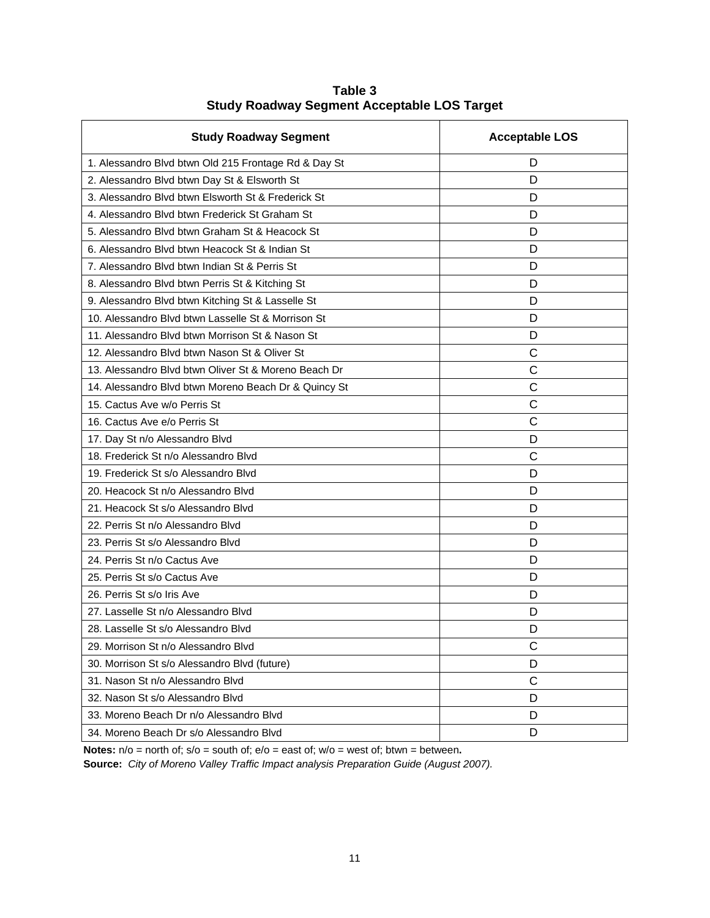**Table 3**
**Study Roadway Segment Acceptable LOS Target**

| Study Roadway Segment | Acceptable LOS |
|---|---|
| 1. Alessandro Blvd btwn Old 215 Frontage Rd & Day St | D |
| 2. Alessandro Blvd btwn Day St & Elsworth St | D |
| 3. Alessandro Blvd btwn Elsworth St & Frederick St | D |
| 4. Alessandro Blvd btwn Frederick St Graham St | D |
| 5. Alessandro Blvd btwn Graham St & Heacock St | D |
| 6. Alessandro Blvd btwn Heacock St & Indian St | D |
| 7. Alessandro Blvd btwn Indian St & Perris St | D |
| 8. Alessandro Blvd btwn Perris St & Kitching St | D |
| 9. Alessandro Blvd btwn Kitching St & Lasselle St | D |
| 10. Alessandro Blvd btwn Lasselle St & Morrison St | D |
| 11. Alessandro Blvd btwn Morrison St & Nason St | D |
| 12. Alessandro Blvd btwn Nason St & Oliver St | C |
| 13. Alessandro Blvd btwn Oliver St & Moreno Beach Dr | C |
| 14. Alessandro Blvd btwn Moreno Beach Dr & Quincy St | C |
| 15. Cactus Ave w/o Perris St | C |
| 16. Cactus Ave e/o Perris St | C |
| 17. Day St n/o Alessandro Blvd | D |
| 18. Frederick St n/o Alessandro Blvd | C |
| 19. Frederick St s/o Alessandro Blvd | D |
| 20. Heacock St n/o Alessandro Blvd | D |
| 21. Heacock St s/o Alessandro Blvd | D |
| 22. Perris St n/o Alessandro Blvd | D |
| 23. Perris St s/o Alessandro Blvd | D |
| 24. Perris St n/o Cactus Ave | D |
| 25. Perris St s/o Cactus Ave | D |
| 26. Perris St s/o Iris Ave | D |
| 27. Lasselle St n/o Alessandro Blvd | D |
| 28. Lasselle St s/o Alessandro Blvd | D |
| 29. Morrison St n/o Alessandro Blvd | C |
| 30. Morrison St s/o Alessandro Blvd (future) | D |
| 31. Nason St n/o Alessandro Blvd | C |
| 32. Nason St s/o Alessandro Blvd | D |
| 33. Moreno Beach Dr n/o Alessandro Blvd | D |
| 34. Moreno Beach Dr s/o Alessandro Blvd | D |

**Notes:** n/o = north of; s/o = south of; e/o = east of; w/o = west of; btwn = between**.**
**Source:** *City of Moreno Valley Traffic Impact analysis Preparation Guide (August 2007).*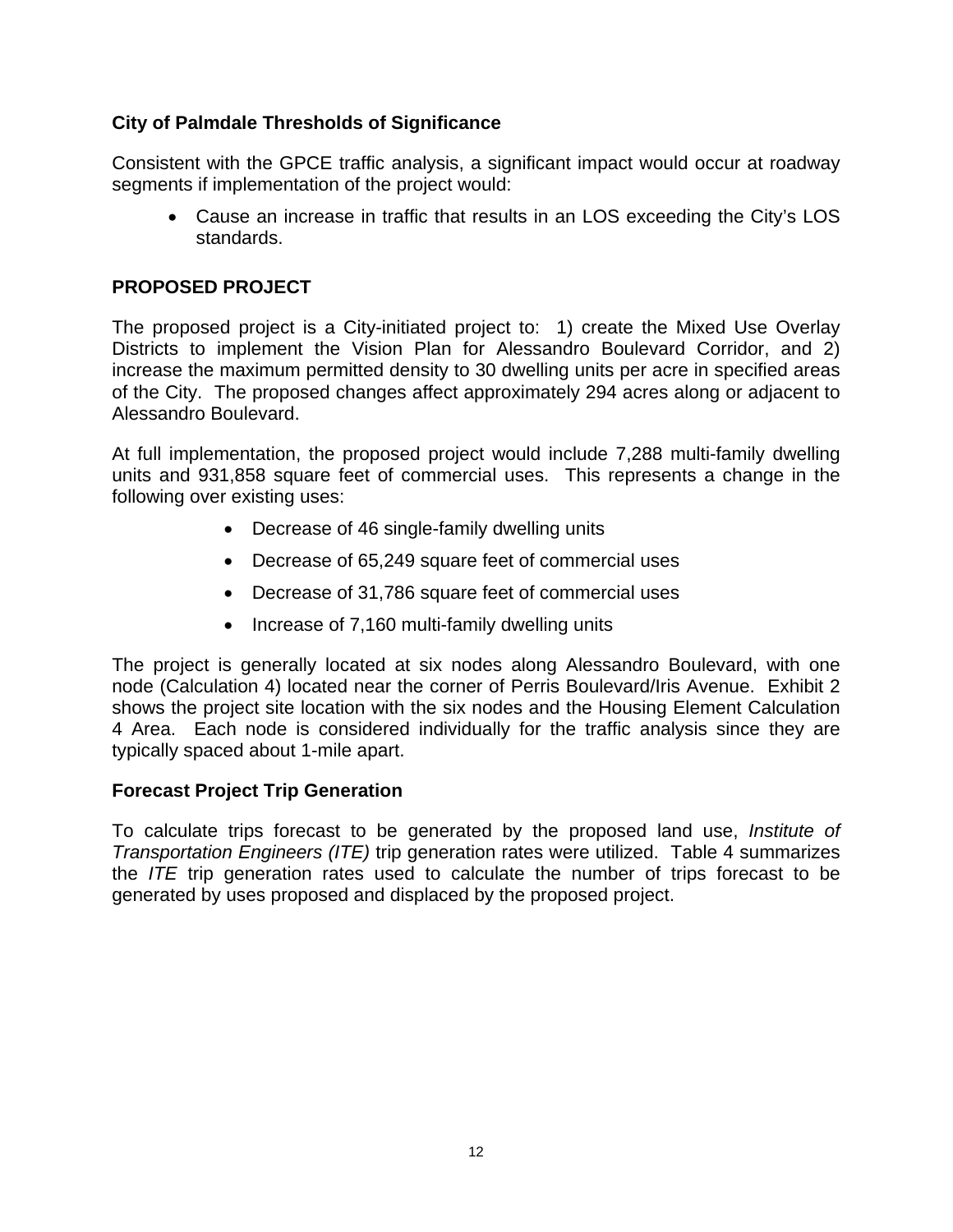**City of Palmdale Thresholds of Significance**

Consistent with the GPCE traffic analysis, a significant impact would occur at roadway segments if implementation of the project would:

- Cause an increase in traffic that results in an LOS exceeding the City's LOS standards.

## PROPOSED PROJECT

The proposed project is a City-initiated project to: 1) create the Mixed Use Overlay Districts to implement the Vision Plan for Alessandro Boulevard Corridor, and 2) increase the maximum permitted density to 30 dwelling units per acre in specified areas of the City. The proposed changes affect approximately 294 acres along or adjacent to Alessandro Boulevard.

At full implementation, the proposed project would include 7,288 multi-family dwelling units and 931,858 square feet of commercial uses. This represents a change in the following over existing uses:

- Decrease of 46 single-family dwelling units
- Decrease of 65,249 square feet of commercial uses
- Decrease of 31,786 square feet of commercial uses
- Increase of 7,160 multi-family dwelling units

The project is generally located at six nodes along Alessandro Boulevard, with one node (Calculation 4) located near the corner of Perris Boulevard/Iris Avenue. Exhibit 2 shows the project site location with the six nodes and the Housing Element Calculation 4 Area. Each node is considered individually for the traffic analysis since they are typically spaced about 1-mile apart.

**Forecast Project Trip Generation**

To calculate trips forecast to be generated by the proposed land use, *Institute of Transportation Engineers (ITE)* trip generation rates were utilized. Table 4 summarizes the *ITE* trip generation rates used to calculate the number of trips forecast to be generated by uses proposed and displaced by the proposed project.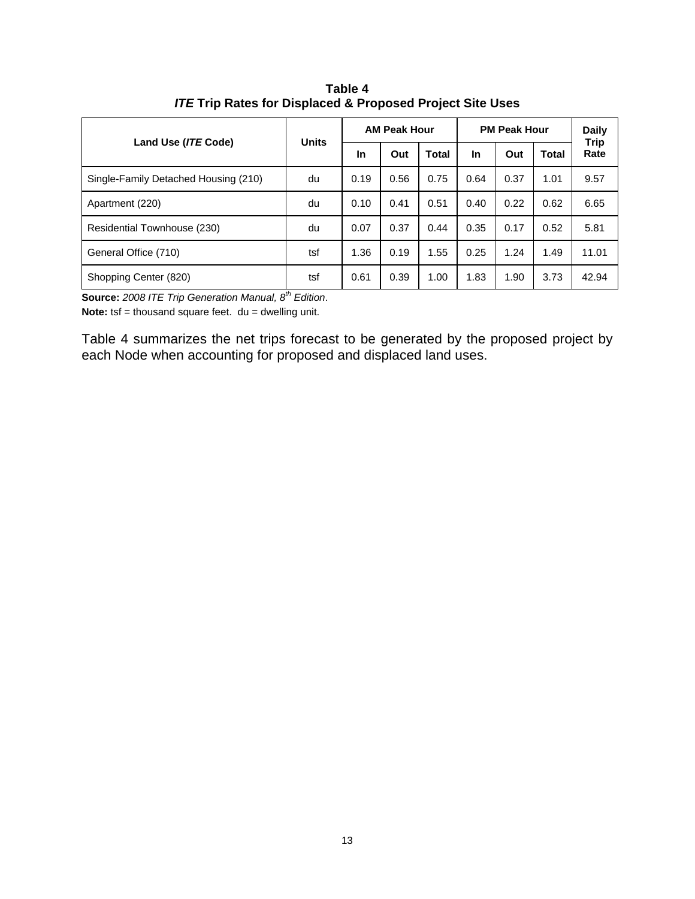**Table 4**
***ITE* Trip Rates for Displaced & Proposed Project Site Uses**

| Land Use (*ITE* Code) | Units | AM Peak Hour | | | PM Peak Hour | | | Daily Trip Rate |
|---|---|---|---|---|---|---|---|---|
| | | In | Out | Total | In | Out | Total | |
| Single-Family Detached Housing (210) | du | 0.19 | 0.56 | 0.75 | 0.64 | 0.37 | 1.01 | 9.57 |
| Apartment (220) | du | 0.10 | 0.41 | 0.51 | 0.40 | 0.22 | 0.62 | 6.65 |
| Residential Townhouse (230) | du | 0.07 | 0.37 | 0.44 | 0.35 | 0.17 | 0.52 | 5.81 |
| General Office (710) | tsf | 1.36 | 0.19 | 1.55 | 0.25 | 1.24 | 1.49 | 11.01 |
| Shopping Center (820) | tsf | 0.61 | 0.39 | 1.00 | 1.83 | 1.90 | 3.73 | 42.94 |

**Source:** *2008 ITE Trip Generation Manual, 8th Edition*.
**Note:** tsf = thousand square feet. du = dwelling unit.

Table 4 summarizes the net trips forecast to be generated by the proposed project by each Node when accounting for proposed and displaced land uses.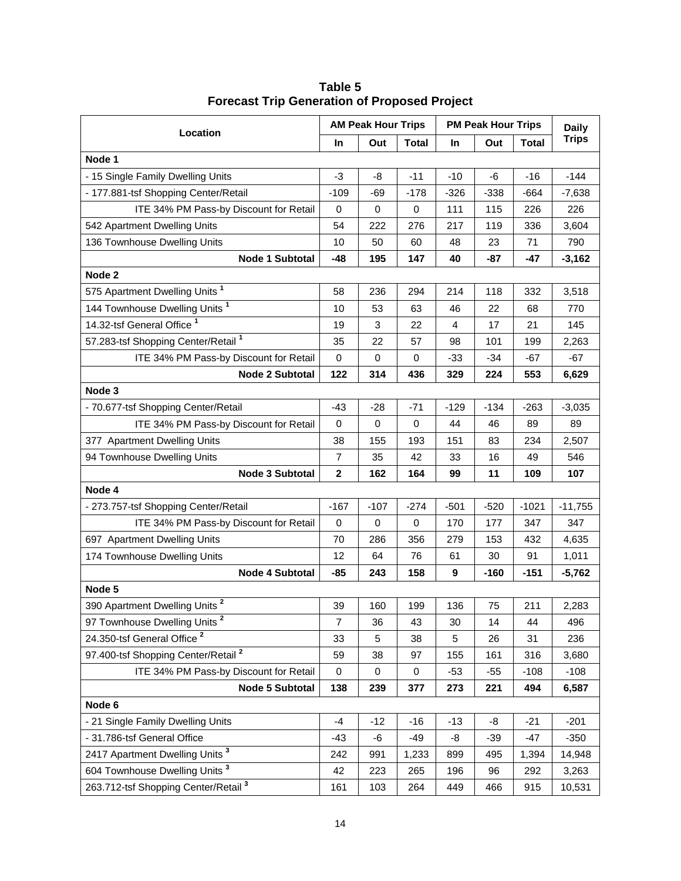**Table 5**
**Forecast Trip Generation of Proposed Project**

| Location | AM Peak Hour Trips | | | PM Peak Hour Trips | | | Daily Trips |
|---|---|---|---|---|---|---|---|
| | In | Out | Total | In | Out | Total | |
| **Node 1** | | | | | | | |
| - 15 Single Family Dwelling Units | -3 | -8 | -11 | -10 | -6 | -16 | -144 |
| - 177.881-tsf Shopping Center/Retail | -109 | -69 | -178 | -326 | -338 | -664 | -7,638 |
| ITE 34% PM Pass-by Discount for Retail | 0 | 0 | 0 | 111 | 115 | 226 | 226 |
| 542 Apartment Dwelling Units | 54 | 222 | 276 | 217 | 119 | 336 | 3,604 |
| 136 Townhouse Dwelling Units | 10 | 50 | 60 | 48 | 23 | 71 | 790 |
| **Node 1 Subtotal** | **-48** | **195** | **147** | **40** | **-87** | **-47** | **-3,162** |
| **Node 2** | | | | | | | |
| 575 Apartment Dwelling Units [1] | 58 | 236 | 294 | 214 | 118 | 332 | 3,518 |
| 144 Townhouse Dwelling Units [1] | 10 | 53 | 63 | 46 | 22 | 68 | 770 |
| 14.32-tsf General Office [1] | 19 | 3 | 22 | 4 | 17 | 21 | 145 |
| 57.283-tsf Shopping Center/Retail [1] | 35 | 22 | 57 | 98 | 101 | 199 | 2,263 |
| ITE 34% PM Pass-by Discount for Retail | 0 | 0 | 0 | -33 | -34 | -67 | -67 |
| **Node 2 Subtotal** | **122** | **314** | **436** | **329** | **224** | **553** | **6,629** |
| **Node 3** | | | | | | | |
| - 70.677-tsf Shopping Center/Retail | -43 | -28 | -71 | -129 | -134 | -263 | -3,035 |
| ITE 34% PM Pass-by Discount for Retail | 0 | 0 | 0 | 44 | 46 | 89 | 89 |
| 377 Apartment Dwelling Units | 38 | 155 | 193 | 151 | 83 | 234 | 2,507 |
| 94 Townhouse Dwelling Units | 7 | 35 | 42 | 33 | 16 | 49 | 546 |
| **Node 3 Subtotal** | **2** | **162** | **164** | **99** | **11** | **109** | **107** |
| **Node 4** | | | | | | | |
| - 273.757-tsf Shopping Center/Retail | -167 | -107 | -274 | -501 | -520 | -1021 | -11,755 |
| ITE 34% PM Pass-by Discount for Retail | 0 | 0 | 0 | 170 | 177 | 347 | 347 |
| 697 Apartment Dwelling Units | 70 | 286 | 356 | 279 | 153 | 432 | 4,635 |
| 174 Townhouse Dwelling Units | 12 | 64 | 76 | 61 | 30 | 91 | 1,011 |
| **Node 4 Subtotal** | **-85** | **243** | **158** | **9** | **-160** | **-151** | **-5,762** |
| **Node 5** | | | | | | | |
| 390 Apartment Dwelling Units [2] | 39 | 160 | 199 | 136 | 75 | 211 | 2,283 |
| 97 Townhouse Dwelling Units [2] | 7 | 36 | 43 | 30 | 14 | 44 | 496 |
| 24.350-tsf General Office [2] | 33 | 5 | 38 | 5 | 26 | 31 | 236 |
| 97.400-tsf Shopping Center/Retail [2] | 59 | 38 | 97 | 155 | 161 | 316 | 3,680 |
| ITE 34% PM Pass-by Discount for Retail | 0 | 0 | 0 | -53 | -55 | -108 | -108 |
| **Node 5 Subtotal** | **138** | **239** | **377** | **273** | **221** | **494** | **6,587** |
| **Node 6** | | | | | | | |
| - 21 Single Family Dwelling Units | -4 | -12 | -16 | -13 | -8 | -21 | -201 |
| - 31.786-tsf General Office | -43 | -6 | -49 | -8 | -39 | -47 | -350 |
| 2417 Apartment Dwelling Units [3] | 242 | 991 | 1,233 | 899 | 495 | 1,394 | 14,948 |
| 604 Townhouse Dwelling Units [3] | 42 | 223 | 265 | 196 | 96 | 292 | 3,263 |
| 263.712-tsf Shopping Center/Retail [3] | 161 | 103 | 264 | 449 | 466 | 915 | 10,531 |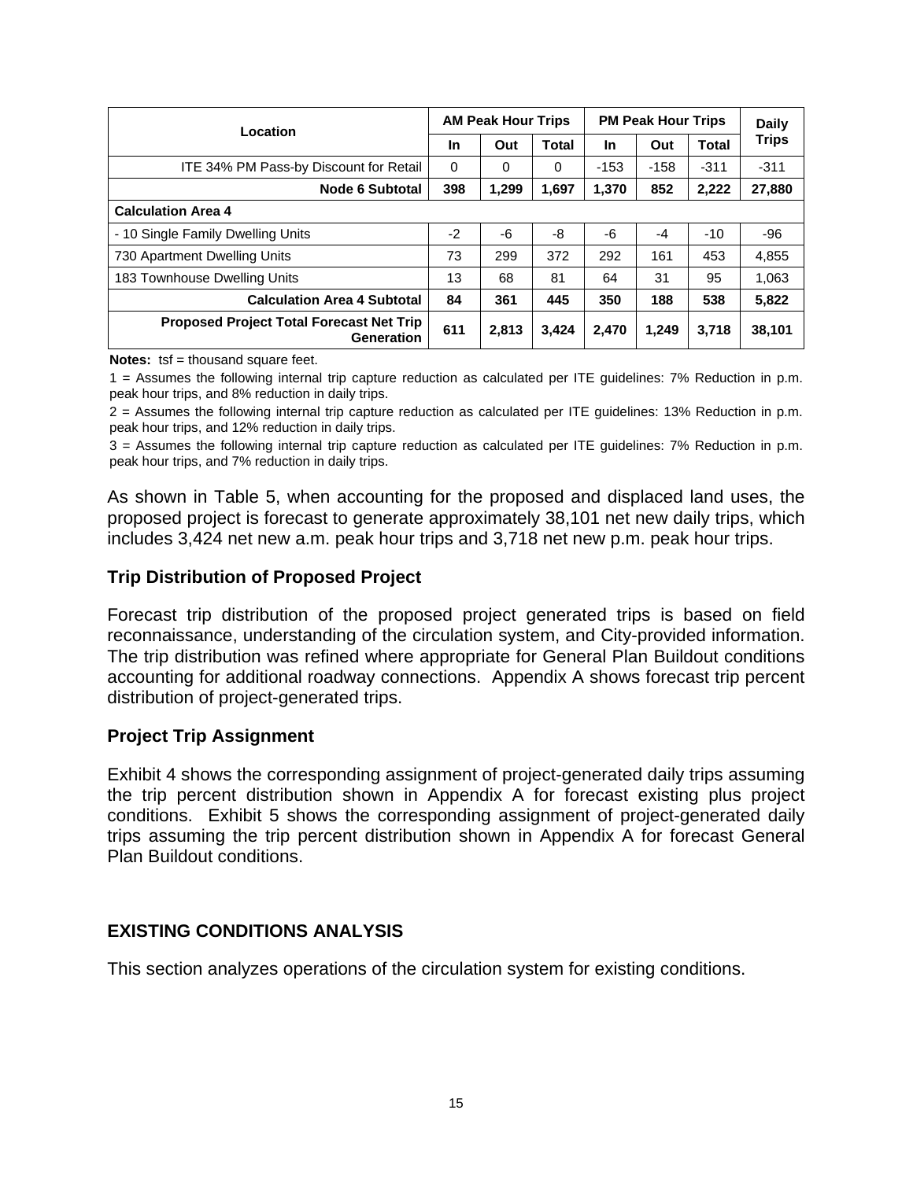| Location | AM Peak Hour Trips | | | PM Peak Hour Trips | | | Daily Trips |
|---|---|---|---|---|---|---|---|
| | In | Out | Total | In | Out | Total | |
| ITE 34% PM Pass-by Discount for Retail | 0 | 0 | 0 | -153 | -158 | -311 | -311 |
| **Node 6 Subtotal** | **398** | **1,299** | **1,697** | **1,370** | **852** | **2,222** | **27,880** |
| **Calculation Area 4** | | | | | | | |
| - 10 Single Family Dwelling Units | -2 | -6 | -8 | -6 | -4 | -10 | -96 |
| 730 Apartment Dwelling Units | 73 | 299 | 372 | 292 | 161 | 453 | 4,855 |
| 183 Townhouse Dwelling Units | 13 | 68 | 81 | 64 | 31 | 95 | 1,063 |
| **Calculation Area 4 Subtotal** | **84** | **361** | **445** | **350** | **188** | **538** | **5,822** |
| **Proposed Project Total Forecast Net Trip Generation** | **611** | **2,813** | **3,424** | **2,470** | **1,249** | **3,718** | **38,101** |

**Notes:** tsf = thousand square feet.

1 = Assumes the following internal trip capture reduction as calculated per ITE guidelines: 7% Reduction in p.m. peak hour trips, and 8% reduction in daily trips.

2 = Assumes the following internal trip capture reduction as calculated per ITE guidelines: 13% Reduction in p.m. peak hour trips, and 12% reduction in daily trips.

3 = Assumes the following internal trip capture reduction as calculated per ITE guidelines: 7% Reduction in p.m. peak hour trips, and 7% reduction in daily trips.

As shown in Table 5, when accounting for the proposed and displaced land uses, the proposed project is forecast to generate approximately 38,101 net new daily trips, which includes 3,424 net new a.m. peak hour trips and 3,718 net new p.m. peak hour trips.

### Trip Distribution of Proposed Project

Forecast trip distribution of the proposed project generated trips is based on field reconnaissance, understanding of the circulation system, and City-provided information. The trip distribution was refined where appropriate for General Plan Buildout conditions accounting for additional roadway connections. Appendix A shows forecast trip percent distribution of project-generated trips.

### Project Trip Assignment

Exhibit 4 shows the corresponding assignment of project-generated daily trips assuming the trip percent distribution shown in Appendix A for forecast existing plus project conditions. Exhibit 5 shows the corresponding assignment of project-generated daily trips assuming the trip percent distribution shown in Appendix A for forecast General Plan Buildout conditions.

## EXISTING CONDITIONS ANALYSIS

This section analyzes operations of the circulation system for existing conditions.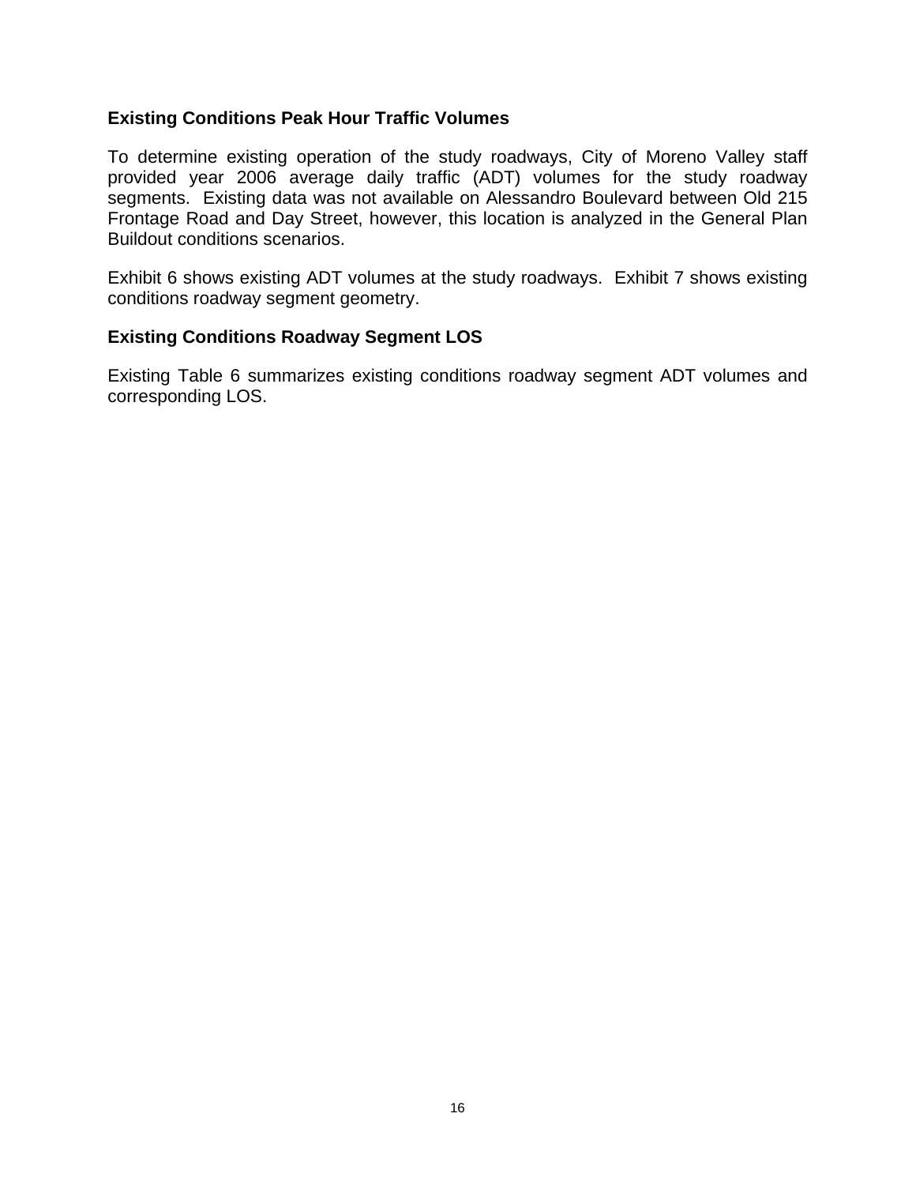### Existing Conditions Peak Hour Traffic Volumes

To determine existing operation of the study roadways, City of Moreno Valley staff provided year 2006 average daily traffic (ADT) volumes for the study roadway segments. Existing data was not available on Alessandro Boulevard between Old 215 Frontage Road and Day Street, however, this location is analyzed in the General Plan Buildout conditions scenarios.

Exhibit 6 shows existing ADT volumes at the study roadways. Exhibit 7 shows existing conditions roadway segment geometry.

### Existing Conditions Roadway Segment LOS

Existing Table 6 summarizes existing conditions roadway segment ADT volumes and corresponding LOS.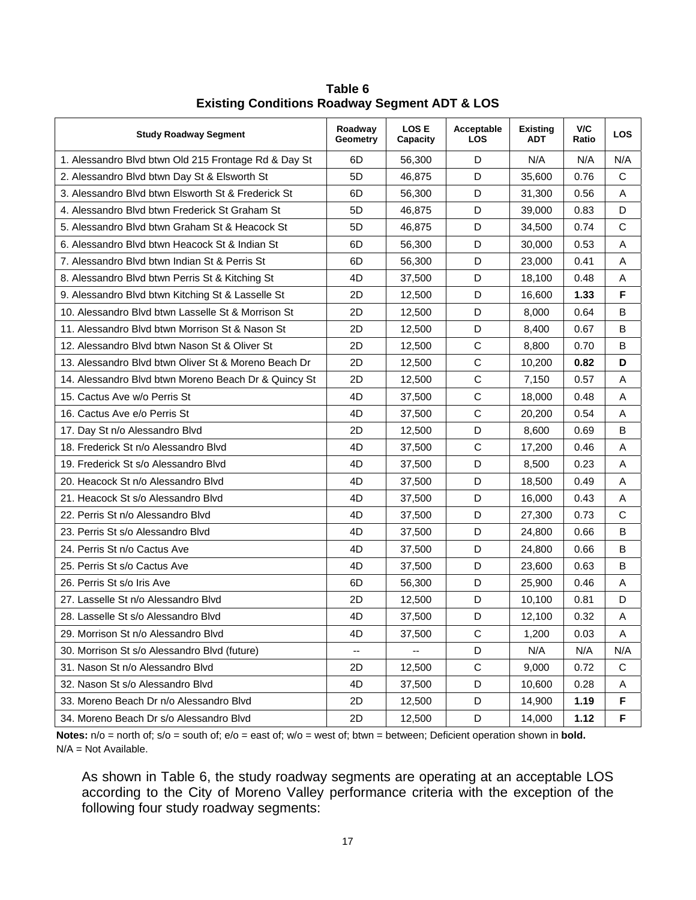**Table 6**
**Existing Conditions Roadway Segment ADT & LOS**

| Study Roadway Segment | Roadway Geometry | LOS E Capacity | Acceptable LOS | Existing ADT | V/C Ratio | LOS |
|---|---|---|---|---|---|---|
| 1. Alessandro Blvd btwn Old 215 Frontage Rd & Day St | 6D | 56,300 | D | N/A | N/A | N/A |
| 2. Alessandro Blvd btwn Day St & Elsworth St | 5D | 46,875 | D | 35,600 | 0.76 | C |
| 3. Alessandro Blvd btwn Elsworth St & Frederick St | 6D | 56,300 | D | 31,300 | 0.56 | A |
| 4. Alessandro Blvd btwn Frederick St Graham St | 5D | 46,875 | D | 39,000 | 0.83 | D |
| 5. Alessandro Blvd btwn Graham St & Heacock St | 5D | 46,875 | D | 34,500 | 0.74 | C |
| 6. Alessandro Blvd btwn Heacock St & Indian St | 6D | 56,300 | D | 30,000 | 0.53 | A |
| 7. Alessandro Blvd btwn Indian St & Perris St | 6D | 56,300 | D | 23,000 | 0.41 | A |
| 8. Alessandro Blvd btwn Perris St & Kitching St | 4D | 37,500 | D | 18,100 | 0.48 | A |
| 9. Alessandro Blvd btwn Kitching St & Lasselle St | 2D | 12,500 | D | 16,600 | **1.33** | **F** |
| 10. Alessandro Blvd btwn Lasselle St & Morrison St | 2D | 12,500 | D | 8,000 | 0.64 | B |
| 11. Alessandro Blvd btwn Morrison St & Nason St | 2D | 12,500 | D | 8,400 | 0.67 | B |
| 12. Alessandro Blvd btwn Nason St & Oliver St | 2D | 12,500 | C | 8,800 | 0.70 | B |
| 13. Alessandro Blvd btwn Oliver St & Moreno Beach Dr | 2D | 12,500 | C | 10,200 | **0.82** | **D** |
| 14. Alessandro Blvd btwn Moreno Beach Dr & Quincy St | 2D | 12,500 | C | 7,150 | 0.57 | A |
| 15. Cactus Ave w/o Perris St | 4D | 37,500 | C | 18,000 | 0.48 | A |
| 16. Cactus Ave e/o Perris St | 4D | 37,500 | C | 20,200 | 0.54 | A |
| 17. Day St n/o Alessandro Blvd | 2D | 12,500 | D | 8,600 | 0.69 | B |
| 18. Frederick St n/o Alessandro Blvd | 4D | 37,500 | C | 17,200 | 0.46 | A |
| 19. Frederick St s/o Alessandro Blvd | 4D | 37,500 | D | 8,500 | 0.23 | A |
| 20. Heacock St n/o Alessandro Blvd | 4D | 37,500 | D | 18,500 | 0.49 | A |
| 21. Heacock St s/o Alessandro Blvd | 4D | 37,500 | D | 16,000 | 0.43 | A |
| 22. Perris St n/o Alessandro Blvd | 4D | 37,500 | D | 27,300 | 0.73 | C |
| 23. Perris St s/o Alessandro Blvd | 4D | 37,500 | D | 24,800 | 0.66 | B |
| 24. Perris St n/o Cactus Ave | 4D | 37,500 | D | 24,800 | 0.66 | B |
| 25. Perris St s/o Cactus Ave | 4D | 37,500 | D | 23,600 | 0.63 | B |
| 26. Perris St s/o Iris Ave | 6D | 56,300 | D | 25,900 | 0.46 | A |
| 27. Lasselle St n/o Alessandro Blvd | 2D | 12,500 | D | 10,100 | 0.81 | D |
| 28. Lasselle St s/o Alessandro Blvd | 4D | 37,500 | D | 12,100 | 0.32 | A |
| 29. Morrison St n/o Alessandro Blvd | 4D | 37,500 | C | 1,200 | 0.03 | A |
| 30. Morrison St s/o Alessandro Blvd (future) | -- | -- | D | N/A | N/A | N/A |
| 31. Nason St n/o Alessandro Blvd | 2D | 12,500 | C | 9,000 | 0.72 | C |
| 32. Nason St s/o Alessandro Blvd | 4D | 37,500 | D | 10,600 | 0.28 | A |
| 33. Moreno Beach Dr n/o Alessandro Blvd | 2D | 12,500 | D | 14,900 | **1.19** | **F** |
| 34. Moreno Beach Dr s/o Alessandro Blvd | 2D | 12,500 | D | 14,000 | **1.12** | **F** |

**Notes:** n/o = north of; s/o = south of; e/o = east of; w/o = west of; btwn = between; Deficient operation shown in **bold.**
N/A = Not Available.

As shown in Table 6, the study roadway segments are operating at an acceptable LOS according to the City of Moreno Valley performance criteria with the exception of the following four study roadway segments: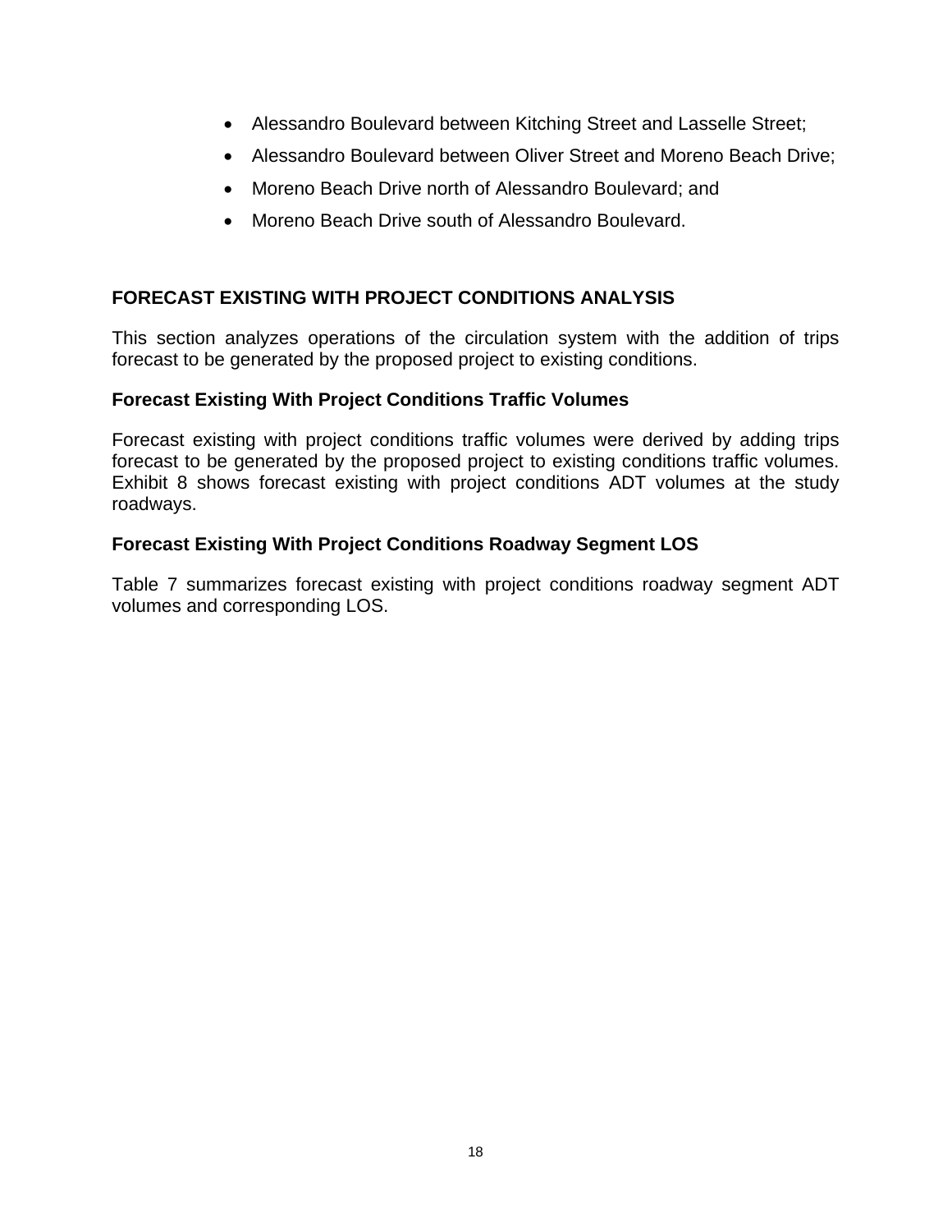- Alessandro Boulevard between Kitching Street and Lasselle Street;
- Alessandro Boulevard between Oliver Street and Moreno Beach Drive;
- Moreno Beach Drive north of Alessandro Boulevard; and
- Moreno Beach Drive south of Alessandro Boulevard.

## FORECAST EXISTING WITH PROJECT CONDITIONS ANALYSIS

This section analyzes operations of the circulation system with the addition of trips forecast to be generated by the proposed project to existing conditions.

### Forecast Existing With Project Conditions Traffic Volumes

Forecast existing with project conditions traffic volumes were derived by adding trips forecast to be generated by the proposed project to existing conditions traffic volumes. Exhibit 8 shows forecast existing with project conditions ADT volumes at the study roadways.

### Forecast Existing With Project Conditions Roadway Segment LOS

Table 7 summarizes forecast existing with project conditions roadway segment ADT volumes and corresponding LOS.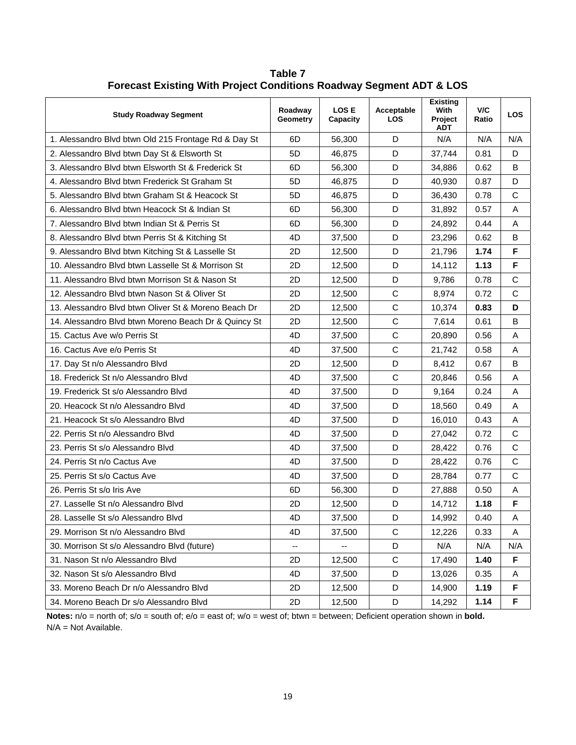**Table 7**
**Forecast Existing With Project Conditions Roadway Segment ADT & LOS**

| Study Roadway Segment | Roadway Geometry | LOS E Capacity | Acceptable LOS | Existing With Project ADT | V/C Ratio | LOS |
|---|---|---|---|---|---|---|
| 1. Alessandro Blvd btwn Old 215 Frontage Rd & Day St | 6D | 56,300 | D | N/A | N/A | N/A |
| 2. Alessandro Blvd btwn Day St & Elsworth St | 5D | 46,875 | D | 37,744 | 0.81 | D |
| 3. Alessandro Blvd btwn Elsworth St & Frederick St | 6D | 56,300 | D | 34,886 | 0.62 | B |
| 4. Alessandro Blvd btwn Frederick St Graham St | 5D | 46,875 | D | 40,930 | 0.87 | D |
| 5. Alessandro Blvd btwn Graham St & Heacock St | 5D | 46,875 | D | 36,430 | 0.78 | C |
| 6. Alessandro Blvd btwn Heacock St & Indian St | 6D | 56,300 | D | 31,892 | 0.57 | A |
| 7. Alessandro Blvd btwn Indian St & Perris St | 6D | 56,300 | D | 24,892 | 0.44 | A |
| 8. Alessandro Blvd btwn Perris St & Kitching St | 4D | 37,500 | D | 23,296 | 0.62 | B |
| 9. Alessandro Blvd btwn Kitching St & Lasselle St | 2D | 12,500 | D | 21,796 | **1.74** | **F** |
| 10. Alessandro Blvd btwn Lasselle St & Morrison St | 2D | 12,500 | D | 14,112 | **1.13** | **F** |
| 11. Alessandro Blvd btwn Morrison St & Nason St | 2D | 12,500 | D | 9,786 | 0.78 | C |
| 12. Alessandro Blvd btwn Nason St & Oliver St | 2D | 12,500 | C | 8,974 | 0.72 | C |
| 13. Alessandro Blvd btwn Oliver St & Moreno Beach Dr | 2D | 12,500 | C | 10,374 | **0.83** | **D** |
| 14. Alessandro Blvd btwn Moreno Beach Dr & Quincy St | 2D | 12,500 | C | 7,614 | 0.61 | B |
| 15. Cactus Ave w/o Perris St | 4D | 37,500 | C | 20,890 | 0.56 | A |
| 16. Cactus Ave e/o Perris St | 4D | 37,500 | C | 21,742 | 0.58 | A |
| 17. Day St n/o Alessandro Blvd | 2D | 12,500 | D | 8,412 | 0.67 | B |
| 18. Frederick St n/o Alessandro Blvd | 4D | 37,500 | C | 20,846 | 0.56 | A |
| 19. Frederick St s/o Alessandro Blvd | 4D | 37,500 | D | 9,164 | 0.24 | A |
| 20. Heacock St n/o Alessandro Blvd | 4D | 37,500 | D | 18,560 | 0.49 | A |
| 21. Heacock St s/o Alessandro Blvd | 4D | 37,500 | D | 16,010 | 0.43 | A |
| 22. Perris St n/o Alessandro Blvd | 4D | 37,500 | D | 27,042 | 0.72 | C |
| 23. Perris St s/o Alessandro Blvd | 4D | 37,500 | D | 28,422 | 0.76 | C |
| 24. Perris St n/o Cactus Ave | 4D | 37,500 | D | 28,422 | 0.76 | C |
| 25. Perris St s/o Cactus Ave | 4D | 37,500 | D | 28,784 | 0.77 | C |
| 26. Perris St s/o Iris Ave | 6D | 56,300 | D | 27,888 | 0.50 | A |
| 27. Lasselle St n/o Alessandro Blvd | 2D | 12,500 | D | 14,712 | **1.18** | **F** |
| 28. Lasselle St s/o Alessandro Blvd | 4D | 37,500 | D | 14,992 | 0.40 | A |
| 29. Morrison St n/o Alessandro Blvd | 4D | 37,500 | C | 12,226 | 0.33 | A |
| 30. Morrison St s/o Alessandro Blvd (future) | -- | -- | D | N/A | N/A | N/A |
| 31. Nason St n/o Alessandro Blvd | 2D | 12,500 | C | 17,490 | **1.40** | **F** |
| 32. Nason St s/o Alessandro Blvd | 4D | 37,500 | D | 13,026 | 0.35 | A |
| 33. Moreno Beach Dr n/o Alessandro Blvd | 2D | 12,500 | D | 14,900 | **1.19** | **F** |
| 34. Moreno Beach Dr s/o Alessandro Blvd | 2D | 12,500 | D | 14,292 | **1.14** | **F** |

**Notes:** n/o = north of; s/o = south of; e/o = east of; w/o = west of; btwn = between; Deficient operation shown in **bold.**
N/A = Not Available.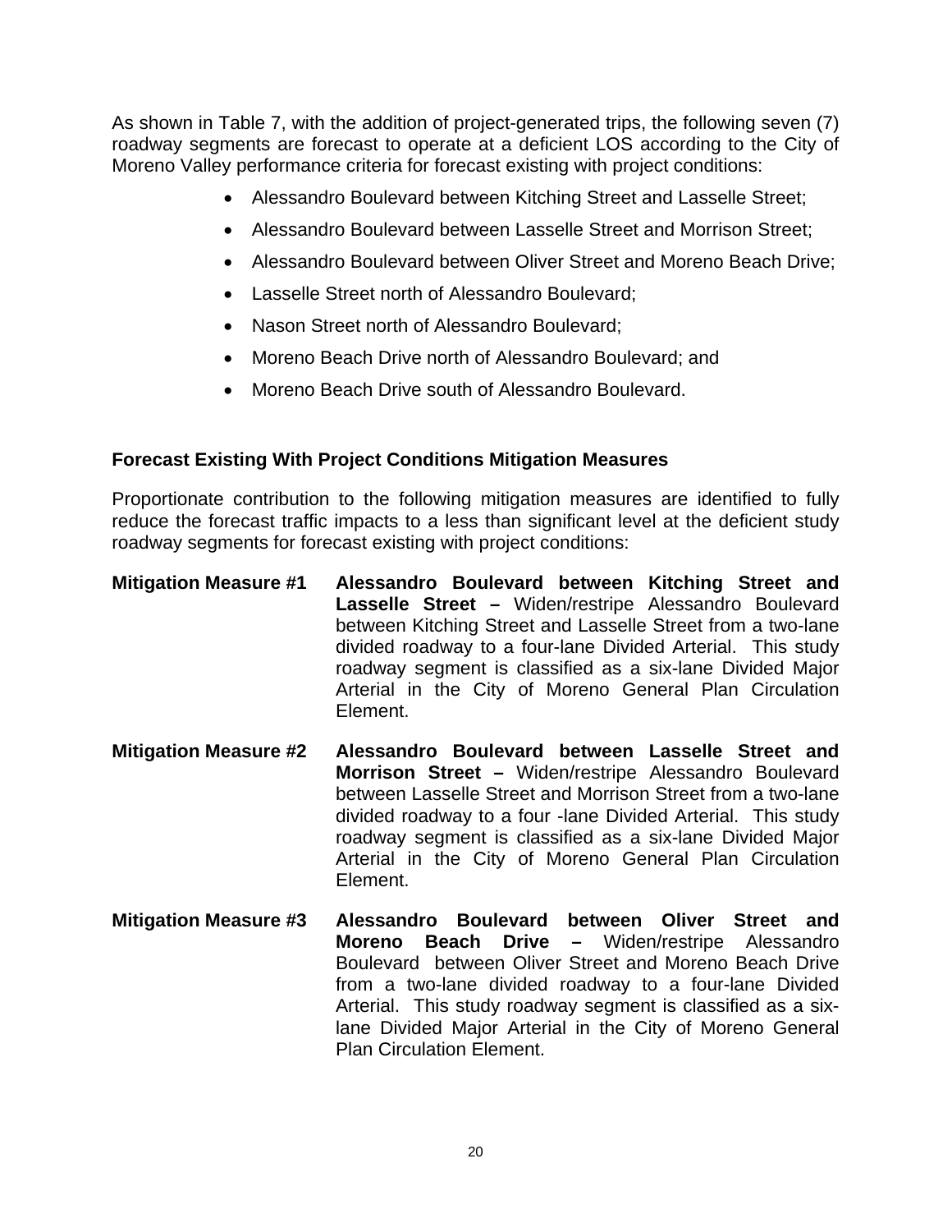As shown in Table 7, with the addition of project-generated trips, the following seven (7) roadway segments are forecast to operate at a deficient LOS according to the City of Moreno Valley performance criteria for forecast existing with project conditions:

- Alessandro Boulevard between Kitching Street and Lasselle Street;
- Alessandro Boulevard between Lasselle Street and Morrison Street;
- Alessandro Boulevard between Oliver Street and Moreno Beach Drive;
- Lasselle Street north of Alessandro Boulevard;
- Nason Street north of Alessandro Boulevard;
- Moreno Beach Drive north of Alessandro Boulevard; and
- Moreno Beach Drive south of Alessandro Boulevard.

**Forecast Existing With Project Conditions Mitigation Measures**

Proportionate contribution to the following mitigation measures are identified to fully reduce the forecast traffic impacts to a less than significant level at the deficient study roadway segments for forecast existing with project conditions:

**Mitigation Measure #1** **Alessandro Boulevard between Kitching Street and Lasselle Street –** Widen/restripe Alessandro Boulevard between Kitching Street and Lasselle Street from a two-lane divided roadway to a four-lane Divided Arterial. This study roadway segment is classified as a six-lane Divided Major Arterial in the City of Moreno General Plan Circulation Element.

**Mitigation Measure #2** **Alessandro Boulevard between Lasselle Street and Morrison Street –** Widen/restripe Alessandro Boulevard between Lasselle Street and Morrison Street from a two-lane divided roadway to a four -lane Divided Arterial. This study roadway segment is classified as a six-lane Divided Major Arterial in the City of Moreno General Plan Circulation Element.

**Mitigation Measure #3** **Alessandro Boulevard between Oliver Street and Moreno Beach Drive –** Widen/restripe Alessandro Boulevard between Oliver Street and Moreno Beach Drive from a two-lane divided roadway to a four-lane Divided Arterial. This study roadway segment is classified as a six-lane Divided Major Arterial in the City of Moreno General Plan Circulation Element.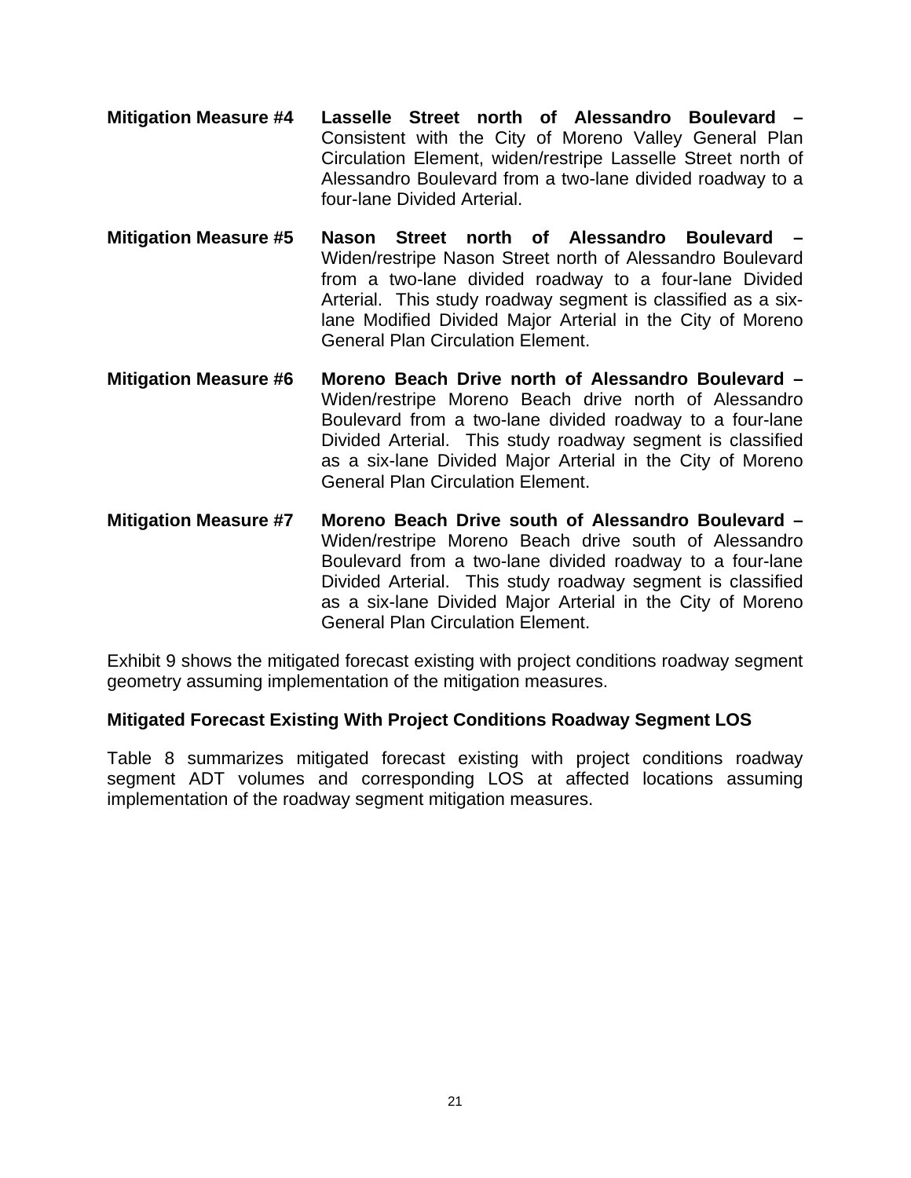**Mitigation Measure #4** **Lasselle Street north of Alessandro Boulevard –** Consistent with the City of Moreno Valley General Plan Circulation Element, widen/restripe Lasselle Street north of Alessandro Boulevard from a two-lane divided roadway to a four-lane Divided Arterial.

**Mitigation Measure #5** **Nason Street north of Alessandro Boulevard –** Widen/restripe Nason Street north of Alessandro Boulevard from a two-lane divided roadway to a four-lane Divided Arterial. This study roadway segment is classified as a six-lane Modified Divided Major Arterial in the City of Moreno General Plan Circulation Element.

**Mitigation Measure #6** **Moreno Beach Drive north of Alessandro Boulevard –** Widen/restripe Moreno Beach drive north of Alessandro Boulevard from a two-lane divided roadway to a four-lane Divided Arterial. This study roadway segment is classified as a six-lane Divided Major Arterial in the City of Moreno General Plan Circulation Element.

**Mitigation Measure #7** **Moreno Beach Drive south of Alessandro Boulevard –** Widen/restripe Moreno Beach drive south of Alessandro Boulevard from a two-lane divided roadway to a four-lane Divided Arterial. This study roadway segment is classified as a six-lane Divided Major Arterial in the City of Moreno General Plan Circulation Element.

Exhibit 9 shows the mitigated forecast existing with project conditions roadway segment geometry assuming implementation of the mitigation measures.

**Mitigated Forecast Existing With Project Conditions Roadway Segment LOS**

Table 8 summarizes mitigated forecast existing with project conditions roadway segment ADT volumes and corresponding LOS at affected locations assuming implementation of the roadway segment mitigation measures.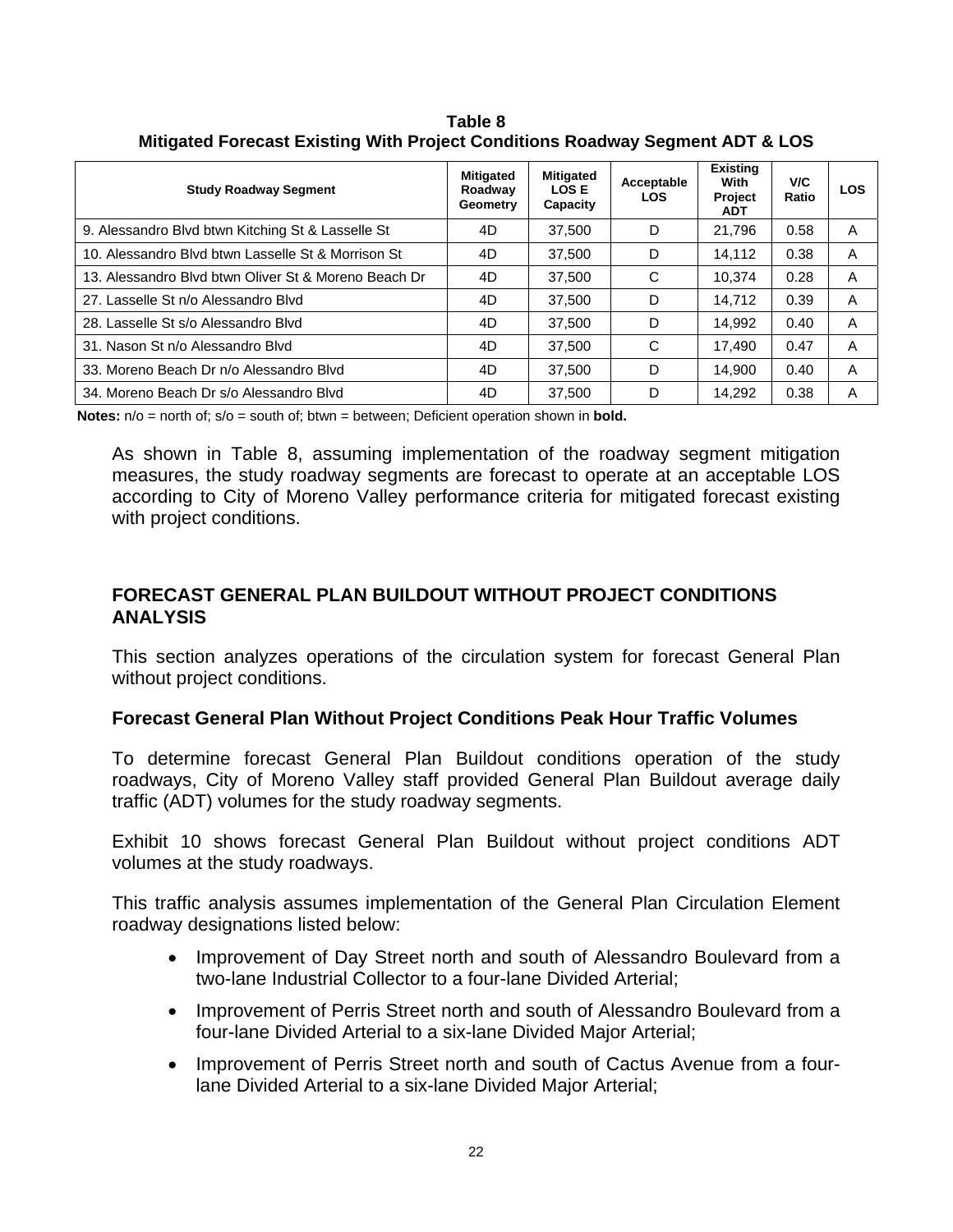**Table 8**
**Mitigated Forecast Existing With Project Conditions Roadway Segment ADT & LOS**

| Study Roadway Segment | Mitigated Roadway Geometry | Mitigated LOS E Capacity | Acceptable LOS | Existing With Project ADT | V/C Ratio | LOS |
|---|---|---|---|---|---|---|
| 9. Alessandro Blvd btwn Kitching St & Lasselle St | 4D | 37,500 | D | 21,796 | 0.58 | A |
| 10. Alessandro Blvd btwn Lasselle St & Morrison St | 4D | 37,500 | D | 14,112 | 0.38 | A |
| 13. Alessandro Blvd btwn Oliver St & Moreno Beach Dr | 4D | 37,500 | C | 10,374 | 0.28 | A |
| 27. Lasselle St n/o Alessandro Blvd | 4D | 37,500 | D | 14,712 | 0.39 | A |
| 28. Lasselle St s/o Alessandro Blvd | 4D | 37,500 | D | 14,992 | 0.40 | A |
| 31. Nason St n/o Alessandro Blvd | 4D | 37,500 | C | 17,490 | 0.47 | A |
| 33. Moreno Beach Dr n/o Alessandro Blvd | 4D | 37,500 | D | 14,900 | 0.40 | A |
| 34. Moreno Beach Dr s/o Alessandro Blvd | 4D | 37,500 | D | 14,292 | 0.38 | A |

**Notes:** n/o = north of; s/o = south of; btwn = between; Deficient operation shown in **bold.**

As shown in Table 8, assuming implementation of the roadway segment mitigation measures, the study roadway segments are forecast to operate at an acceptable LOS according to City of Moreno Valley performance criteria for mitigated forecast existing with project conditions.

## FORECAST GENERAL PLAN BUILDOUT WITHOUT PROJECT CONDITIONS ANALYSIS

This section analyzes operations of the circulation system for forecast General Plan without project conditions.

### Forecast General Plan Without Project Conditions Peak Hour Traffic Volumes

To determine forecast General Plan Buildout conditions operation of the study roadways, City of Moreno Valley staff provided General Plan Buildout average daily traffic (ADT) volumes for the study roadway segments.

Exhibit 10 shows forecast General Plan Buildout without project conditions ADT volumes at the study roadways.

This traffic analysis assumes implementation of the General Plan Circulation Element roadway designations listed below:

- Improvement of Day Street north and south of Alessandro Boulevard from a two-lane Industrial Collector to a four-lane Divided Arterial;
- Improvement of Perris Street north and south of Alessandro Boulevard from a four-lane Divided Arterial to a six-lane Divided Major Arterial;
- Improvement of Perris Street north and south of Cactus Avenue from a four-lane Divided Arterial to a six-lane Divided Major Arterial;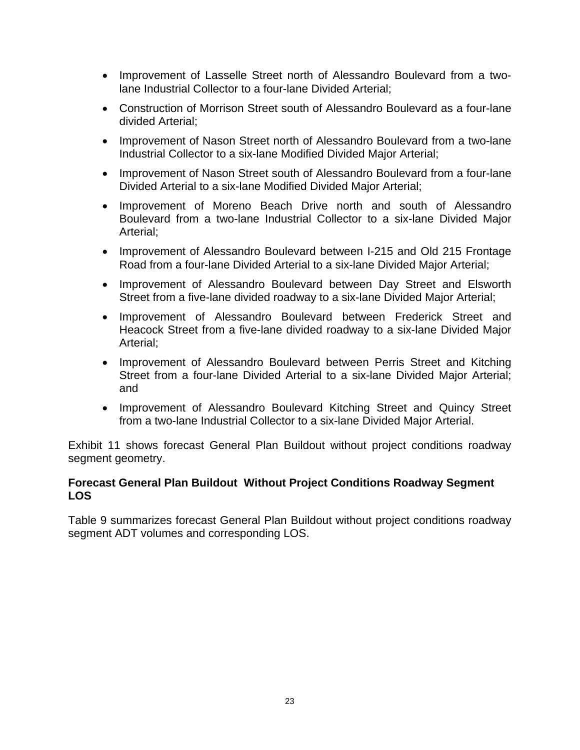- Improvement of Lasselle Street north of Alessandro Boulevard from a two-lane Industrial Collector to a four-lane Divided Arterial;
- Construction of Morrison Street south of Alessandro Boulevard as a four-lane divided Arterial;
- Improvement of Nason Street north of Alessandro Boulevard from a two-lane Industrial Collector to a six-lane Modified Divided Major Arterial;
- Improvement of Nason Street south of Alessandro Boulevard from a four-lane Divided Arterial to a six-lane Modified Divided Major Arterial;
- Improvement of Moreno Beach Drive north and south of Alessandro Boulevard from a two-lane Industrial Collector to a six-lane Divided Major Arterial;
- Improvement of Alessandro Boulevard between I-215 and Old 215 Frontage Road from a four-lane Divided Arterial to a six-lane Divided Major Arterial;
- Improvement of Alessandro Boulevard between Day Street and Elsworth Street from a five-lane divided roadway to a six-lane Divided Major Arterial;
- Improvement of Alessandro Boulevard between Frederick Street and Heacock Street from a five-lane divided roadway to a six-lane Divided Major Arterial;
- Improvement of Alessandro Boulevard between Perris Street and Kitching Street from a four-lane Divided Arterial to a six-lane Divided Major Arterial; and
- Improvement of Alessandro Boulevard Kitching Street and Quincy Street from a two-lane Industrial Collector to a six-lane Divided Major Arterial.

Exhibit 11 shows forecast General Plan Buildout without project conditions roadway segment geometry.

**Forecast General Plan Buildout Without Project Conditions Roadway Segment LOS**

Table 9 summarizes forecast General Plan Buildout without project conditions roadway segment ADT volumes and corresponding LOS.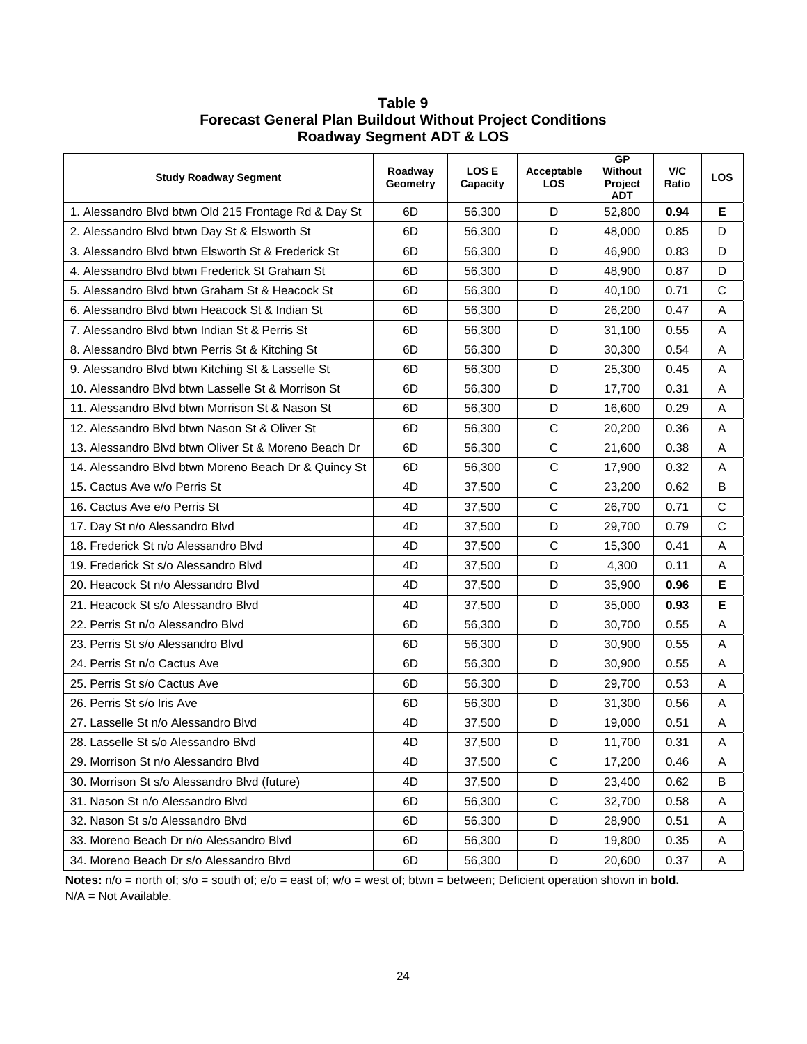**Table 9**
**Forecast General Plan Buildout Without Project Conditions**
**Roadway Segment ADT & LOS**

| Study Roadway Segment | Roadway Geometry | LOS E Capacity | Acceptable LOS | GP Without Project ADT | V/C Ratio | LOS |
|---|---|---|---|---|---|---|
| 1. Alessandro Blvd btwn Old 215 Frontage Rd & Day St | 6D | 56,300 | D | 52,800 | **0.94** | **E** |
| 2. Alessandro Blvd btwn Day St & Elsworth St | 6D | 56,300 | D | 48,000 | 0.85 | D |
| 3. Alessandro Blvd btwn Elsworth St & Frederick St | 6D | 56,300 | D | 46,900 | 0.83 | D |
| 4. Alessandro Blvd btwn Frederick St Graham St | 6D | 56,300 | D | 48,900 | 0.87 | D |
| 5. Alessandro Blvd btwn Graham St & Heacock St | 6D | 56,300 | D | 40,100 | 0.71 | C |
| 6. Alessandro Blvd btwn Heacock St & Indian St | 6D | 56,300 | D | 26,200 | 0.47 | A |
| 7. Alessandro Blvd btwn Indian St & Perris St | 6D | 56,300 | D | 31,100 | 0.55 | A |
| 8. Alessandro Blvd btwn Perris St & Kitching St | 6D | 56,300 | D | 30,300 | 0.54 | A |
| 9. Alessandro Blvd btwn Kitching St & Lasselle St | 6D | 56,300 | D | 25,300 | 0.45 | A |
| 10. Alessandro Blvd btwn Lasselle St & Morrison St | 6D | 56,300 | D | 17,700 | 0.31 | A |
| 11. Alessandro Blvd btwn Morrison St & Nason St | 6D | 56,300 | D | 16,600 | 0.29 | A |
| 12. Alessandro Blvd btwn Nason St & Oliver St | 6D | 56,300 | C | 20,200 | 0.36 | A |
| 13. Alessandro Blvd btwn Oliver St & Moreno Beach Dr | 6D | 56,300 | C | 21,600 | 0.38 | A |
| 14. Alessandro Blvd btwn Moreno Beach Dr & Quincy St | 6D | 56,300 | C | 17,900 | 0.32 | A |
| 15. Cactus Ave w/o Perris St | 4D | 37,500 | C | 23,200 | 0.62 | B |
| 16. Cactus Ave e/o Perris St | 4D | 37,500 | C | 26,700 | 0.71 | C |
| 17. Day St n/o Alessandro Blvd | 4D | 37,500 | D | 29,700 | 0.79 | C |
| 18. Frederick St n/o Alessandro Blvd | 4D | 37,500 | C | 15,300 | 0.41 | A |
| 19. Frederick St s/o Alessandro Blvd | 4D | 37,500 | D | 4,300 | 0.11 | A |
| 20. Heacock St n/o Alessandro Blvd | 4D | 37,500 | D | 35,900 | **0.96** | **E** |
| 21. Heacock St s/o Alessandro Blvd | 4D | 37,500 | D | 35,000 | **0.93** | **E** |
| 22. Perris St n/o Alessandro Blvd | 6D | 56,300 | D | 30,700 | 0.55 | A |
| 23. Perris St s/o Alessandro Blvd | 6D | 56,300 | D | 30,900 | 0.55 | A |
| 24. Perris St n/o Cactus Ave | 6D | 56,300 | D | 30,900 | 0.55 | A |
| 25. Perris St s/o Cactus Ave | 6D | 56,300 | D | 29,700 | 0.53 | A |
| 26. Perris St s/o Iris Ave | 6D | 56,300 | D | 31,300 | 0.56 | A |
| 27. Lasselle St n/o Alessandro Blvd | 4D | 37,500 | D | 19,000 | 0.51 | A |
| 28. Lasselle St s/o Alessandro Blvd | 4D | 37,500 | D | 11,700 | 0.31 | A |
| 29. Morrison St n/o Alessandro Blvd | 4D | 37,500 | C | 17,200 | 0.46 | A |
| 30. Morrison St s/o Alessandro Blvd (future) | 4D | 37,500 | D | 23,400 | 0.62 | B |
| 31. Nason St n/o Alessandro Blvd | 6D | 56,300 | C | 32,700 | 0.58 | A |
| 32. Nason St s/o Alessandro Blvd | 6D | 56,300 | D | 28,900 | 0.51 | A |
| 33. Moreno Beach Dr n/o Alessandro Blvd | 6D | 56,300 | D | 19,800 | 0.35 | A |
| 34. Moreno Beach Dr s/o Alessandro Blvd | 6D | 56,300 | D | 20,600 | 0.37 | A |

**Notes:** n/o = north of; s/o = south of; e/o = east of; w/o = west of; btwn = between; Deficient operation shown in **bold.**
N/A = Not Available.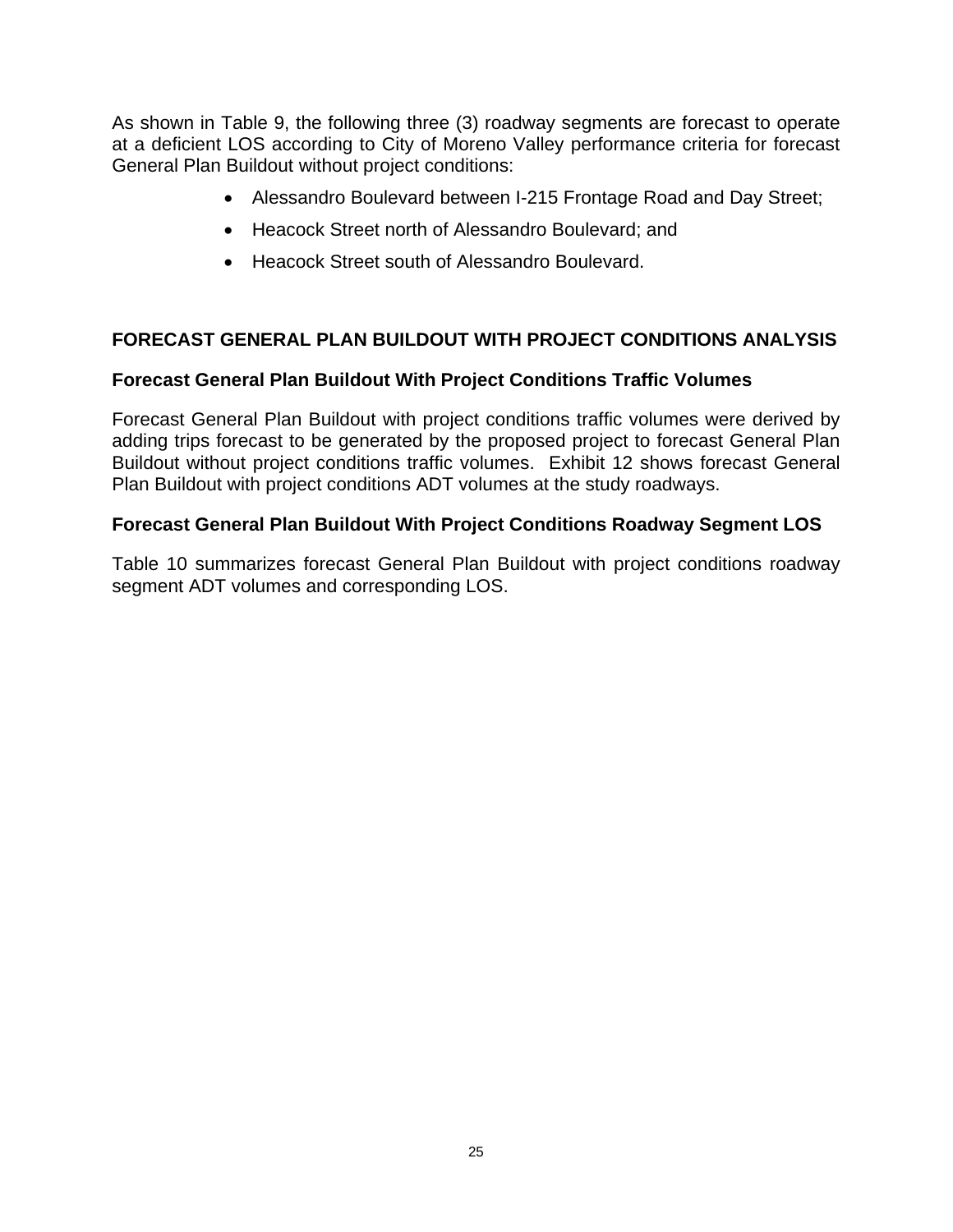As shown in Table 9, the following three (3) roadway segments are forecast to operate at a deficient LOS according to City of Moreno Valley performance criteria for forecast General Plan Buildout without project conditions:

- Alessandro Boulevard between I-215 Frontage Road and Day Street;
- Heacock Street north of Alessandro Boulevard; and
- Heacock Street south of Alessandro Boulevard.

## FORECAST GENERAL PLAN BUILDOUT WITH PROJECT CONDITIONS ANALYSIS

### Forecast General Plan Buildout With Project Conditions Traffic Volumes

Forecast General Plan Buildout with project conditions traffic volumes were derived by adding trips forecast to be generated by the proposed project to forecast General Plan Buildout without project conditions traffic volumes. Exhibit 12 shows forecast General Plan Buildout with project conditions ADT volumes at the study roadways.

### Forecast General Plan Buildout With Project Conditions Roadway Segment LOS

Table 10 summarizes forecast General Plan Buildout with project conditions roadway segment ADT volumes and corresponding LOS.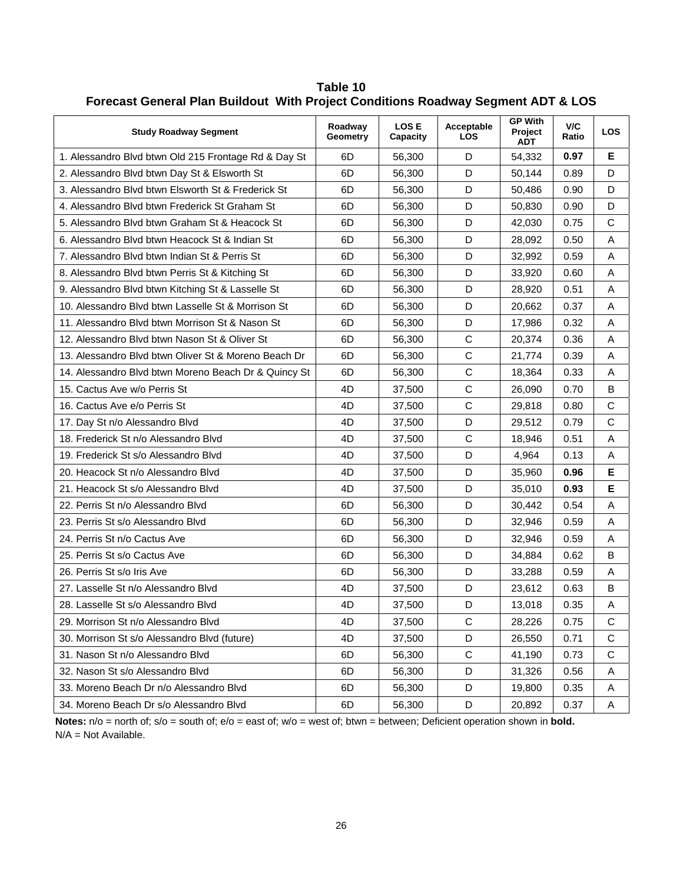**Table 10**
**Forecast General Plan Buildout With Project Conditions Roadway Segment ADT & LOS**

| Study Roadway Segment | Roadway Geometry | LOS E Capacity | Acceptable LOS | GP With Project ADT | V/C Ratio | LOS |
|---|---|---|---|---|---|---|
| 1. Alessandro Blvd btwn Old 215 Frontage Rd & Day St | 6D | 56,300 | D | 54,332 | **0.97** | **E** |
| 2. Alessandro Blvd btwn Day St & Elsworth St | 6D | 56,300 | D | 50,144 | 0.89 | D |
| 3. Alessandro Blvd btwn Elsworth St & Frederick St | 6D | 56,300 | D | 50,486 | 0.90 | D |
| 4. Alessandro Blvd btwn Frederick St Graham St | 6D | 56,300 | D | 50,830 | 0.90 | D |
| 5. Alessandro Blvd btwn Graham St & Heacock St | 6D | 56,300 | D | 42,030 | 0.75 | C |
| 6. Alessandro Blvd btwn Heacock St & Indian St | 6D | 56,300 | D | 28,092 | 0.50 | A |
| 7. Alessandro Blvd btwn Indian St & Perris St | 6D | 56,300 | D | 32,992 | 0.59 | A |
| 8. Alessandro Blvd btwn Perris St & Kitching St | 6D | 56,300 | D | 33,920 | 0.60 | A |
| 9. Alessandro Blvd btwn Kitching St & Lasselle St | 6D | 56,300 | D | 28,920 | 0.51 | A |
| 10. Alessandro Blvd btwn Lasselle St & Morrison St | 6D | 56,300 | D | 20,662 | 0.37 | A |
| 11. Alessandro Blvd btwn Morrison St & Nason St | 6D | 56,300 | D | 17,986 | 0.32 | A |
| 12. Alessandro Blvd btwn Nason St & Oliver St | 6D | 56,300 | C | 20,374 | 0.36 | A |
| 13. Alessandro Blvd btwn Oliver St & Moreno Beach Dr | 6D | 56,300 | C | 21,774 | 0.39 | A |
| 14. Alessandro Blvd btwn Moreno Beach Dr & Quincy St | 6D | 56,300 | C | 18,364 | 0.33 | A |
| 15. Cactus Ave w/o Perris St | 4D | 37,500 | C | 26,090 | 0.70 | B |
| 16. Cactus Ave e/o Perris St | 4D | 37,500 | C | 29,818 | 0.80 | C |
| 17. Day St n/o Alessandro Blvd | 4D | 37,500 | D | 29,512 | 0.79 | C |
| 18. Frederick St n/o Alessandro Blvd | 4D | 37,500 | C | 18,946 | 0.51 | A |
| 19. Frederick St s/o Alessandro Blvd | 4D | 37,500 | D | 4,964 | 0.13 | A |
| 20. Heacock St n/o Alessandro Blvd | 4D | 37,500 | D | 35,960 | **0.96** | **E** |
| 21. Heacock St s/o Alessandro Blvd | 4D | 37,500 | D | 35,010 | **0.93** | **E** |
| 22. Perris St n/o Alessandro Blvd | 6D | 56,300 | D | 30,442 | 0.54 | A |
| 23. Perris St s/o Alessandro Blvd | 6D | 56,300 | D | 32,946 | 0.59 | A |
| 24. Perris St n/o Cactus Ave | 6D | 56,300 | D | 32,946 | 0.59 | A |
| 25. Perris St s/o Cactus Ave | 6D | 56,300 | D | 34,884 | 0.62 | B |
| 26. Perris St s/o Iris Ave | 6D | 56,300 | D | 33,288 | 0.59 | A |
| 27. Lasselle St n/o Alessandro Blvd | 4D | 37,500 | D | 23,612 | 0.63 | B |
| 28. Lasselle St s/o Alessandro Blvd | 4D | 37,500 | D | 13,018 | 0.35 | A |
| 29. Morrison St n/o Alessandro Blvd | 4D | 37,500 | C | 28,226 | 0.75 | C |
| 30. Morrison St s/o Alessandro Blvd (future) | 4D | 37,500 | D | 26,550 | 0.71 | C |
| 31. Nason St n/o Alessandro Blvd | 6D | 56,300 | C | 41,190 | 0.73 | C |
| 32. Nason St s/o Alessandro Blvd | 6D | 56,300 | D | 31,326 | 0.56 | A |
| 33. Moreno Beach Dr n/o Alessandro Blvd | 6D | 56,300 | D | 19,800 | 0.35 | A |
| 34. Moreno Beach Dr s/o Alessandro Blvd | 6D | 56,300 | D | 20,892 | 0.37 | A |

**Notes:** n/o = north of; s/o = south of; e/o = east of; w/o = west of; btwn = between; Deficient operation shown in **bold.**
N/A = Not Available.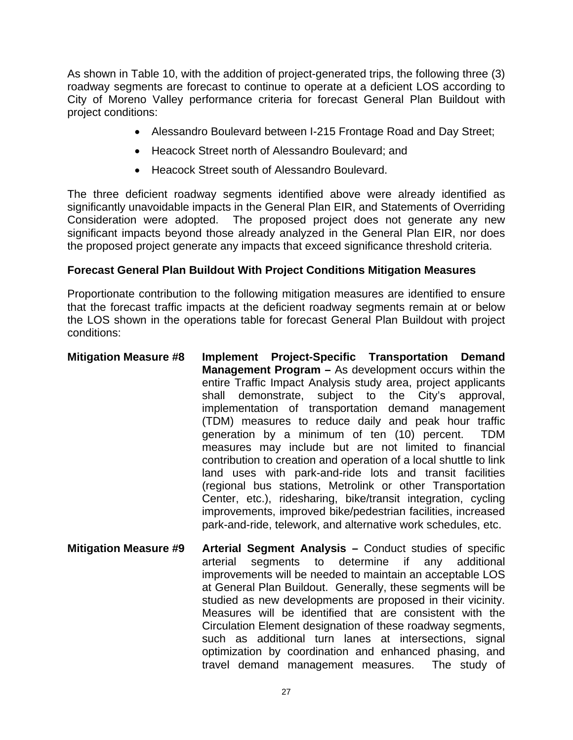As shown in Table 10, with the addition of project-generated trips, the following three (3) roadway segments are forecast to continue to operate at a deficient LOS according to City of Moreno Valley performance criteria for forecast General Plan Buildout with project conditions:

- Alessandro Boulevard between I-215 Frontage Road and Day Street;
- Heacock Street north of Alessandro Boulevard; and
- Heacock Street south of Alessandro Boulevard.

The three deficient roadway segments identified above were already identified as significantly unavoidable impacts in the General Plan EIR, and Statements of Overriding Consideration were adopted. The proposed project does not generate any new significant impacts beyond those already analyzed in the General Plan EIR, nor does the proposed project generate any impacts that exceed significance threshold criteria.

**Forecast General Plan Buildout With Project Conditions Mitigation Measures**

Proportionate contribution to the following mitigation measures are identified to ensure that the forecast traffic impacts at the deficient roadway segments remain at or below the LOS shown in the operations table for forecast General Plan Buildout with project conditions:

**Mitigation Measure #8** **Implement Project-Specific Transportation Demand Management Program –** As development occurs within the entire Traffic Impact Analysis study area, project applicants shall demonstrate, subject to the City's approval, implementation of transportation demand management (TDM) measures to reduce daily and peak hour traffic generation by a minimum of ten (10) percent. TDM measures may include but are not limited to financial contribution to creation and operation of a local shuttle to link land uses with park-and-ride lots and transit facilities (regional bus stations, Metrolink or other Transportation Center, etc.), ridesharing, bike/transit integration, cycling improvements, improved bike/pedestrian facilities, increased park-and-ride, telework, and alternative work schedules, etc.

**Mitigation Measure #9** **Arterial Segment Analysis –** Conduct studies of specific arterial segments to determine if any additional improvements will be needed to maintain an acceptable LOS at General Plan Buildout. Generally, these segments will be studied as new developments are proposed in their vicinity. Measures will be identified that are consistent with the Circulation Element designation of these roadway segments, such as additional turn lanes at intersections, signal optimization by coordination and enhanced phasing, and travel demand management measures. The study of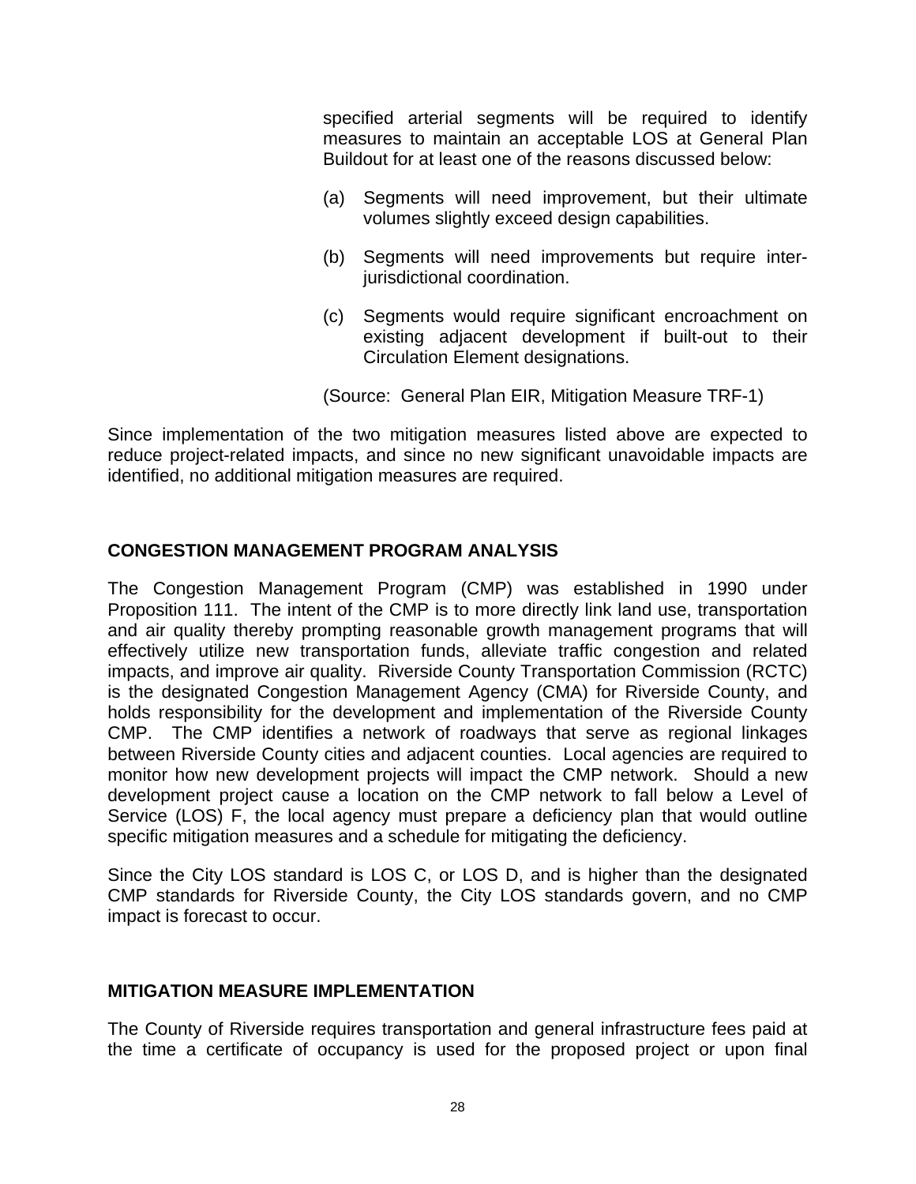specified arterial segments will be required to identify measures to maintain an acceptable LOS at General Plan Buildout for at least one of the reasons discussed below:

(a) Segments will need improvement, but their ultimate volumes slightly exceed design capabilities.

(b) Segments will need improvements but require inter-jurisdictional coordination.

(c) Segments would require significant encroachment on existing adjacent development if built-out to their Circulation Element designations.

(Source: General Plan EIR, Mitigation Measure TRF-1)

Since implementation of the two mitigation measures listed above are expected to reduce project-related impacts, and since no new significant unavoidable impacts are identified, no additional mitigation measures are required.

## CONGESTION MANAGEMENT PROGRAM ANALYSIS

The Congestion Management Program (CMP) was established in 1990 under Proposition 111. The intent of the CMP is to more directly link land use, transportation and air quality thereby prompting reasonable growth management programs that will effectively utilize new transportation funds, alleviate traffic congestion and related impacts, and improve air quality. Riverside County Transportation Commission (RCTC) is the designated Congestion Management Agency (CMA) for Riverside County, and holds responsibility for the development and implementation of the Riverside County CMP. The CMP identifies a network of roadways that serve as regional linkages between Riverside County cities and adjacent counties. Local agencies are required to monitor how new development projects will impact the CMP network. Should a new development project cause a location on the CMP network to fall below a Level of Service (LOS) F, the local agency must prepare a deficiency plan that would outline specific mitigation measures and a schedule for mitigating the deficiency.

Since the City LOS standard is LOS C, or LOS D, and is higher than the designated CMP standards for Riverside County, the City LOS standards govern, and no CMP impact is forecast to occur.

## MITIGATION MEASURE IMPLEMENTATION

The County of Riverside requires transportation and general infrastructure fees paid at the time a certificate of occupancy is used for the proposed project or upon final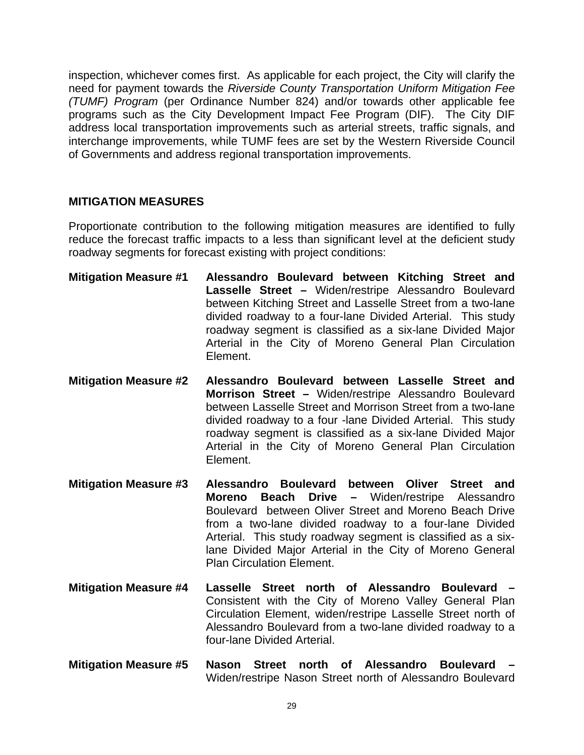inspection, whichever comes first. As applicable for each project, the City will clarify the need for payment towards the *Riverside County Transportation Uniform Mitigation Fee (TUMF) Program* (per Ordinance Number 824) and/or towards other applicable fee programs such as the City Development Impact Fee Program (DIF). The City DIF address local transportation improvements such as arterial streets, traffic signals, and interchange improvements, while TUMF fees are set by the Western Riverside Council of Governments and address regional transportation improvements.

## MITIGATION MEASURES

Proportionate contribution to the following mitigation measures are identified to fully reduce the forecast traffic impacts to a less than significant level at the deficient study roadway segments for forecast existing with project conditions:

**Mitigation Measure #1** **Alessandro Boulevard between Kitching Street and Lasselle Street –** Widen/restripe Alessandro Boulevard between Kitching Street and Lasselle Street from a two-lane divided roadway to a four-lane Divided Arterial. This study roadway segment is classified as a six-lane Divided Major Arterial in the City of Moreno General Plan Circulation Element.

**Mitigation Measure #2** **Alessandro Boulevard between Lasselle Street and Morrison Street –** Widen/restripe Alessandro Boulevard between Lasselle Street and Morrison Street from a two-lane divided roadway to a four -lane Divided Arterial. This study roadway segment is classified as a six-lane Divided Major Arterial in the City of Moreno General Plan Circulation Element.

**Mitigation Measure #3** **Alessandro Boulevard between Oliver Street and Moreno Beach Drive –** Widen/restripe Alessandro Boulevard between Oliver Street and Moreno Beach Drive from a two-lane divided roadway to a four-lane Divided Arterial. This study roadway segment is classified as a six-lane Divided Major Arterial in the City of Moreno General Plan Circulation Element.

**Mitigation Measure #4** **Lasselle Street north of Alessandro Boulevard –** Consistent with the City of Moreno Valley General Plan Circulation Element, widen/restripe Lasselle Street north of Alessandro Boulevard from a two-lane divided roadway to a four-lane Divided Arterial.

**Mitigation Measure #5** **Nason Street north of Alessandro Boulevard –** Widen/restripe Nason Street north of Alessandro Boulevard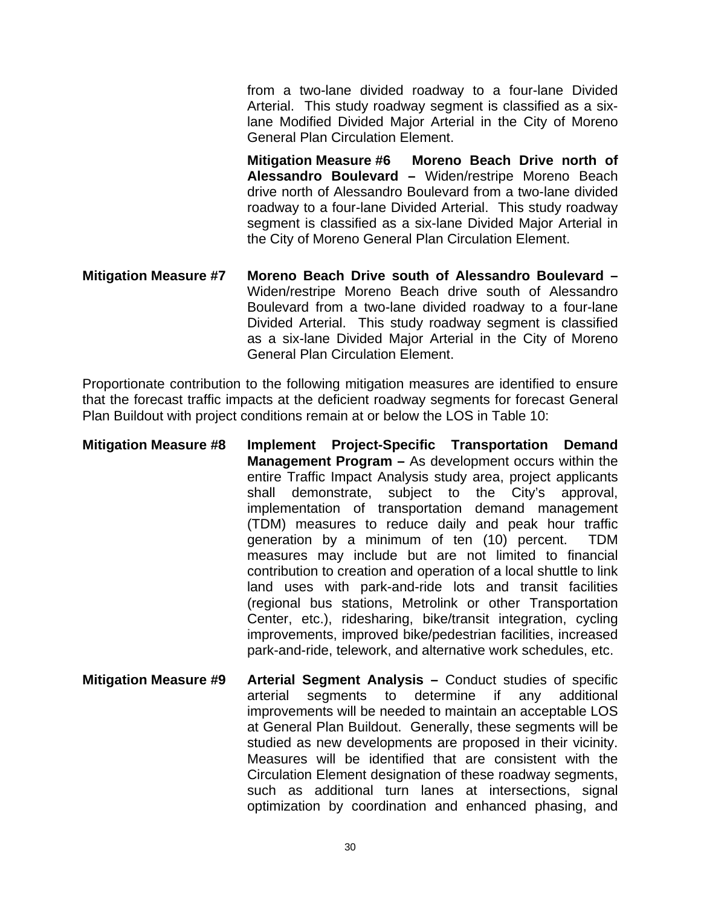from a two-lane divided roadway to a four-lane Divided Arterial. This study roadway segment is classified as a six-lane Modified Divided Major Arterial in the City of Moreno General Plan Circulation Element.

**Mitigation Measure #6 Moreno Beach Drive north of Alessandro Boulevard –** Widen/restripe Moreno Beach drive north of Alessandro Boulevard from a two-lane divided roadway to a four-lane Divided Arterial. This study roadway segment is classified as a six-lane Divided Major Arterial in the City of Moreno General Plan Circulation Element.

**Mitigation Measure #7** **Moreno Beach Drive south of Alessandro Boulevard –** Widen/restripe Moreno Beach drive south of Alessandro Boulevard from a two-lane divided roadway to a four-lane Divided Arterial. This study roadway segment is classified as a six-lane Divided Major Arterial in the City of Moreno General Plan Circulation Element.

Proportionate contribution to the following mitigation measures are identified to ensure that the forecast traffic impacts at the deficient roadway segments for forecast General Plan Buildout with project conditions remain at or below the LOS in Table 10:

**Mitigation Measure #8** **Implement Project-Specific Transportation Demand Management Program –** As development occurs within the entire Traffic Impact Analysis study area, project applicants shall demonstrate, subject to the City's approval, implementation of transportation demand management (TDM) measures to reduce daily and peak hour traffic generation by a minimum of ten (10) percent. TDM measures may include but are not limited to financial contribution to creation and operation of a local shuttle to link land uses with park-and-ride lots and transit facilities (regional bus stations, Metrolink or other Transportation Center, etc.), ridesharing, bike/transit integration, cycling improvements, improved bike/pedestrian facilities, increased park-and-ride, telework, and alternative work schedules, etc.

**Mitigation Measure #9** **Arterial Segment Analysis –** Conduct studies of specific arterial segments to determine if any additional improvements will be needed to maintain an acceptable LOS at General Plan Buildout. Generally, these segments will be studied as new developments are proposed in their vicinity. Measures will be identified that are consistent with the Circulation Element designation of these roadway segments, such as additional turn lanes at intersections, signal optimization by coordination and enhanced phasing, and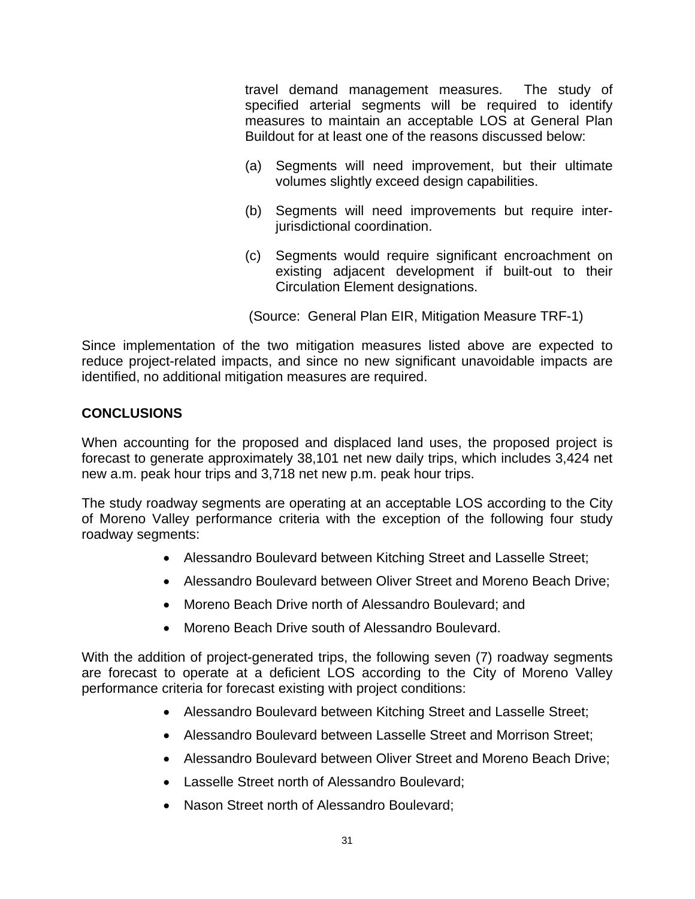travel demand management measures. The study of specified arterial segments will be required to identify measures to maintain an acceptable LOS at General Plan Buildout for at least one of the reasons discussed below:

(a) Segments will need improvement, but their ultimate volumes slightly exceed design capabilities.

(b) Segments will need improvements but require inter-jurisdictional coordination.

(c) Segments would require significant encroachment on existing adjacent development if built-out to their Circulation Element designations.

(Source: General Plan EIR, Mitigation Measure TRF-1)

Since implementation of the two mitigation measures listed above are expected to reduce project-related impacts, and since no new significant unavoidable impacts are identified, no additional mitigation measures are required.

**CONCLUSIONS**

When accounting for the proposed and displaced land uses, the proposed project is forecast to generate approximately 38,101 net new daily trips, which includes 3,424 net new a.m. peak hour trips and 3,718 net new p.m. peak hour trips.

The study roadway segments are operating at an acceptable LOS according to the City of Moreno Valley performance criteria with the exception of the following four study roadway segments:

- Alessandro Boulevard between Kitching Street and Lasselle Street;
- Alessandro Boulevard between Oliver Street and Moreno Beach Drive;
- Moreno Beach Drive north of Alessandro Boulevard; and
- Moreno Beach Drive south of Alessandro Boulevard.

With the addition of project-generated trips, the following seven (7) roadway segments are forecast to operate at a deficient LOS according to the City of Moreno Valley performance criteria for forecast existing with project conditions:

- Alessandro Boulevard between Kitching Street and Lasselle Street;
- Alessandro Boulevard between Lasselle Street and Morrison Street;
- Alessandro Boulevard between Oliver Street and Moreno Beach Drive;
- Lasselle Street north of Alessandro Boulevard;
- Nason Street north of Alessandro Boulevard;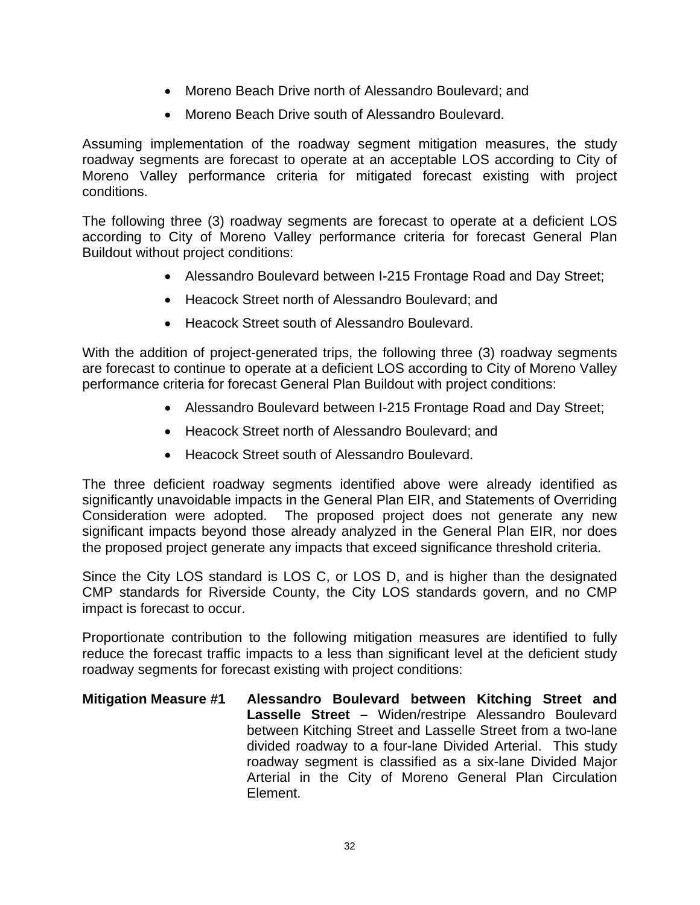- Moreno Beach Drive north of Alessandro Boulevard; and
- Moreno Beach Drive south of Alessandro Boulevard.

Assuming implementation of the roadway segment mitigation measures, the study roadway segments are forecast to operate at an acceptable LOS according to City of Moreno Valley performance criteria for mitigated forecast existing with project conditions.

The following three (3) roadway segments are forecast to operate at a deficient LOS according to City of Moreno Valley performance criteria for forecast General Plan Buildout without project conditions:

- Alessandro Boulevard between I-215 Frontage Road and Day Street;
- Heacock Street north of Alessandro Boulevard; and
- Heacock Street south of Alessandro Boulevard.

With the addition of project-generated trips, the following three (3) roadway segments are forecast to continue to operate at a deficient LOS according to City of Moreno Valley performance criteria for forecast General Plan Buildout with project conditions:

- Alessandro Boulevard between I-215 Frontage Road and Day Street;
- Heacock Street north of Alessandro Boulevard; and
- Heacock Street south of Alessandro Boulevard.

The three deficient roadway segments identified above were already identified as significantly unavoidable impacts in the General Plan EIR, and Statements of Overriding Consideration were adopted. The proposed project does not generate any new significant impacts beyond those already analyzed in the General Plan EIR, nor does the proposed project generate any impacts that exceed significance threshold criteria.

Since the City LOS standard is LOS C, or LOS D, and is higher than the designated CMP standards for Riverside County, the City LOS standards govern, and no CMP impact is forecast to occur.

Proportionate contribution to the following mitigation measures are identified to fully reduce the forecast traffic impacts to a less than significant level at the deficient study roadway segments for forecast existing with project conditions:

**Mitigation Measure #1** **Alessandro Boulevard between Kitching Street and Lasselle Street –** Widen/restripe Alessandro Boulevard between Kitching Street and Lasselle Street from a two-lane divided roadway to a four-lane Divided Arterial. This study roadway segment is classified as a six-lane Divided Major Arterial in the City of Moreno General Plan Circulation Element.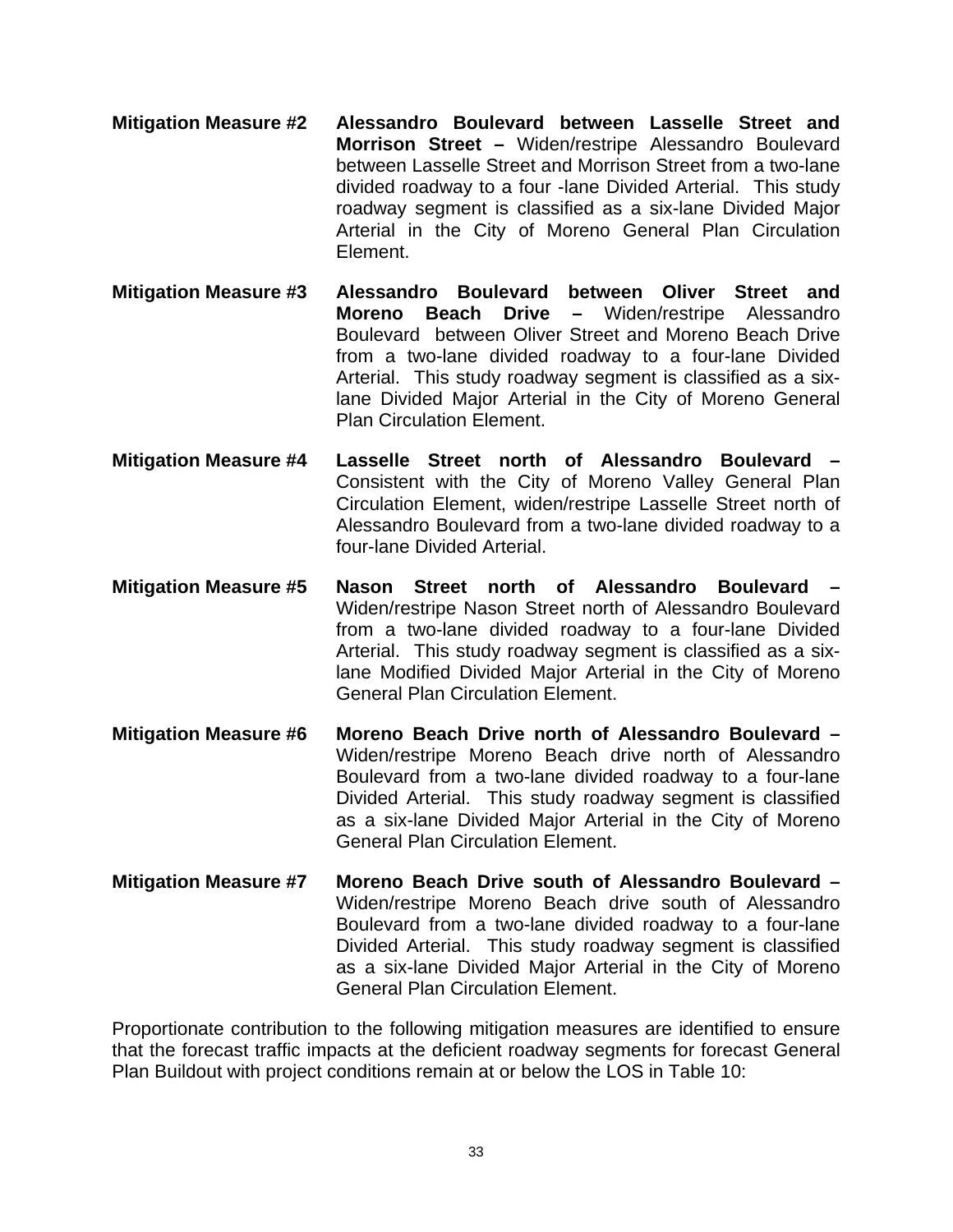**Mitigation Measure #2** **Alessandro Boulevard between Lasselle Street and Morrison Street –** Widen/restripe Alessandro Boulevard between Lasselle Street and Morrison Street from a two-lane divided roadway to a four -lane Divided Arterial. This study roadway segment is classified as a six-lane Divided Major Arterial in the City of Moreno General Plan Circulation Element.

**Mitigation Measure #3** **Alessandro Boulevard between Oliver Street and Moreno Beach Drive –** Widen/restripe Alessandro Boulevard between Oliver Street and Moreno Beach Drive from a two-lane divided roadway to a four-lane Divided Arterial. This study roadway segment is classified as a six-lane Divided Major Arterial in the City of Moreno General Plan Circulation Element.

**Mitigation Measure #4** **Lasselle Street north of Alessandro Boulevard –** Consistent with the City of Moreno Valley General Plan Circulation Element, widen/restripe Lasselle Street north of Alessandro Boulevard from a two-lane divided roadway to a four-lane Divided Arterial.

**Mitigation Measure #5** **Nason Street north of Alessandro Boulevard –** Widen/restripe Nason Street north of Alessandro Boulevard from a two-lane divided roadway to a four-lane Divided Arterial. This study roadway segment is classified as a six-lane Modified Divided Major Arterial in the City of Moreno General Plan Circulation Element.

**Mitigation Measure #6** **Moreno Beach Drive north of Alessandro Boulevard –** Widen/restripe Moreno Beach drive north of Alessandro Boulevard from a two-lane divided roadway to a four-lane Divided Arterial. This study roadway segment is classified as a six-lane Divided Major Arterial in the City of Moreno General Plan Circulation Element.

**Mitigation Measure #7** **Moreno Beach Drive south of Alessandro Boulevard –** Widen/restripe Moreno Beach drive south of Alessandro Boulevard from a two-lane divided roadway to a four-lane Divided Arterial. This study roadway segment is classified as a six-lane Divided Major Arterial in the City of Moreno General Plan Circulation Element.

Proportionate contribution to the following mitigation measures are identified to ensure that the forecast traffic impacts at the deficient roadway segments for forecast General Plan Buildout with project conditions remain at or below the LOS in Table 10: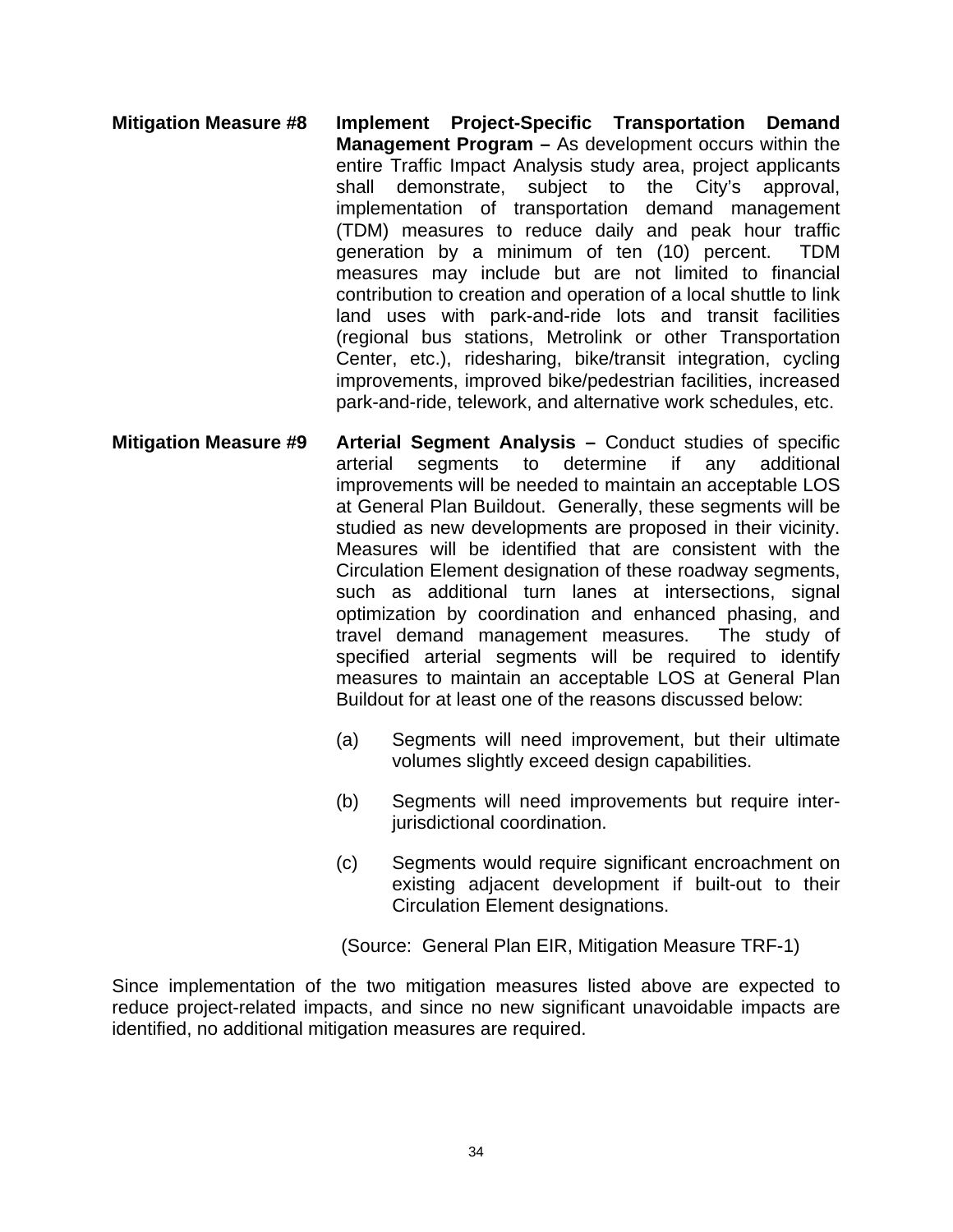**Mitigation Measure #8** **Implement Project-Specific Transportation Demand Management Program –** As development occurs within the entire Traffic Impact Analysis study area, project applicants shall demonstrate, subject to the City's approval, implementation of transportation demand management (TDM) measures to reduce daily and peak hour traffic generation by a minimum of ten (10) percent. TDM measures may include but are not limited to financial contribution to creation and operation of a local shuttle to link land uses with park-and-ride lots and transit facilities (regional bus stations, Metrolink or other Transportation Center, etc.), ridesharing, bike/transit integration, cycling improvements, improved bike/pedestrian facilities, increased park-and-ride, telework, and alternative work schedules, etc.

**Mitigation Measure #9** **Arterial Segment Analysis –** Conduct studies of specific arterial segments to determine if any additional improvements will be needed to maintain an acceptable LOS at General Plan Buildout. Generally, these segments will be studied as new developments are proposed in their vicinity. Measures will be identified that are consistent with the Circulation Element designation of these roadway segments, such as additional turn lanes at intersections, signal optimization by coordination and enhanced phasing, and travel demand management measures. The study of specified arterial segments will be required to identify measures to maintain an acceptable LOS at General Plan Buildout for at least one of the reasons discussed below:

(a) Segments will need improvement, but their ultimate volumes slightly exceed design capabilities.

(b) Segments will need improvements but require inter-jurisdictional coordination.

(c) Segments would require significant encroachment on existing adjacent development if built-out to their Circulation Element designations.

(Source: General Plan EIR, Mitigation Measure TRF-1)

Since implementation of the two mitigation measures listed above are expected to reduce project-related impacts, and since no new significant unavoidable impacts are identified, no additional mitigation measures are required.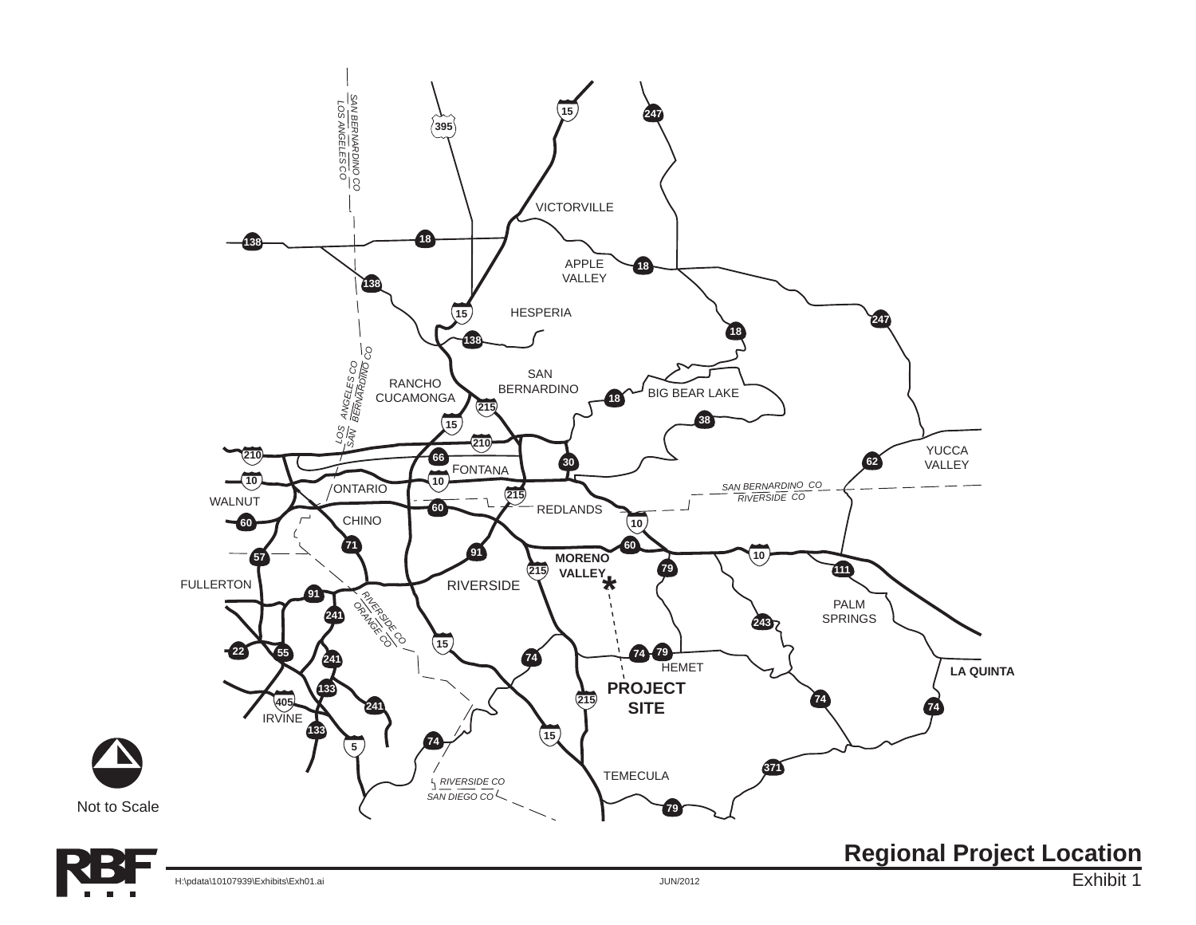## Regional Project Location

Exhibit 1

Not to Scale

H:\pdata\10107939\Exhibits\Exh01.ai

JUN/2012

VICTORVILLE

APPLE VALLEY

HESPERIA

SAN BERNARDINO

RANCHO CUCAMONGA

BIG BEAR LAKE

YUCCA VALLEY

FONTANA

ONTARIO

WALNUT

REDLANDS

CHINO

MORENO VALLEY

RIVERSIDE

FULLERTON

PALM SPRINGS

HEMET

LA QUINTA

PROJECT SITE

IRVINE

TEMECULA

SAN BERNARDINO CO / LOS ANGELES CO

SAN BERNARDINO CO / RIVERSIDE CO

RIVERSIDE CO / ORANGE CO

RIVERSIDE CO / SAN DIEGO CO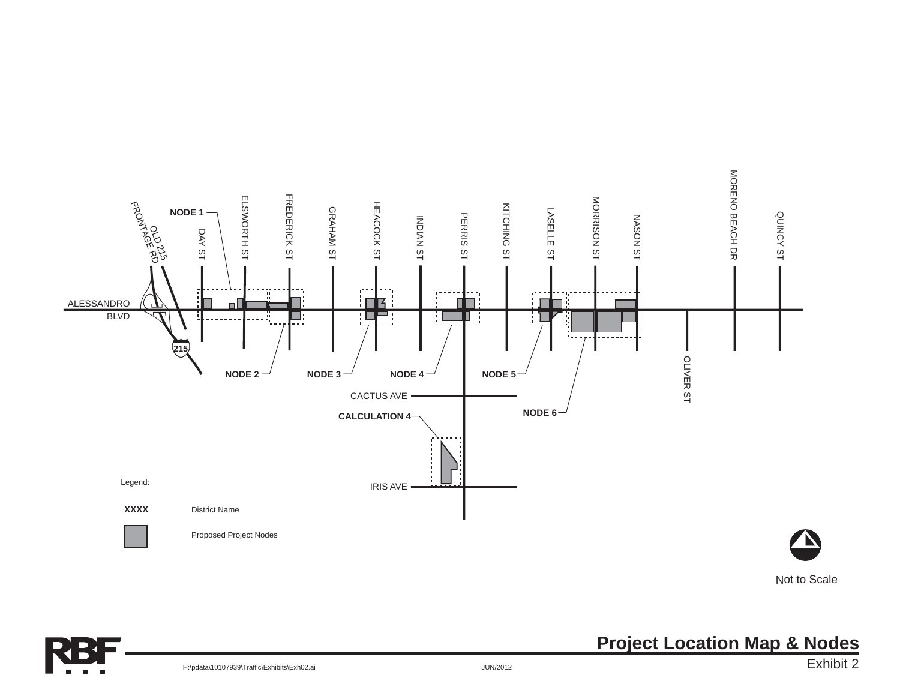NODE 1

OLD 215 FRONTAGE RD

DAY ST

ELSWORTH ST

FREDERICK ST

GRAHAM ST

HEACOCK ST

INDIAN ST

PERRIS ST

KITCHING ST

LASELLE ST

MORRISON ST

NASON ST

MORENO BEACH DR

QUINCY ST

ALESSANDRO BLVD

215

NODE 2

NODE 3

NODE 4

NODE 5

OLIVER ST

CACTUS AVE

NODE 6

CALCULATION 4

IRIS AVE

Legend:

**XXXX** District Name

Proposed Project Nodes

Not to Scale

RBF

## Project Location Map & Nodes

Exhibit 2

H:\pdata\10107939\Traffic\Exhibits\Exh02.ai

JUN/2012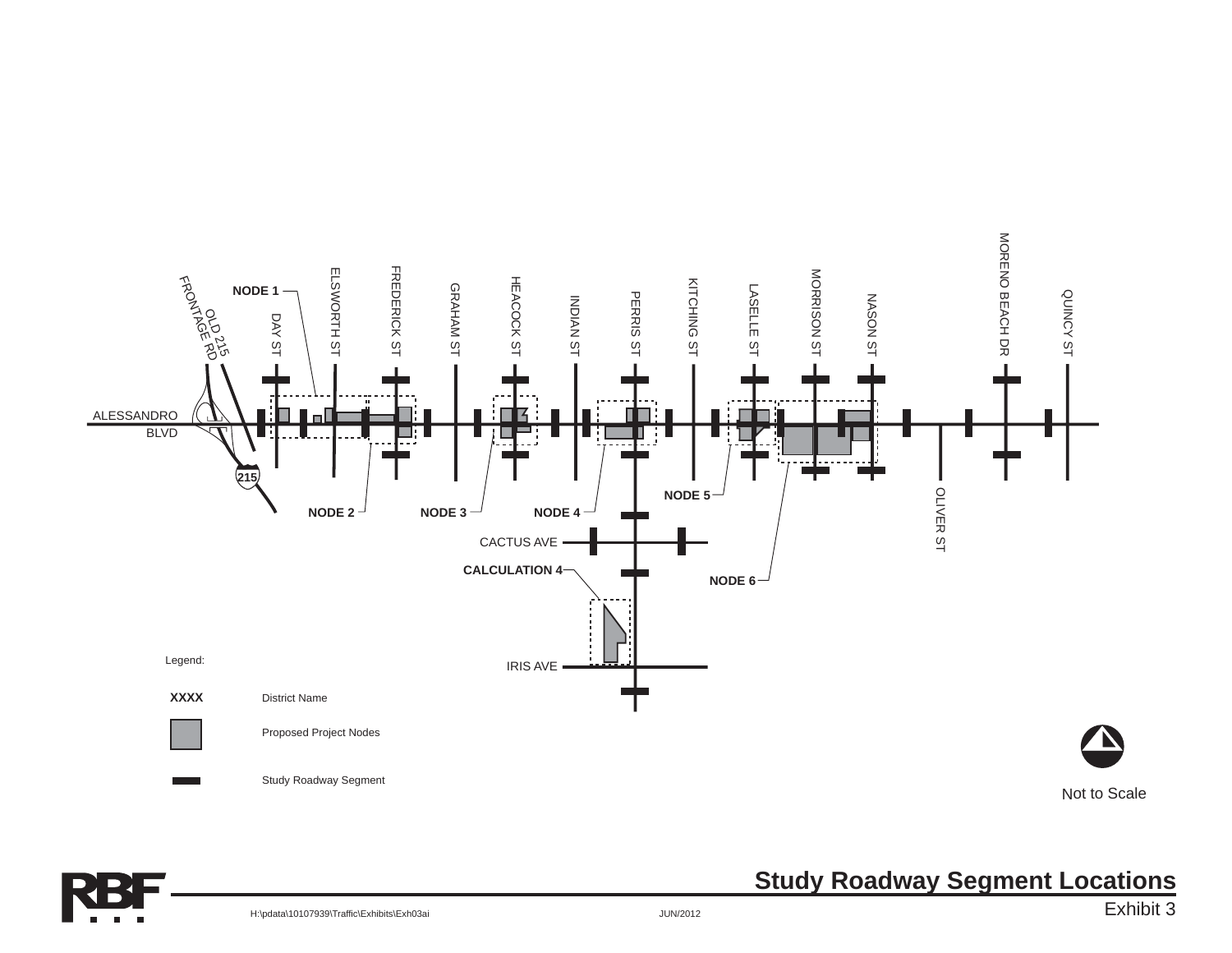NODE 1

OLD 215 FRONTAGE RD

DAY ST

ELSWORTH ST

FREDERICK ST

GRAHAM ST

HEACOCK ST

INDIAN ST

PERRIS ST

KITCHING ST

LASELLE ST

MORRISON ST

NASON ST

MORENO BEACH DR

QUINCY ST

ALESSANDRO BLVD

215

NODE 2

NODE 3

NODE 4

NODE 5

NODE 6

OLIVER ST

CACTUS AVE

CALCULATION 4

IRIS AVE

Legend:

**XXXX** District Name

Proposed Project Nodes

Study Roadway Segment

Not to Scale

RBF

H:\pdata\10107939\Traffic\Exhibits\Exh03ai

JUN/2012

## Study Roadway Segment Locations

Exhibit 3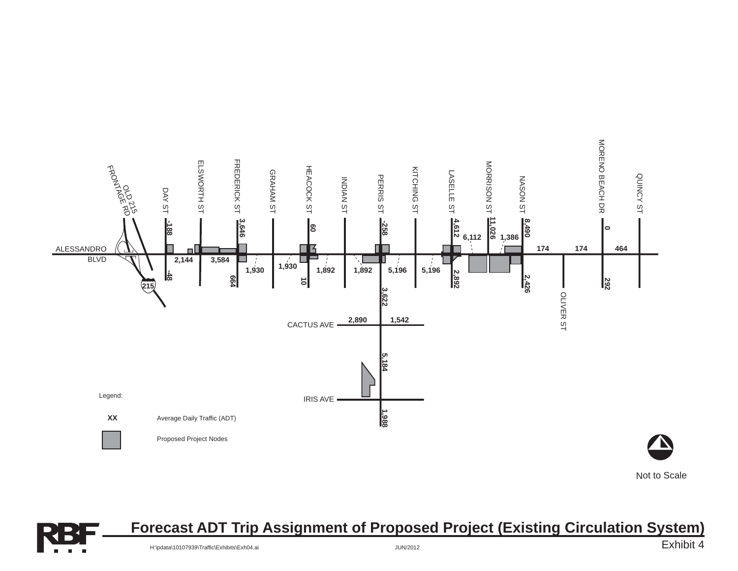ALESSANDRO BLVD

OLD 215 FRONTAGE RD

DAY ST

ELSWORTH ST

FREDERICK ST

GRAHAM ST

HEACOCK ST

INDIAN ST

PERRIS ST

KITCHING ST

LASELLE ST

MORRISON ST

NASON ST

MORENO BEACH DR

QUINCY ST

OLIVER ST

CACTUS AVE

IRIS AVE

215

-188

-48

2,144

3,584

3,646

664

1,930

1,930

60

10

1,892

1,892

-258

3,622

5,196

5,196

4,612

2,892

6,112

11,026

1,386

8,490

2,426

174

174

0

292

464

2,890

1,542

5,184

1,988

Legend:

XX Average Daily Traffic (ADT)

Proposed Project Nodes

Not to Scale

# Forecast ADT Trip Assignment of Proposed Project (Existing Circulation System)

Exhibit 4

H:\pdata\10107939\Traffic\Exhibits\Exh04.ai

JUN/2012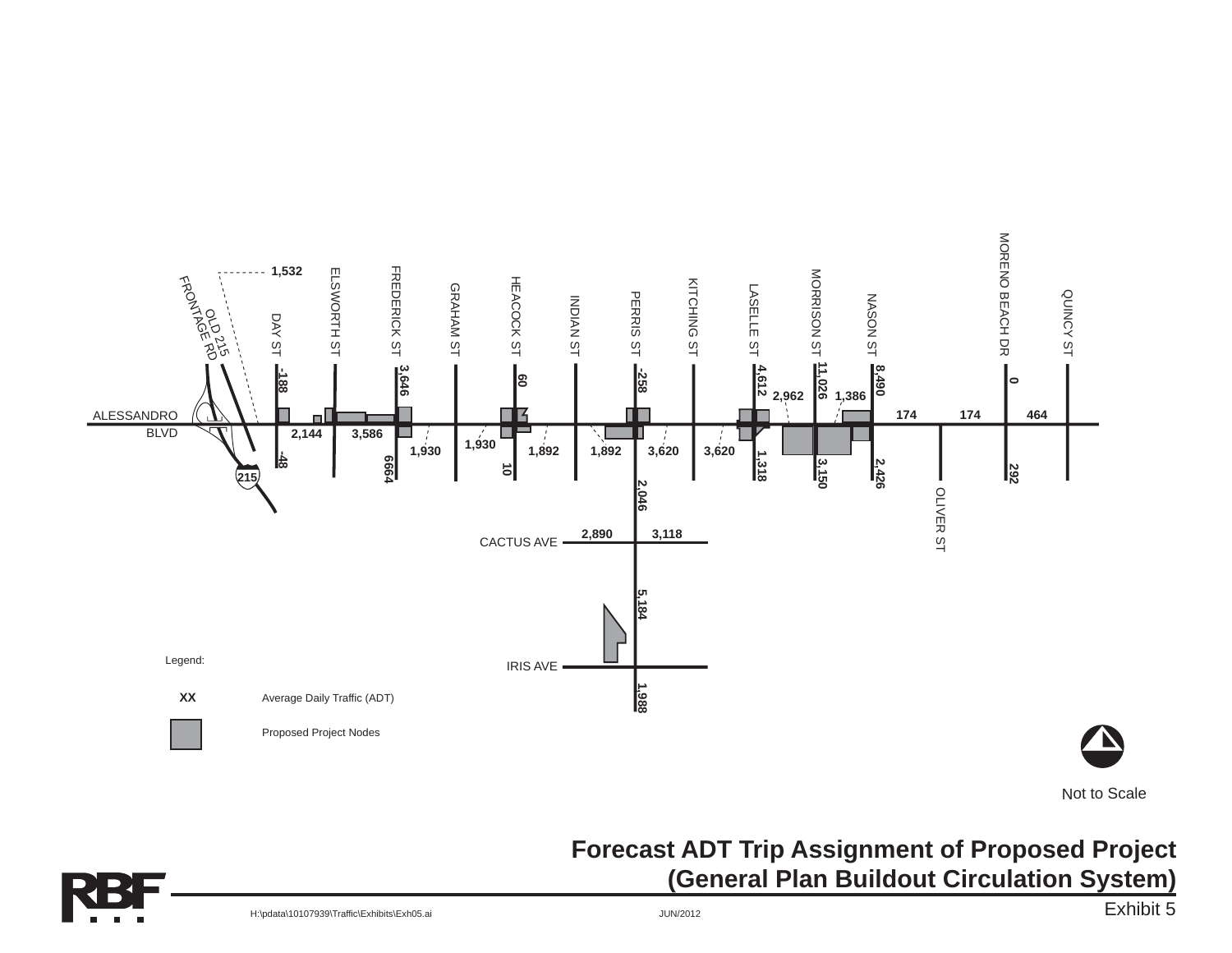ALESSANDRO BLVD

DAY ST
ELSWORTH ST
FREDERICK ST
GRAHAM ST
HEACOCK ST
INDIAN ST
PERRIS ST
KITCHING ST
LASELLE ST
MORRISON ST
NASON ST
MORENO BEACH DR
QUINCY ST
OLIVER ST
OLD 215 FRONTAGE RD
CACTUS AVE
IRIS AVE
215

1,532
-188
-48
2,144
3,586
3,646
6664
1,930
1,930
60
10
1,892
1,892
-258
2,046
3,620
3,620
4,612
1,318
2,962
11,026
3,150
1,386
8,490
2,426
174
174
0
292
464
2,890
3,118
5,184
1,988

Legend:

XX Average Daily Traffic (ADT)

Proposed Project Nodes

Not to Scale

# Forecast ADT Trip Assignment of Proposed Project (General Plan Buildout Circulation System)

Exhibit 5

H:\pdata\10107939\Traffic\Exhibits\Exh05.ai

JUN/2012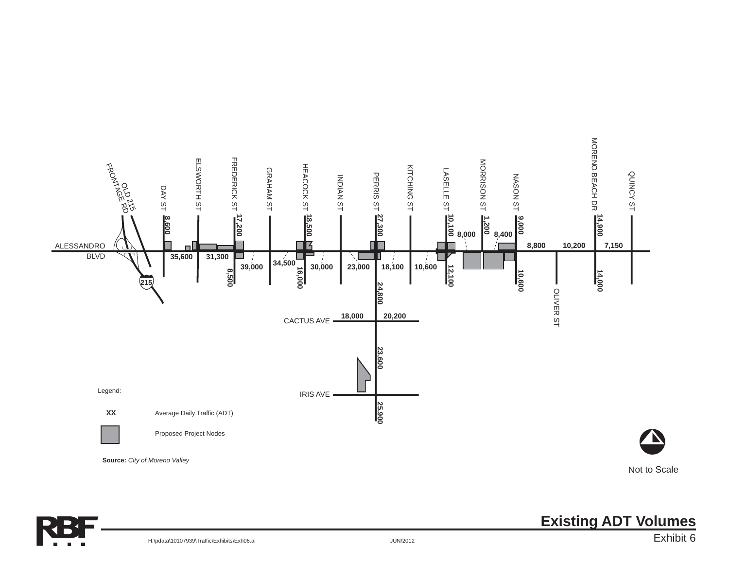# Existing ADT Volumes

Exhibit 6

ALESSANDRO BLVD

OLD 215 FRONTAGE RD

215

DAY ST

ELSWORTH ST

FREDERICK ST

GRAHAM ST

HEACOCK ST

INDIAN ST

PERRIS ST

KITCHING ST

LASELLE ST

MORRISON ST

NASON ST

OLIVER ST

MORENO BEACH DR

QUINCY ST

CACTUS AVE

IRIS AVE

8,600

35,600

31,300

17,200

8,500

39,000

34,500

18,500

16,000

30,000

23,000

27,300

24,800

18,100

10,600

10,100

12,100

8,000

1,200

8,400

9,000

10,600

8,800

10,200

14,900

14,000

7,150

18,000

20,200

23,600

25,900

Legend:

**XX** Average Daily Traffic (ADT)

Proposed Project Nodes

**Source:** *City of Moreno Valley*

Not to Scale

H:\pdata\10107939\Traffic\Exhibits\Exh06.ai

JUN/2012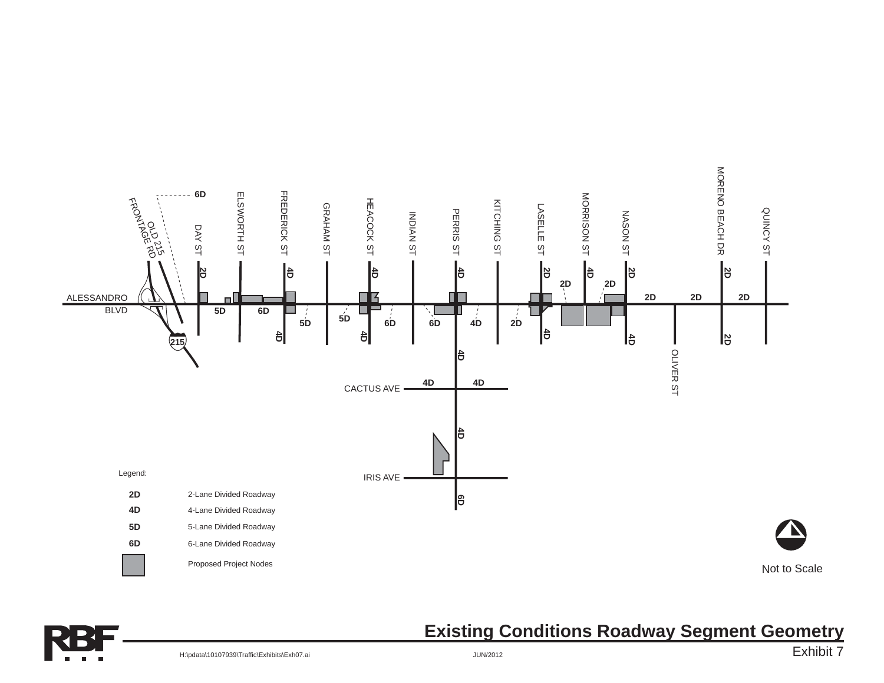ALESSANDRO BLVD

OLD 215 FRONTAGE RD

DAY ST

ELSWORTH ST

FREDERICK ST

GRAHAM ST

HEACOCK ST

INDIAN ST

PERRIS ST

KITCHING ST

LASELLE ST

MORRISON ST

NASON ST

MORENO BEACH DR

QUINCY ST

OLIVER ST

CACTUS AVE

IRIS AVE

215

6D 2D 4D 4D 4D 2D 4D 2D 2D 2D 2D 2D 2D 2D 5D 6D 5D 5D 6D 6D 4D 2D 4D 4D 4D 4D 2D 4D 4D 4D 4D 6D

Legend:

| | |
|---|---|
| **2D** | 2-Lane Divided Roadway |
| **4D** | 4-Lane Divided Roadway |
| **5D** | 5-Lane Divided Roadway |
| **6D** | 6-Lane Divided Roadway |
| | Proposed Project Nodes |

Not to Scale

# Existing Conditions Roadway Segment Geometry

Exhibit 7

RBF

H:\pdata\10107939\Traffic\Exhibits\Exh07.ai

JUN/2012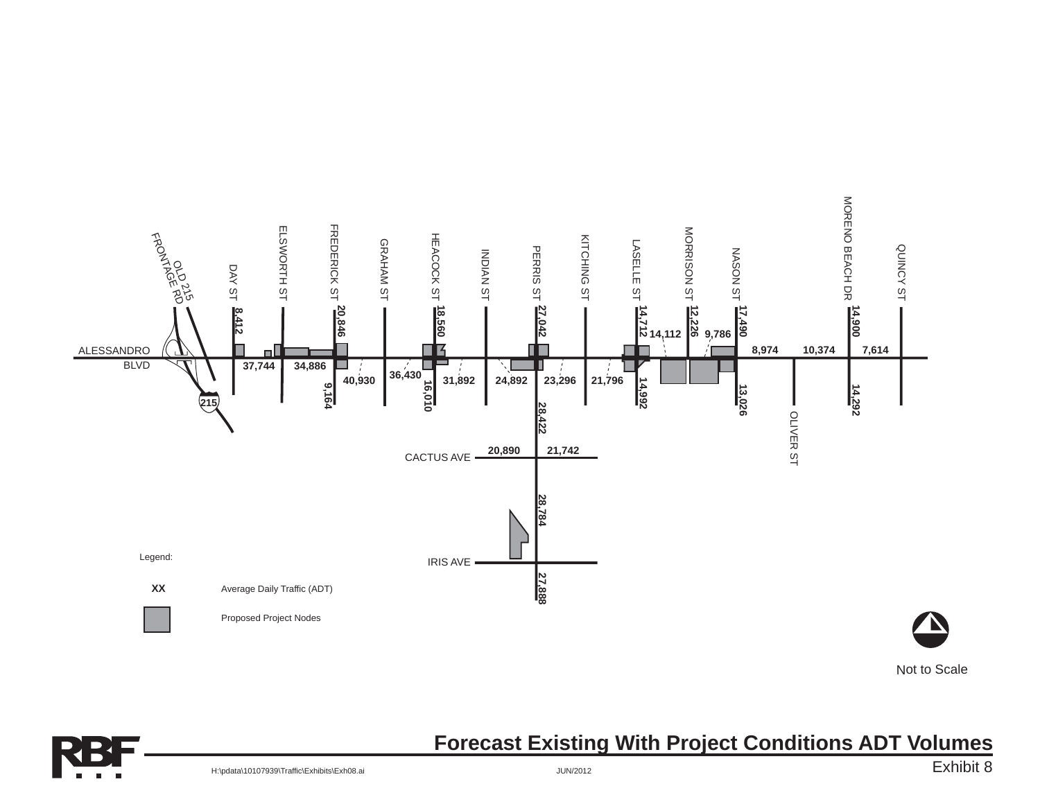ALESSANDRO BLVD

OLD 215 FRONTAGE RD

DAY ST

ELSWORTH ST

FREDERICK ST

GRAHAM ST

HEACOCK ST

INDIAN ST

PERRIS ST

KITCHING ST

LASELLE ST

MORRISON ST

NASON ST

MORENO BEACH DR

QUINCY ST

OLIVER ST

CACTUS AVE

IRIS AVE

215

8,412

20,846

18,560

27,042

14,712

12,226

17,490

14,900

14,112

9,786

8,974

10,374

7,614

37,744

34,886

40,930

36,430

31,892

24,892

23,296

21,796

9,164

16,010

28,422

14,992

13,026

14,292

20,890

21,742

28,784

27,888

Legend:

XX — Average Daily Traffic (ADT)

Proposed Project Nodes

Not to Scale

RBF

## Forecast Existing With Project Conditions ADT Volumes

Exhibit 8

H:\pdata\10107939\Traffic\Exhibits\Exh08.ai

JUN/2012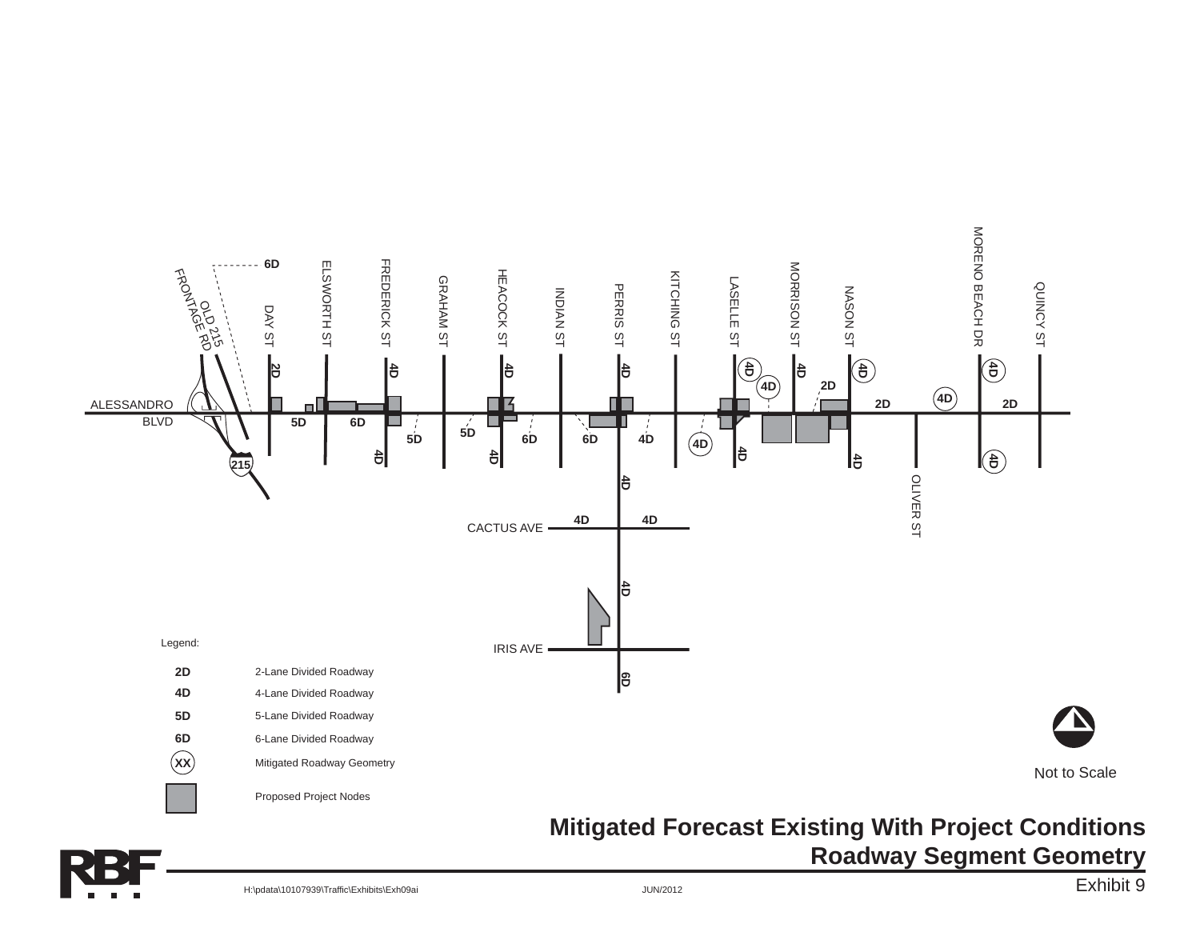6D

OLD 215 FRONTAGE RD

DAY ST

ELSWORTH ST

FREDERICK ST

GRAHAM ST

HEACOCK ST

INDIAN ST

PERRIS ST

KITCHING ST

LASELLE ST

MORRISON ST

NASON ST

MORENO BEACH DR

QUINCY ST

ALESSANDRO BLVD

OLIVER ST

CACTUS AVE

IRIS AVE

215

2D 4D 4D 4D 4D 4D 4D 4D 2D 4D 2D 4D 2D

5D 6D 5D 5D 6D 6D 4D 4D

4D 4D 4D 4D 4D 4D

4D 4D

4D

6D

Legend:

| | |
|---|---|
| **2D** | 2-Lane Divided Roadway |
| **4D** | 4-Lane Divided Roadway |
| **5D** | 5-Lane Divided Roadway |
| **6D** | 6-Lane Divided Roadway |
| (XX) | Mitigated Roadway Geometry |
| ■ | Proposed Project Nodes |

Not to Scale

# Mitigated Forecast Existing With Project Conditions Roadway Segment Geometry

Exhibit 9

H:\pdata\10107939\Traffic\Exhibits\Exh09ai

JUN/2012

RBF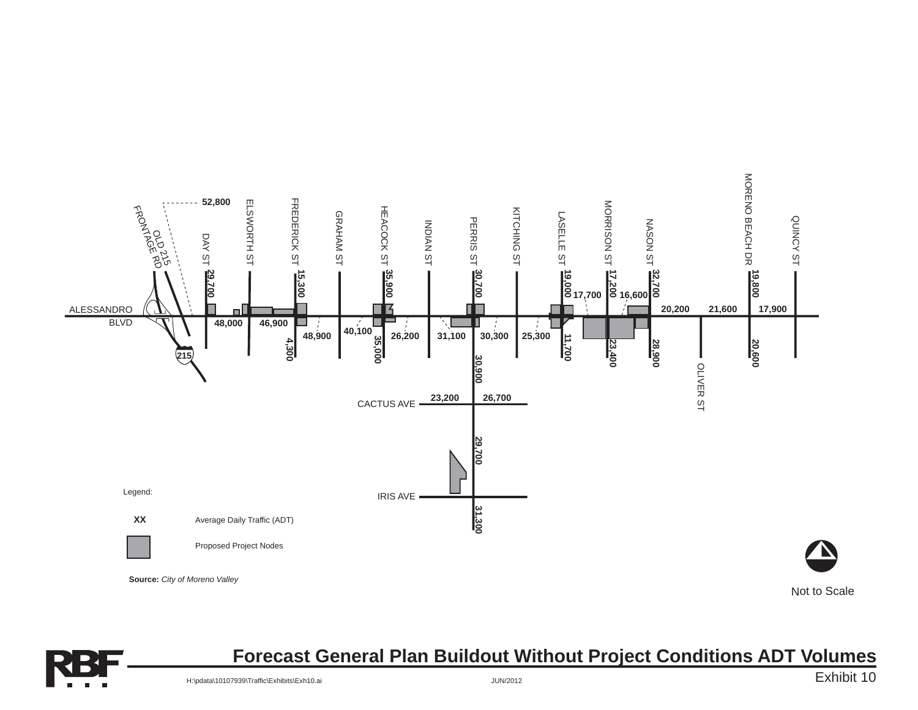# Forecast General Plan Buildout Without Project Conditions ADT Volumes

Exhibit 10

ALESSANDRO BLVD

OLD 215 FRONTAGE RD

52,800

DAY ST — 29,700

ELSWORTH ST

FREDERICK ST — 15,300 / 4,300

GRAHAM ST

HEACOCK ST — 35,900 / 35,000

INDIAN ST

PERRIS ST — 30,700 / 30,900 / 29,700 / 31,300

KITCHING ST

LASELLE ST — 19,000 / 11,700

MORRISON ST — 17,200 / 23,400

NASON ST — 32,700 / 28,900

OLIVER ST

MORENO BEACH DR — 19,800 / 20,600

QUINCY ST

48,000 — 46,900 — 48,900 — 40,100 — 26,200 — 31,100 — 30,300 — 25,300 — 17,700 — 16,600 — 20,200 — 21,600 — 17,900

CACTUS AVE — 23,200 — 26,700

IRIS AVE

215

Legend:

**XX** Average Daily Traffic (ADT)

Proposed Project Nodes

**Source:** *City of Moreno Valley*

Not to Scale

H:\pdata\10107939\Traffic\Exhibits\Exh10.ai JUN/2012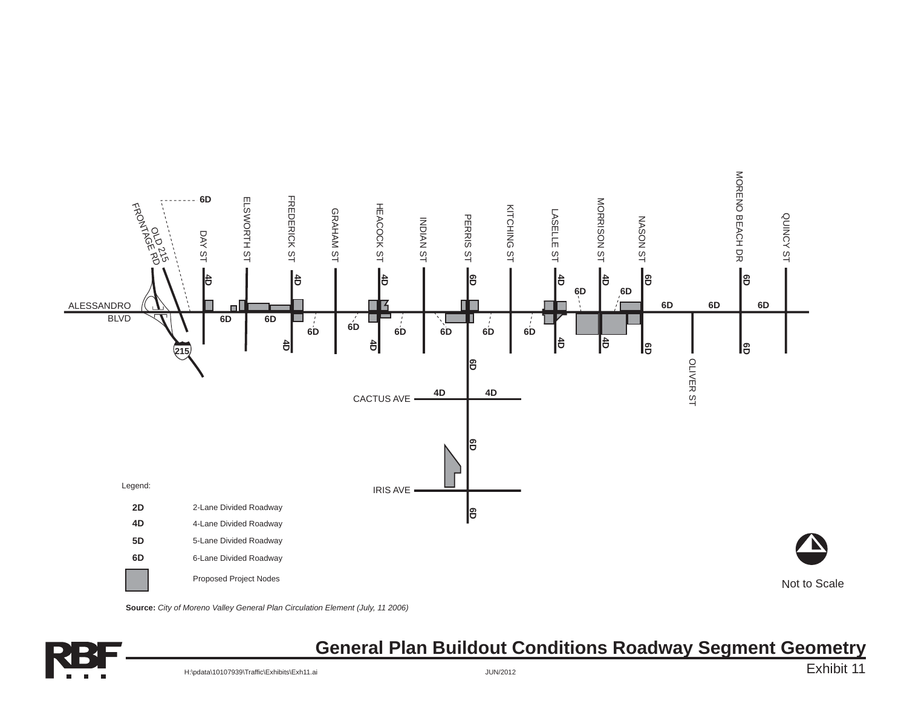6D

OLD 215 FRONTAGE RD

DAY ST

ELSWORTH ST

FREDERICK ST

GRAHAM ST

HEACOCK ST

INDIAN ST

PERRIS ST

KITCHING ST

LASELLE ST

MORRISON ST

NASON ST

MORENO BEACH DR

QUINCY ST

4D 4D 4D 6D 4D 4D 6D 6D

6D 6D

ALESSANDRO BLVD

6D 6D 6D

6D 6D 6D

6D 6D 6D 6D 6D

215

4D 4D 4D 4D 6D 6D

6D

OLIVER ST

4D 4D

CACTUS AVE

6D

IRIS AVE

6D

Legend:

| | |
|---|---|
| **2D** | 2-Lane Divided Roadway |
| **4D** | 4-Lane Divided Roadway |
| **5D** | 5-Lane Divided Roadway |
| **6D** | 6-Lane Divided Roadway |
| | Proposed Project Nodes |

Not to Scale

**Source:** *City of Moreno Valley General Plan Circulation Element (July, 11 2006)*

# General Plan Buildout Conditions Roadway Segment Geometry

Exhibit 11

H:\pdata\10107939\Traffic\Exhibits\Exh11.ai JUN/2012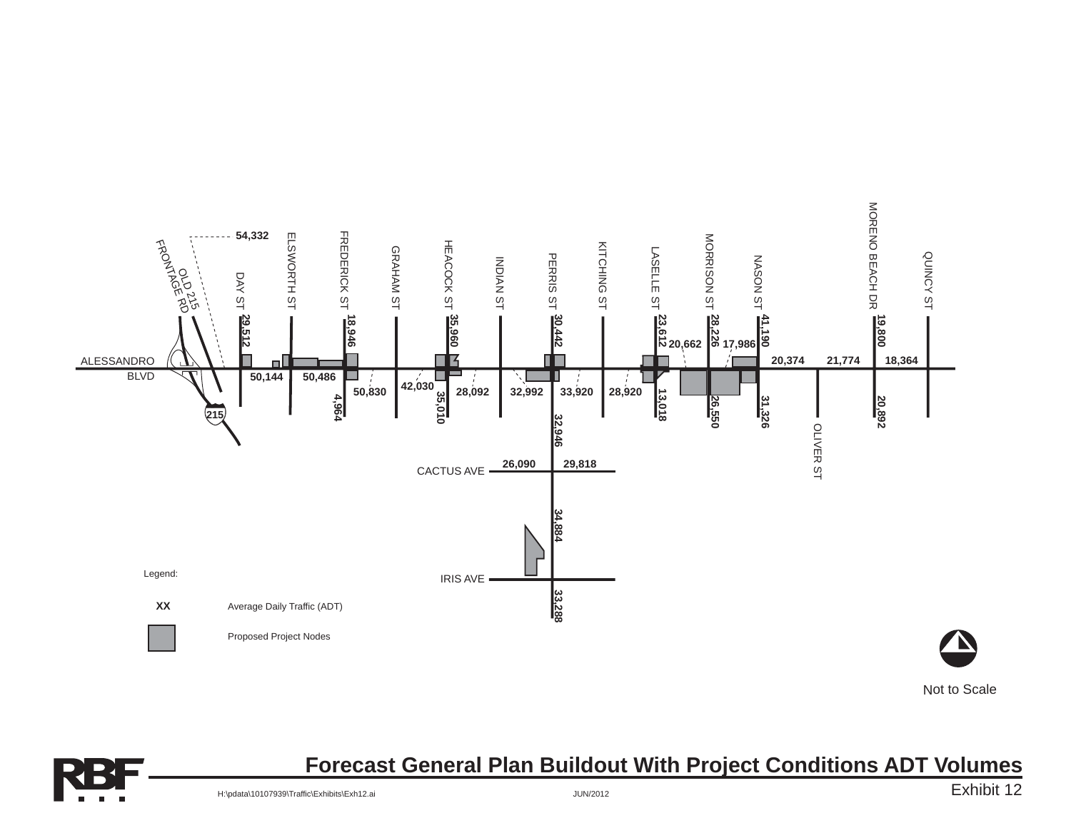# Forecast General Plan Buildout With Project Conditions ADT Volumes

Exhibit 12

ALESSANDRO BLVD

OLD 215 FRONTAGE RD

215

54,332

DAY ST 29,512

ELSWORTH ST

FREDERICK ST 18,946

GRAHAM ST

HEACOCK ST 35,960

INDIAN ST

PERRIS ST 30,442

KITCHING ST

LASELLE ST 23,612

MORRISON ST 28,226

NASON ST 41,190

MORENO BEACH DR 19,800

QUINCY ST

20,662

17,986

20,374

21,774

18,364

50,144

50,486

50,830

42,030

28,092

32,992

33,920

28,920

4,964

35,010

13,018

26,550

31,326

20,892

32,946

OLIVER ST

CACTUS AVE

26,090

29,818

34,884

IRIS AVE

33,288

Legend:

XX — Average Daily Traffic (ADT)

Proposed Project Nodes

Not to Scale

H:\pdata\10107939\Traffic\Exhibits\Exh12.ai

JUN/2012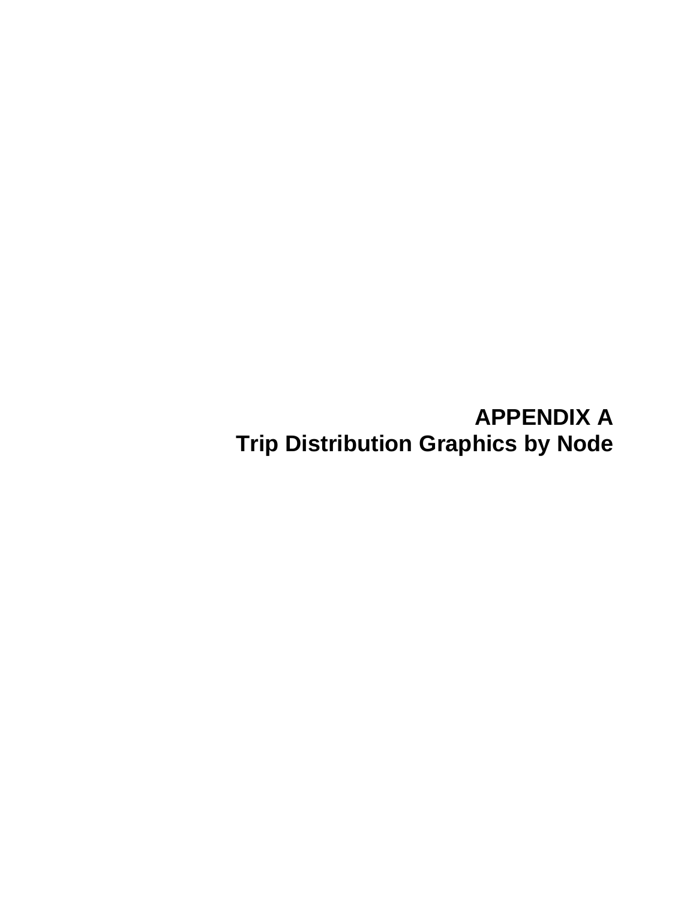# APPENDIX A
## Trip Distribution Graphics by Node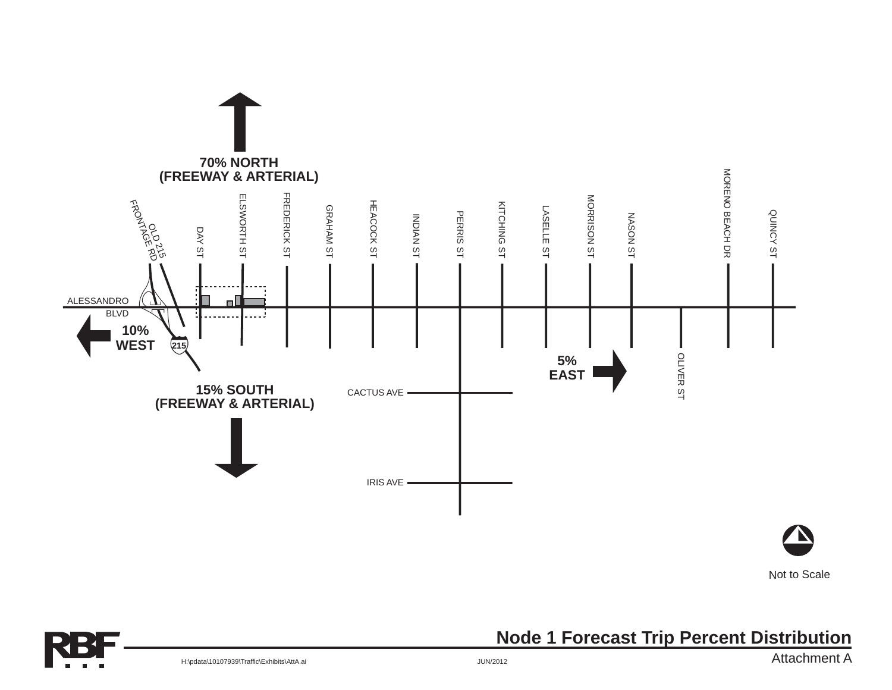70% NORTH
(FREEWAY & ARTERIAL)

OLD 215 FRONTAGE RD

DAY ST

ELSWORTH ST

FREDERICK ST

GRAHAM ST

HEACOCK ST

INDIAN ST

PERRIS ST

KITCHING ST

LASELLE ST

MORRISON ST

NASON ST

MORENO BEACH DR

QUINCY ST

ALESSANDRO BLVD

10%
WEST

215

5%
EAST

OLIVER ST

15% SOUTH
(FREEWAY & ARTERIAL)

CACTUS AVE

IRIS AVE

Not to Scale

RBF

# Node 1 Forecast Trip Percent Distribution

Attachment A

H:\pdata\10107939\Traffic\Exhibits\AttA.ai

JUN/2012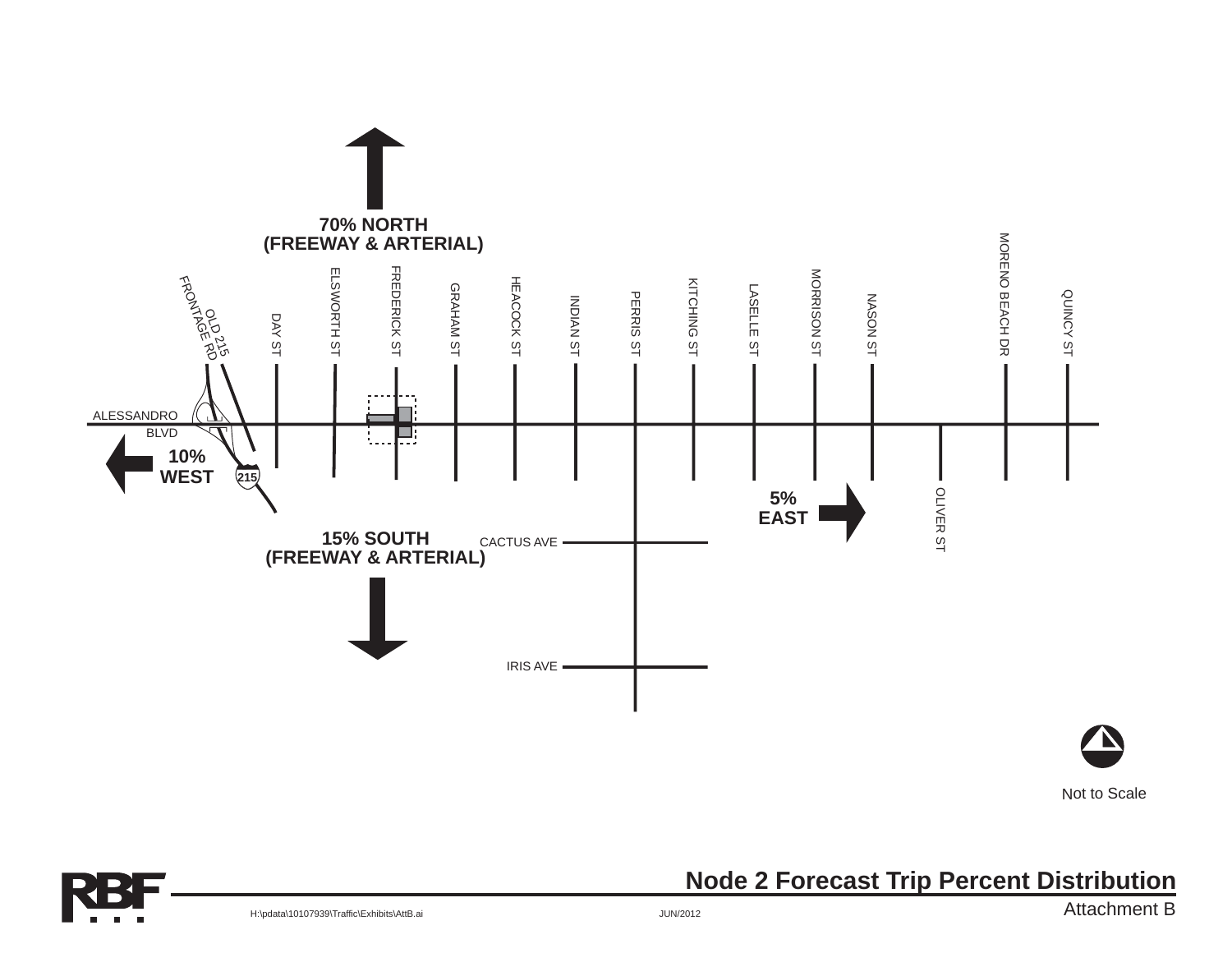70% NORTH
(FREEWAY & ARTERIAL)

OLD 215 FRONTAGE RD

DAY ST

ELSWORTH ST

FREDERICK ST

GRAHAM ST

HEACOCK ST

INDIAN ST

PERRIS ST

KITCHING ST

LASELLE ST

MORRISON ST

NASON ST

MORENO BEACH DR

QUINCY ST

ALESSANDRO BLVD

10% WEST

215

5% EAST

OLIVER ST

15% SOUTH
(FREEWAY & ARTERIAL)

CACTUS AVE

IRIS AVE

Not to Scale

RBF

## Node 2 Forecast Trip Percent Distribution

Attachment B

H:\pdata\10107939\Traffic\Exhibits\AttB.ai

JUN/2012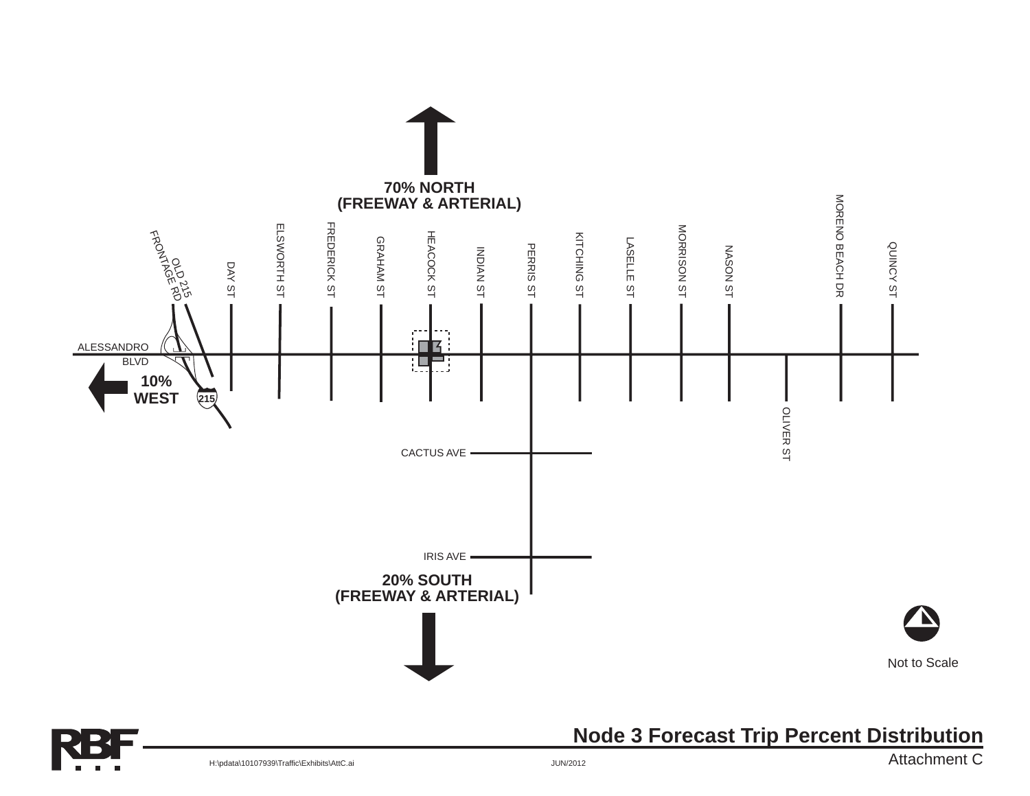70% NORTH
(FREEWAY & ARTERIAL)

OLD 215 FRONTAGE RD

DAY ST

ELSWORTH ST

FREDERICK ST

GRAHAM ST

HEACOCK ST

INDIAN ST

PERRIS ST

KITCHING ST

LASELLE ST

MORRISON ST

NASON ST

MORENO BEACH DR

QUINCY ST

ALESSANDRO BLVD

10% WEST

215

OLIVER ST

CACTUS AVE

IRIS AVE

20% SOUTH
(FREEWAY & ARTERIAL)

Not to Scale

# Node 3 Forecast Trip Percent Distribution

Attachment C

H:\pdata\10107939\Traffic\Exhibits\AttC.ai

JUN/2012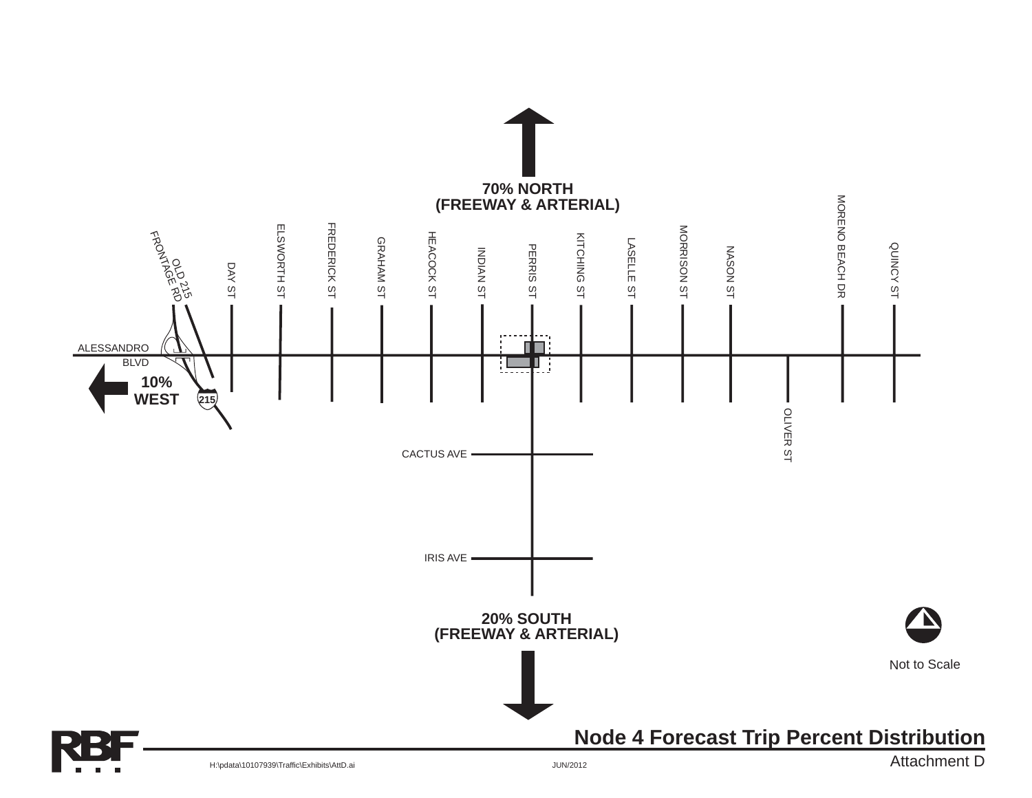70% NORTH
(FREEWAY & ARTERIAL)

OLD 215 FRONTAGE RD

DAY ST

ELSWORTH ST

FREDERICK ST

GRAHAM ST

HEACOCK ST

INDIAN ST

PERRIS ST

KITCHING ST

LASELLE ST

MORRISON ST

NASON ST

MORENO BEACH DR

QUINCY ST

ALESSANDRO BLVD

10% WEST

215

OLIVER ST

CACTUS AVE

IRIS AVE

20% SOUTH
(FREEWAY & ARTERIAL)

Not to Scale

RBF

# Node 4 Forecast Trip Percent Distribution

Attachment D

H:\pdata\10107939\Traffic\Exhibits\AttD.ai

JUN/2012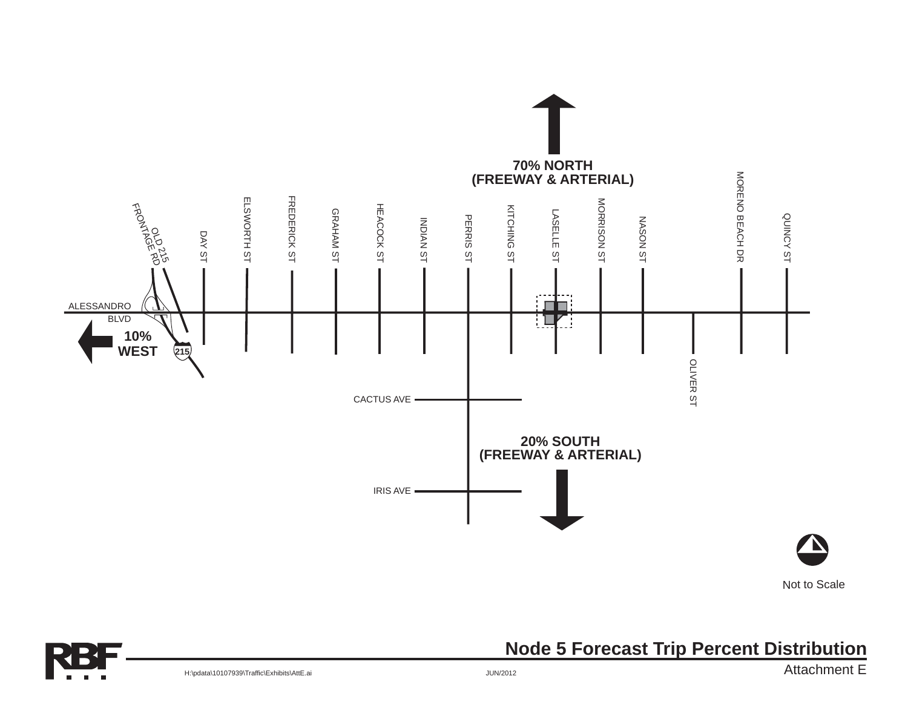70% NORTH
(FREEWAY & ARTERIAL)

OLD 215 FRONTAGE RD

DAY ST

ELSWORTH ST

FREDERICK ST

GRAHAM ST

HEACOCK ST

INDIAN ST

PERRIS ST

KITCHING ST

LASELLE ST

MORRISON ST

NASON ST

MORENO BEACH DR

QUINCY ST

ALESSANDRO BLVD

10% WEST

215

OLIVER ST

CACTUS AVE

20% SOUTH
(FREEWAY & ARTERIAL)

IRIS AVE

Not to Scale

RBF

H:\pdata\10107939\Traffic\Exhibits\AttE.ai

JUN/2012

**Node 5 Forecast Trip Percent Distribution**

Attachment E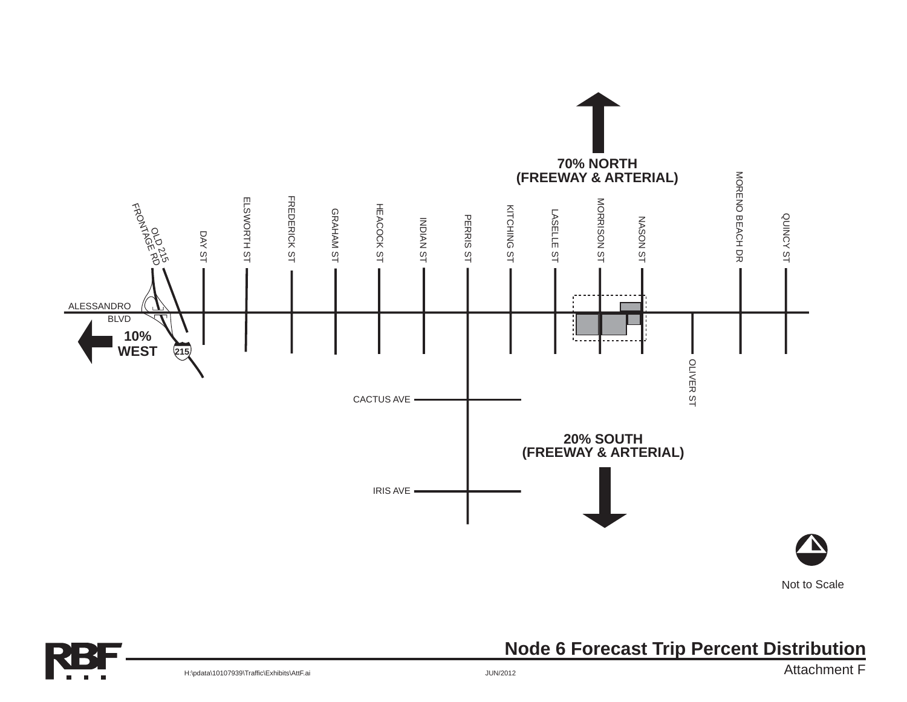70% NORTH
(FREEWAY & ARTERIAL)

OLD 215 FRONTAGE RD

DAY ST

ELSWORTH ST

FREDERICK ST

GRAHAM ST

HEACOCK ST

INDIAN ST

PERRIS ST

KITCHING ST

LASELLE ST

MORRISON ST

NASON ST

MORENO BEACH DR

QUINCY ST

ALESSANDRO BLVD

10% WEST

215

OLIVER ST

CACTUS AVE

20% SOUTH
(FREEWAY & ARTERIAL)

IRIS AVE

Not to Scale

## Node 6 Forecast Trip Percent Distribution

Attachment F

H:\pdata\10107939\Traffic\Exhibits\AttF.ai

JUN/2012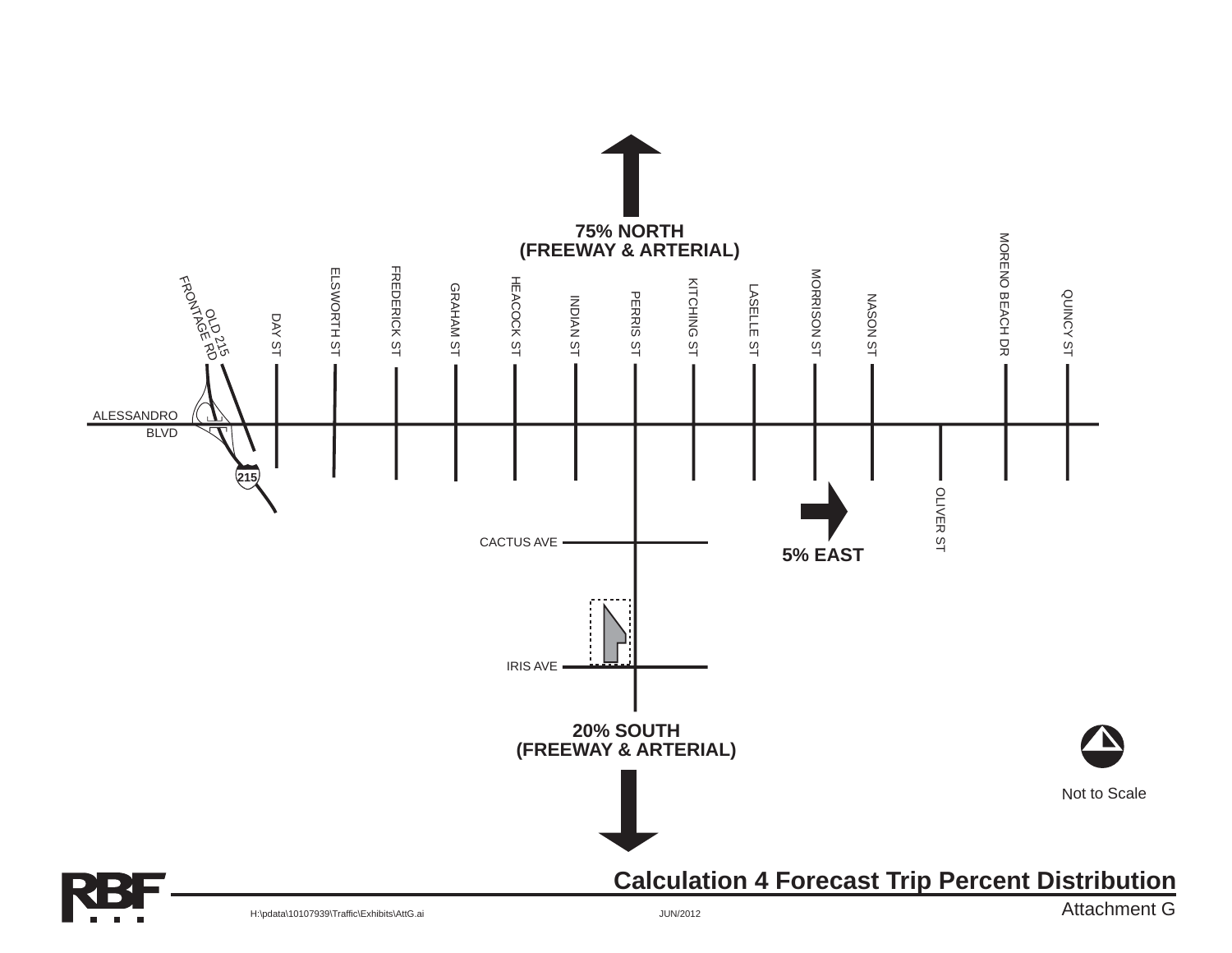75% NORTH
(FREEWAY & ARTERIAL)

OLD 215
FRONTAGE RD

DAY ST

ELSWORTH ST

FREDERICK ST

GRAHAM ST

HEACOCK ST

INDIAN ST

PERRIS ST

KITCHING ST

LASELLE ST

MORRISON ST

NASON ST

MORENO BEACH DR

QUINCY ST

ALESSANDRO
BLVD

215

OLIVER ST

CACTUS AVE

5% EAST

IRIS AVE

20% SOUTH
(FREEWAY & ARTERIAL)

Not to Scale

RBF

# Calculation 4 Forecast Trip Percent Distribution

Attachment G

H:\pdata\10107939\Traffic\Exhibits\AttG.ai

JUN/2012